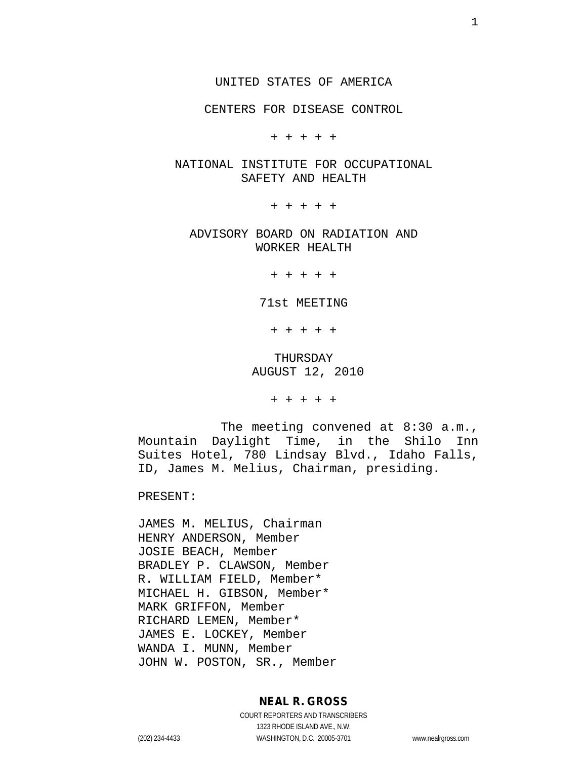UNITED STATES OF AMERICA

CENTERS FOR DISEASE CONTROL

+ + + + +

NATIONAL INSTITUTE FOR OCCUPATIONAL SAFETY AND HEALTH

+ + + + +

ADVISORY BOARD ON RADIATION AND WORKER HEALTH

+ + + + +

71st MEETING

+ + + + +

THURSDAY
AUGUST 12, 2010

+ + + + +

The meeting convened at 8:30 a.m., Mountain Daylight Time, in the Shilo Inn Suites Hotel, 780 Lindsay Blvd., Idaho Falls, ID, James M. Melius, Chairman, presiding.

PRESENT:

JAMES M. MELIUS, Chairman
HENRY ANDERSON, Member
JOSIE BEACH, Member
BRADLEY P. CLAWSON, Member
R. WILLIAM FIELD, Member*
MICHAEL H. GIBSON, Member*
MARK GRIFFON, Member
RICHARD LEMEN, Member*
JAMES E. LOCKEY, Member
WANDA I. MUNN, Member
JOHN W. POSTON, SR., Member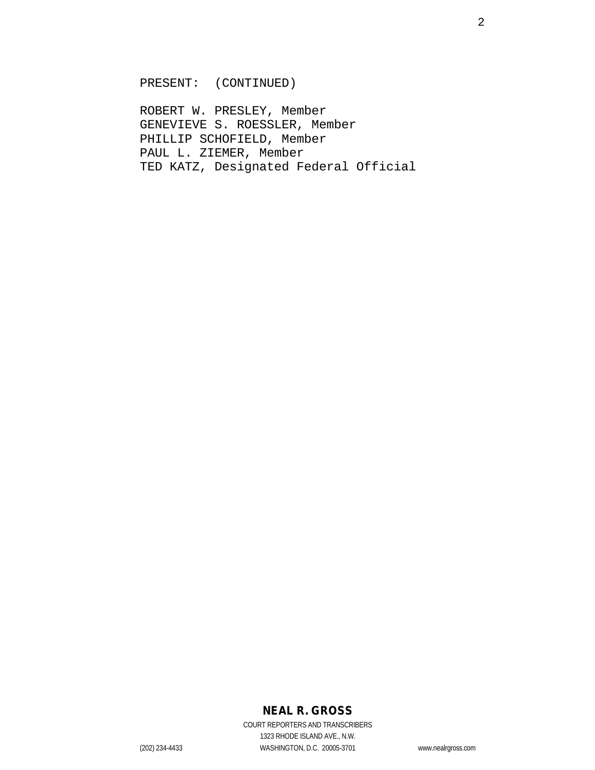PRESENT: (CONTINUED)

ROBERT W. PRESLEY, Member
GENEVIEVE S. ROESSLER, Member
PHILLIP SCHOFIELD, Member
PAUL L. ZIEMER, Member
TED KATZ, Designated Federal Official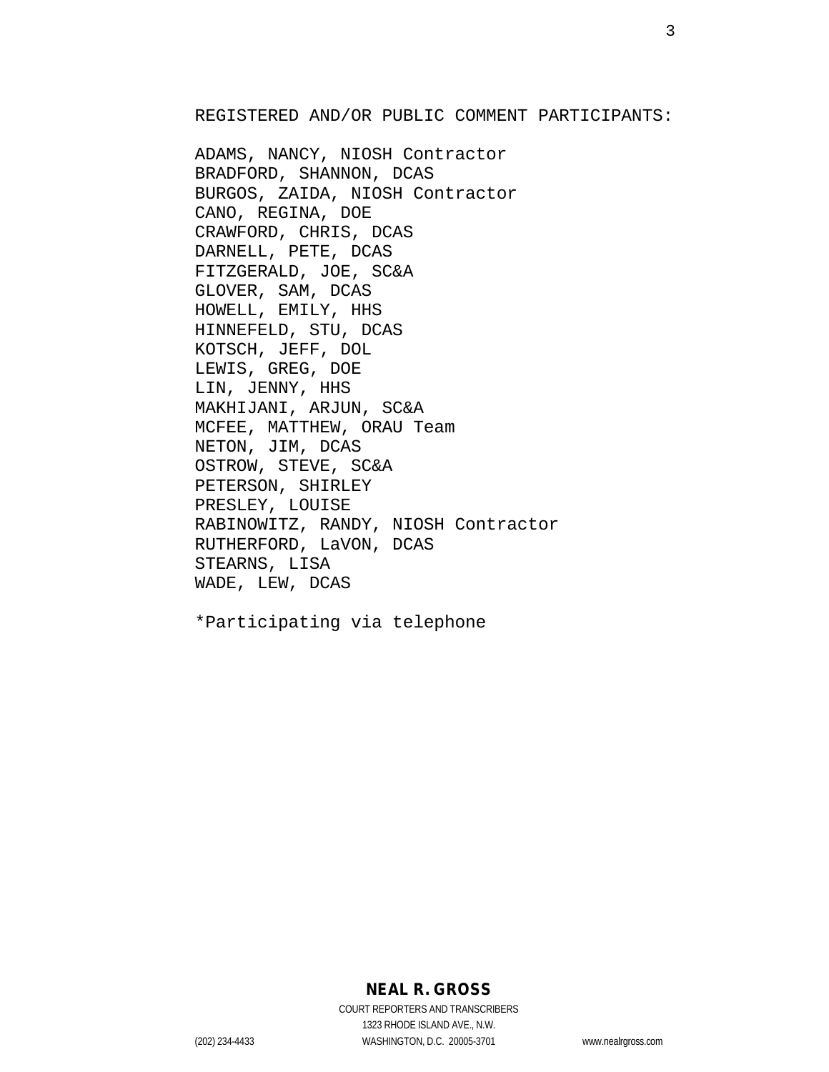REGISTERED AND/OR PUBLIC COMMENT PARTICIPANTS:

ADAMS, NANCY, NIOSH Contractor
BRADFORD, SHANNON, DCAS
BURGOS, ZAIDA, NIOSH Contractor
CANO, REGINA, DOE
CRAWFORD, CHRIS, DCAS
DARNELL, PETE, DCAS
FITZGERALD, JOE, SC&A
GLOVER, SAM, DCAS
HOWELL, EMILY, HHS
HINNEFELD, STU, DCAS
KOTSCH, JEFF, DOL
LEWIS, GREG, DOE
LIN, JENNY, HHS
MAKHIJANI, ARJUN, SC&A
MCFEE, MATTHEW, ORAU Team
NETON, JIM, DCAS
OSTROW, STEVE, SC&A
PETERSON, SHIRLEY
PRESLEY, LOUISE
RABINOWITZ, RANDY, NIOSH Contractor
RUTHERFORD, LaVON, DCAS
STEARNS, LISA
WADE, LEW, DCAS

*Participating via telephone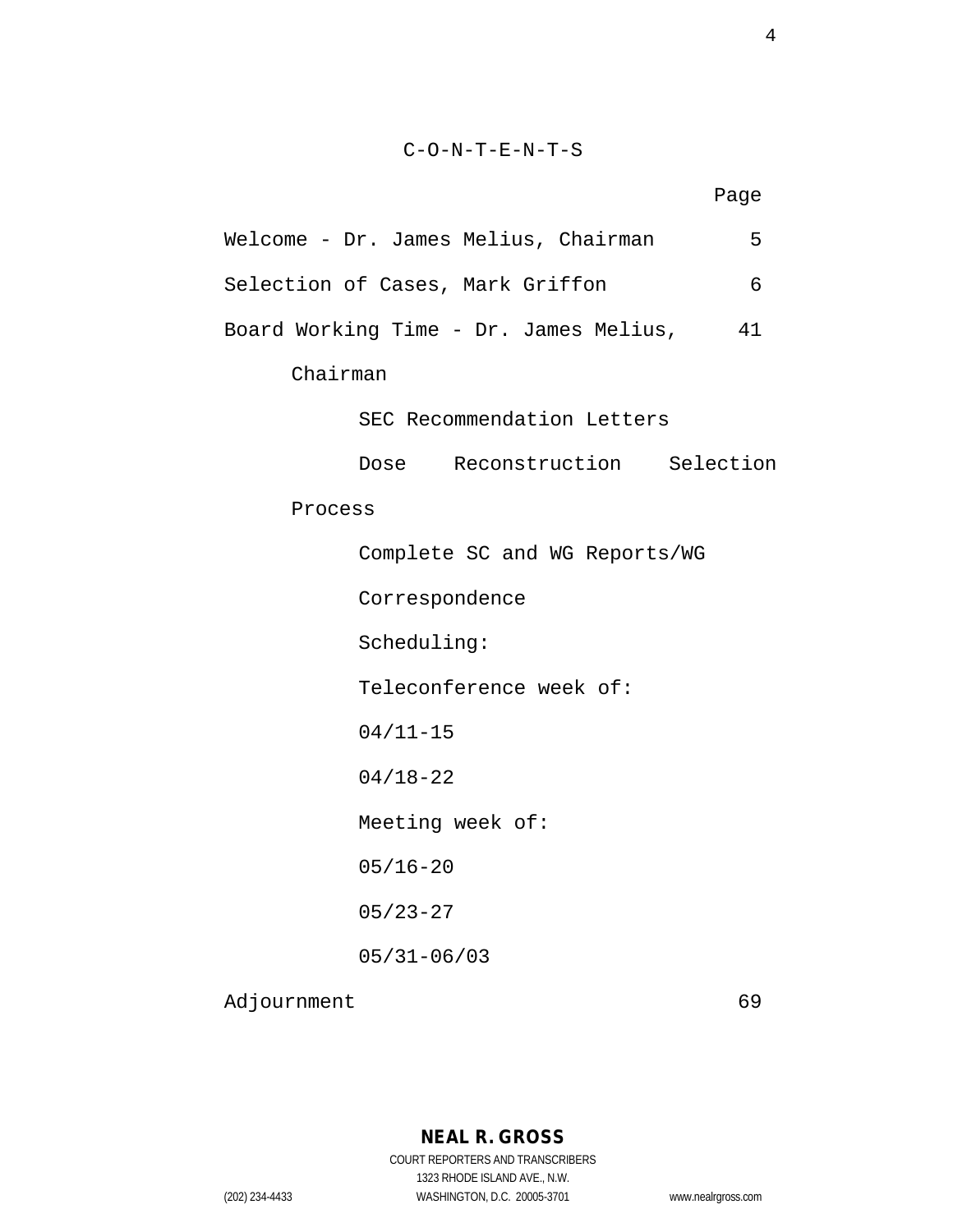# C-O-N-T-E-N-T-S

| | Page |
|---|---|
| Welcome - Dr. James Melius, Chairman | 5 |
| Selection of Cases, Mark Griffon | 6 |
| Board Working Time - Dr. James Melius, Chairman | 41 |
| SEC Recommendation Letters | |
| Dose Reconstruction Selection Process | |
| Complete SC and WG Reports/WG Correspondence | |
| Scheduling: | |
| Teleconference week of: | |
| 04/11-15 | |
| 04/18-22 | |
| Meeting week of: | |
| 05/16-20 | |
| 05/23-27 | |
| 05/31-06/03 | |
| Adjournment | 69 |

NEAL R. GROSS
COURT REPORTERS AND TRANSCRIBERS
1323 RHODE ISLAND AVE., N.W.
(202) 234-4433 WASHINGTON, D.C. 20005-3701 www.nealrgross.com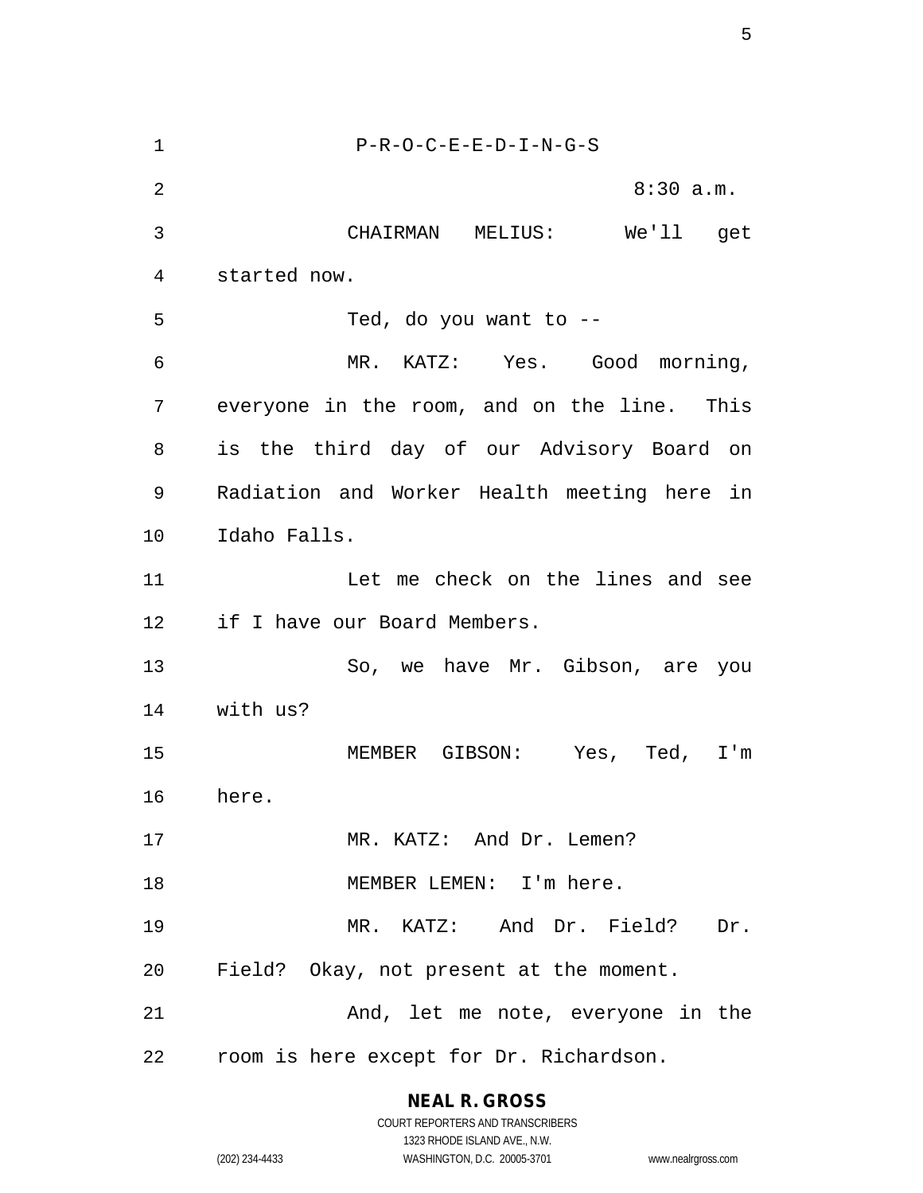P-R-O-C-E-E-D-I-N-G-S

8:30 a.m.

CHAIRMAN MELIUS: We'll get started now.

Ted, do you want to --

MR. KATZ: Yes. Good morning, everyone in the room, and on the line. This is the third day of our Advisory Board on Radiation and Worker Health meeting here in Idaho Falls.

Let me check on the lines and see if I have our Board Members.

So, we have Mr. Gibson, are you with us?

MEMBER GIBSON: Yes, Ted, I'm here.

MR. KATZ: And Dr. Lemen?

MEMBER LEMEN: I'm here.

MR. KATZ: And Dr. Field? Dr. Field? Okay, not present at the moment.

And, let me note, everyone in the room is here except for Dr. Richardson.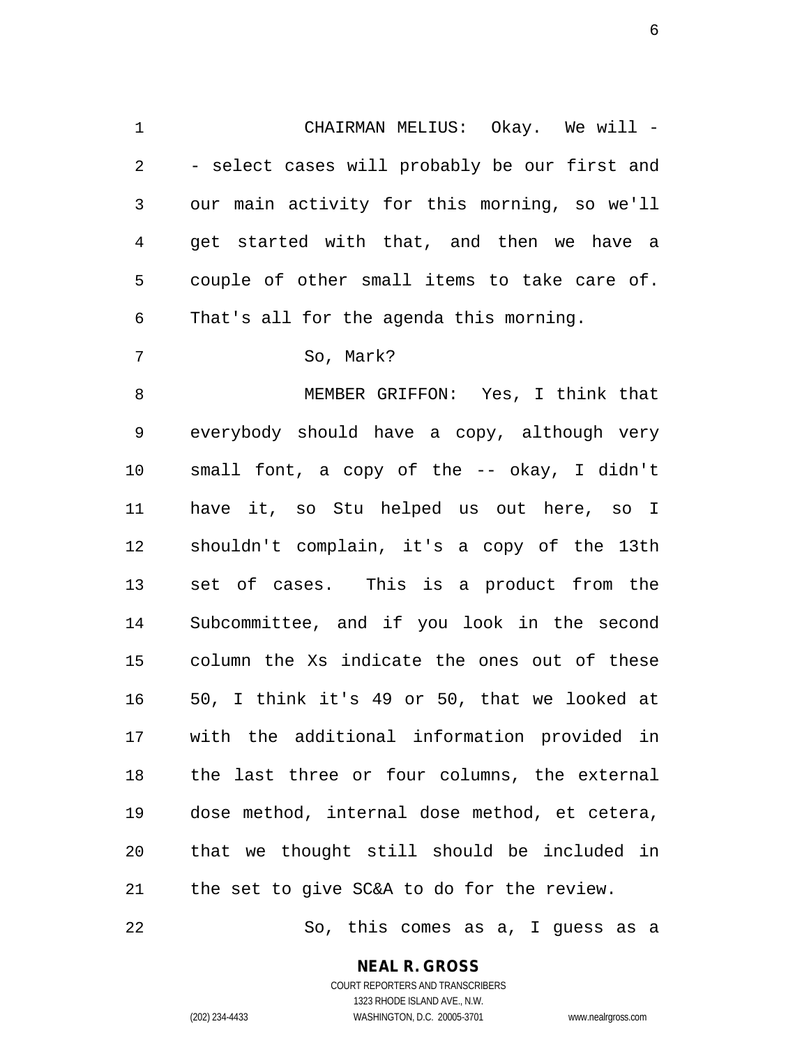CHAIRMAN MELIUS: Okay. We will -- select cases will probably be our first and our main activity for this morning, so we'll get started with that, and then we have a couple of other small items to take care of. That's all for the agenda this morning.

So, Mark?

MEMBER GRIFFON: Yes, I think that everybody should have a copy, although very small font, a copy of the -- okay, I didn't have it, so Stu helped us out here, so I shouldn't complain, it's a copy of the 13th set of cases. This is a product from the Subcommittee, and if you look in the second column the Xs indicate the ones out of these 50, I think it's 49 or 50, that we looked at with the additional information provided in the last three or four columns, the external dose method, internal dose method, et cetera, that we thought still should be included in the set to give SC&A to do for the review.

So, this comes as a, I guess as a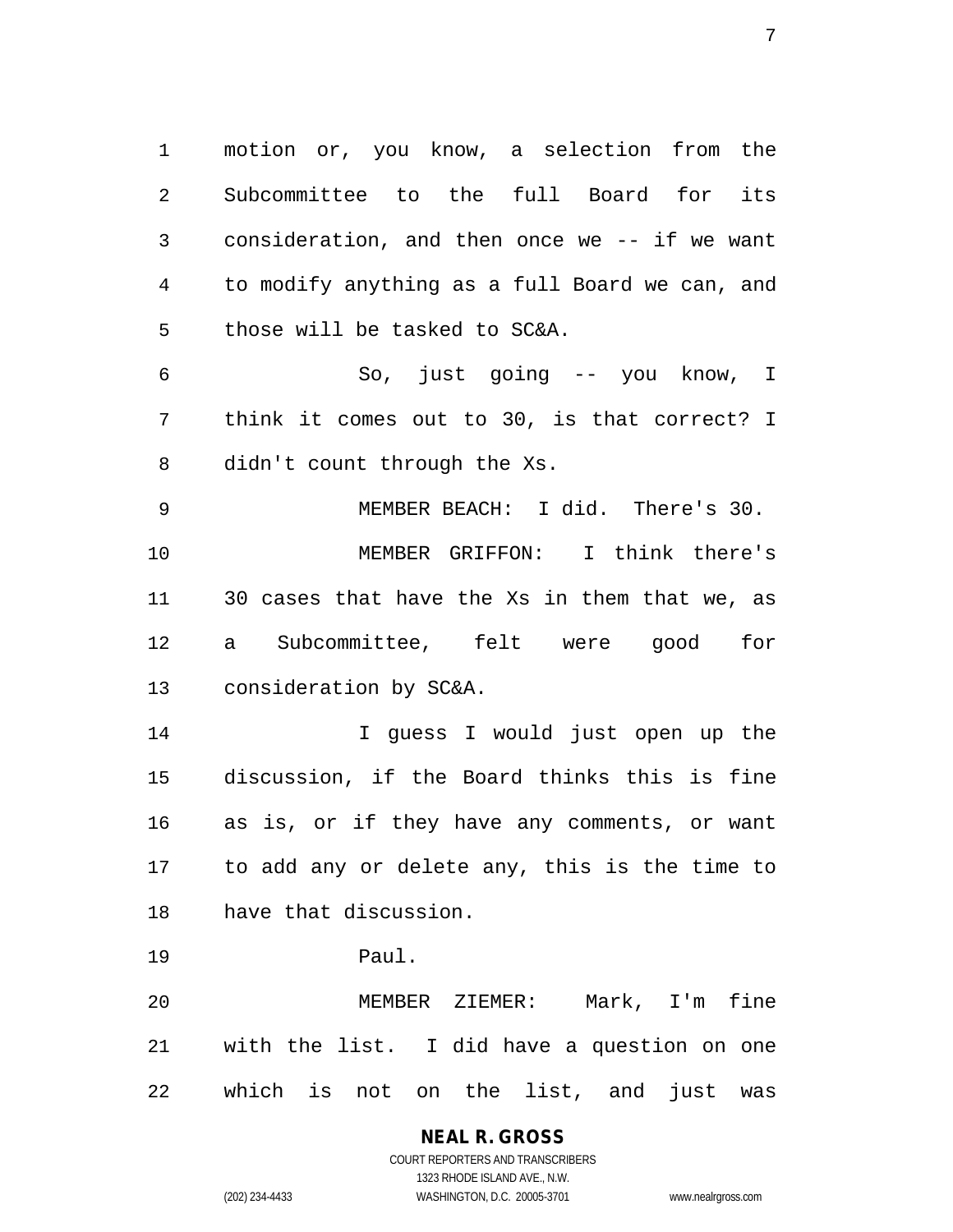motion or, you know, a selection from the Subcommittee to the full Board for its consideration, and then once we -- if we want to modify anything as a full Board we can, and those will be tasked to SC&A.

So, just going -- you know, I think it comes out to 30, is that correct? I didn't count through the Xs.

MEMBER BEACH: I did. There's 30.

MEMBER GRIFFON: I think there's 30 cases that have the Xs in them that we, as a Subcommittee, felt were good for consideration by SC&A.

I guess I would just open up the discussion, if the Board thinks this is fine as is, or if they have any comments, or want to add any or delete any, this is the time to have that discussion.

Paul.

MEMBER ZIEMER: Mark, I'm fine with the list. I did have a question on one which is not on the list, and just was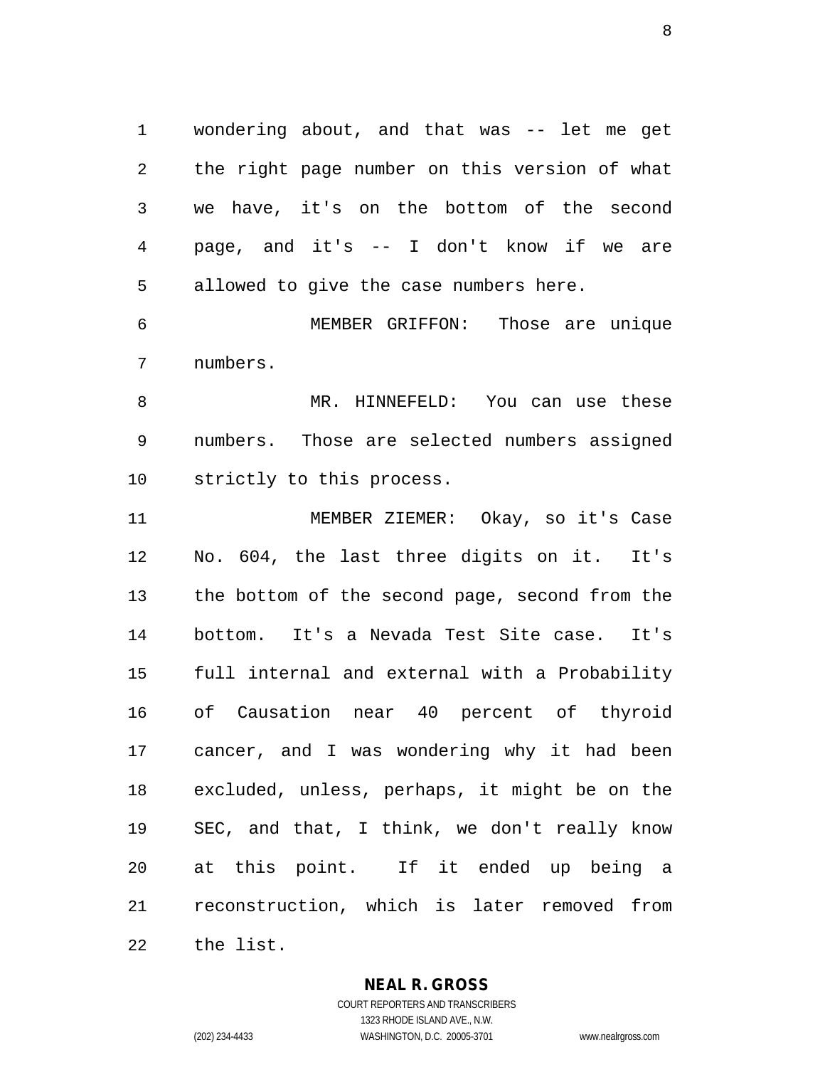wondering about, and that was -- let me get the right page number on this version of what we have, it's on the bottom of the second page, and it's -- I don't know if we are allowed to give the case numbers here.

MEMBER GRIFFON: Those are unique numbers.

MR. HINNEFELD: You can use these numbers. Those are selected numbers assigned strictly to this process.

MEMBER ZIEMER: Okay, so it's Case No. 604, the last three digits on it. It's the bottom of the second page, second from the bottom. It's a Nevada Test Site case. It's full internal and external with a Probability of Causation near 40 percent of thyroid cancer, and I was wondering why it had been excluded, unless, perhaps, it might be on the SEC, and that, I think, we don't really know at this point. If it ended up being a reconstruction, which is later removed from the list.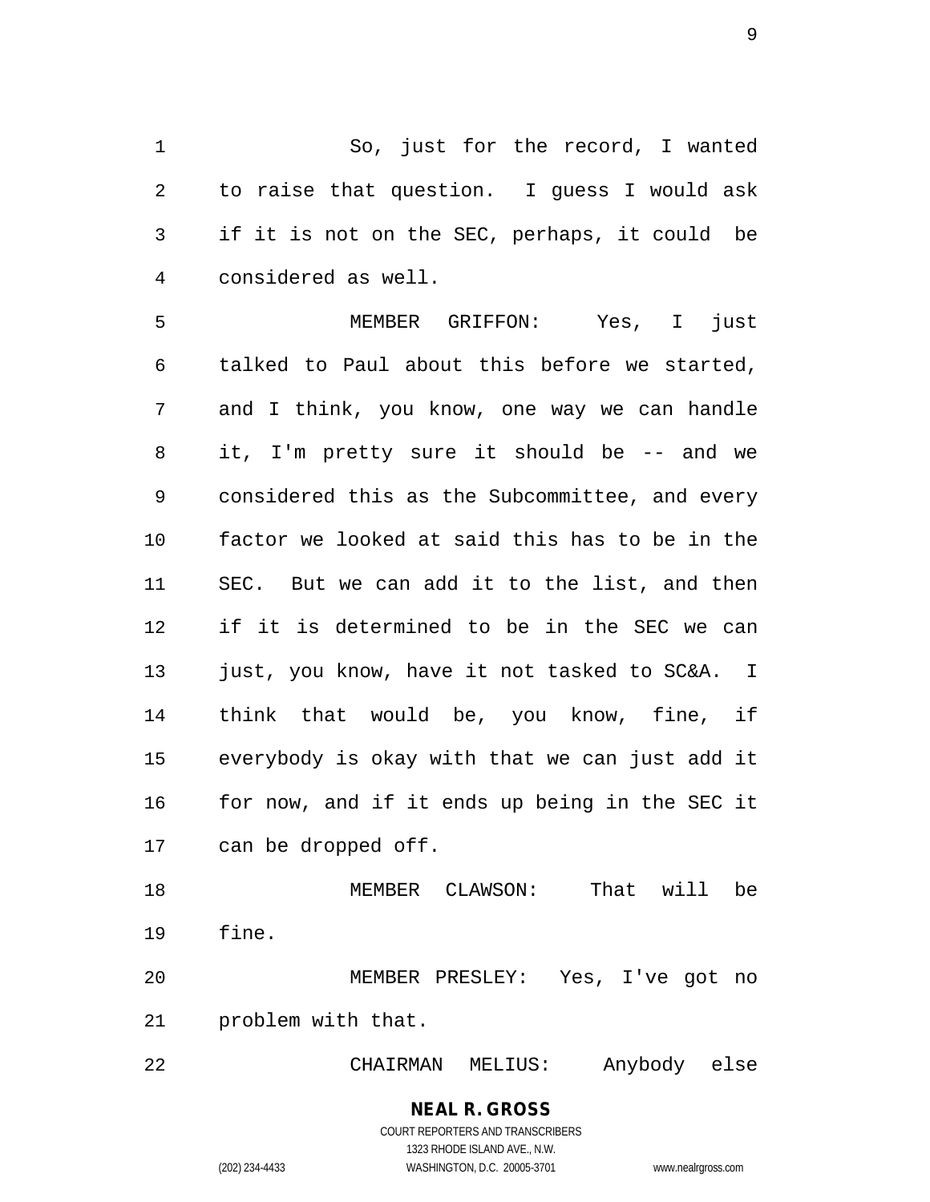So, just for the record, I wanted to raise that question. I guess I would ask if it is not on the SEC, perhaps, it could be considered as well.

MEMBER GRIFFON: Yes, I just talked to Paul about this before we started, and I think, you know, one way we can handle it, I'm pretty sure it should be -- and we considered this as the Subcommittee, and every factor we looked at said this has to be in the SEC. But we can add it to the list, and then if it is determined to be in the SEC we can just, you know, have it not tasked to SC&A. I think that would be, you know, fine, if everybody is okay with that we can just add it for now, and if it ends up being in the SEC it can be dropped off.

MEMBER CLAWSON: That will be fine.

MEMBER PRESLEY: Yes, I've got no problem with that.

CHAIRMAN MELIUS: Anybody else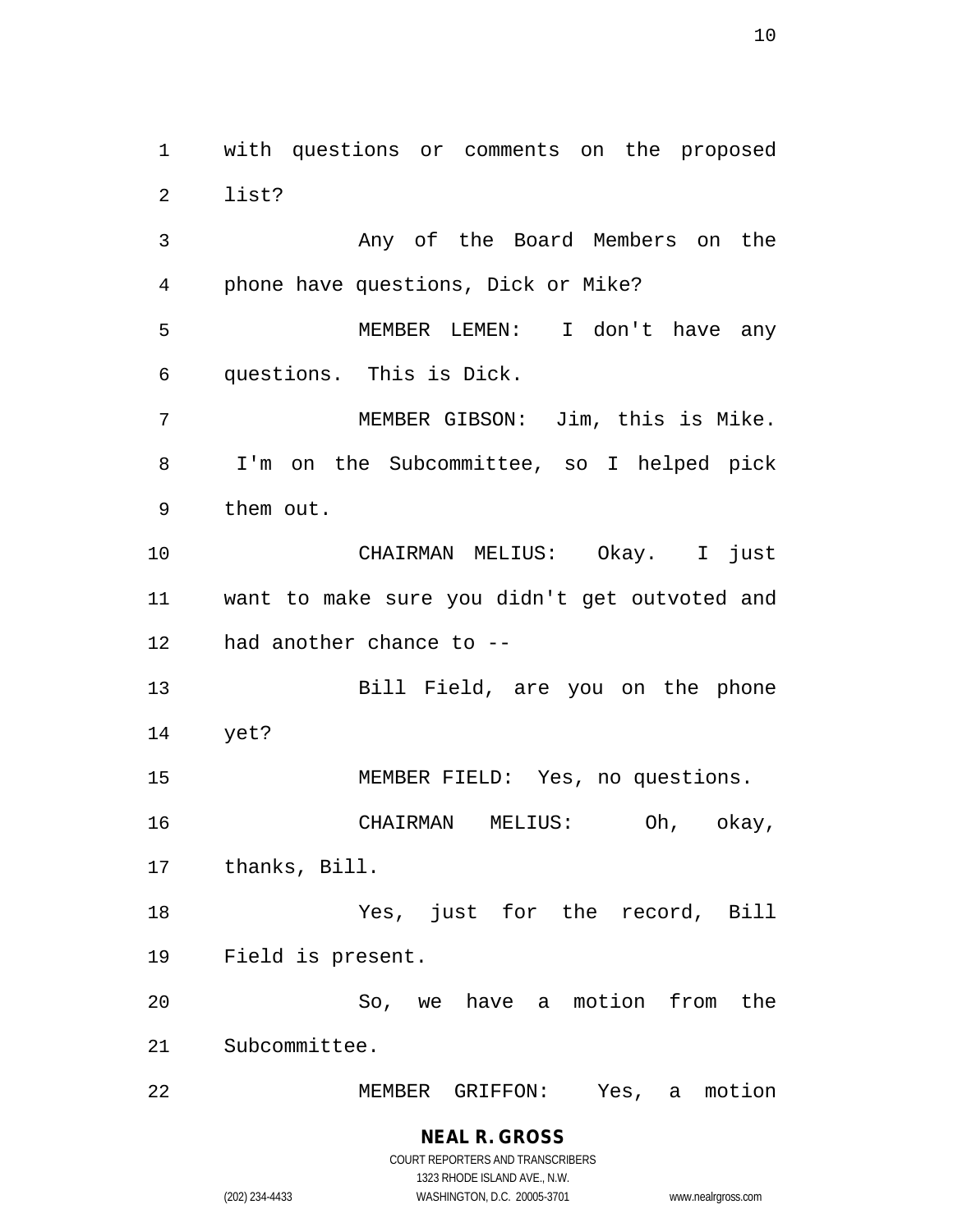with questions or comments on the proposed list?

Any of the Board Members on the phone have questions, Dick or Mike?

MEMBER LEMEN: I don't have any questions. This is Dick.

MEMBER GIBSON: Jim, this is Mike. I'm on the Subcommittee, so I helped pick them out.

CHAIRMAN MELIUS: Okay. I just want to make sure you didn't get outvoted and had another chance to --

Bill Field, are you on the phone yet?

MEMBER FIELD: Yes, no questions.

CHAIRMAN MELIUS: Oh, okay, thanks, Bill.

Yes, just for the record, Bill Field is present.

So, we have a motion from the Subcommittee.

MEMBER GRIFFON: Yes, a motion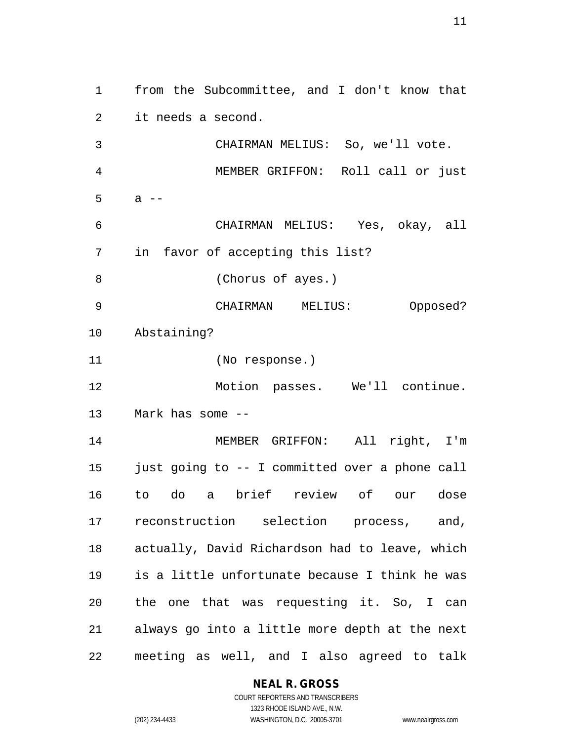from the Subcommittee, and I don't know that it needs a second.

CHAIRMAN MELIUS: So, we'll vote.

MEMBER GRIFFON: Roll call or just a --

CHAIRMAN MELIUS: Yes, okay, all in favor of accepting this list?

(Chorus of ayes.)

CHAIRMAN MELIUS: Opposed? Abstaining?

(No response.)

Motion passes. We'll continue. Mark has some --

MEMBER GRIFFON: All right, I'm just going to -- I committed over a phone call to do a brief review of our dose reconstruction selection process, and, actually, David Richardson had to leave, which is a little unfortunate because I think he was the one that was requesting it. So, I can always go into a little more depth at the next meeting as well, and I also agreed to talk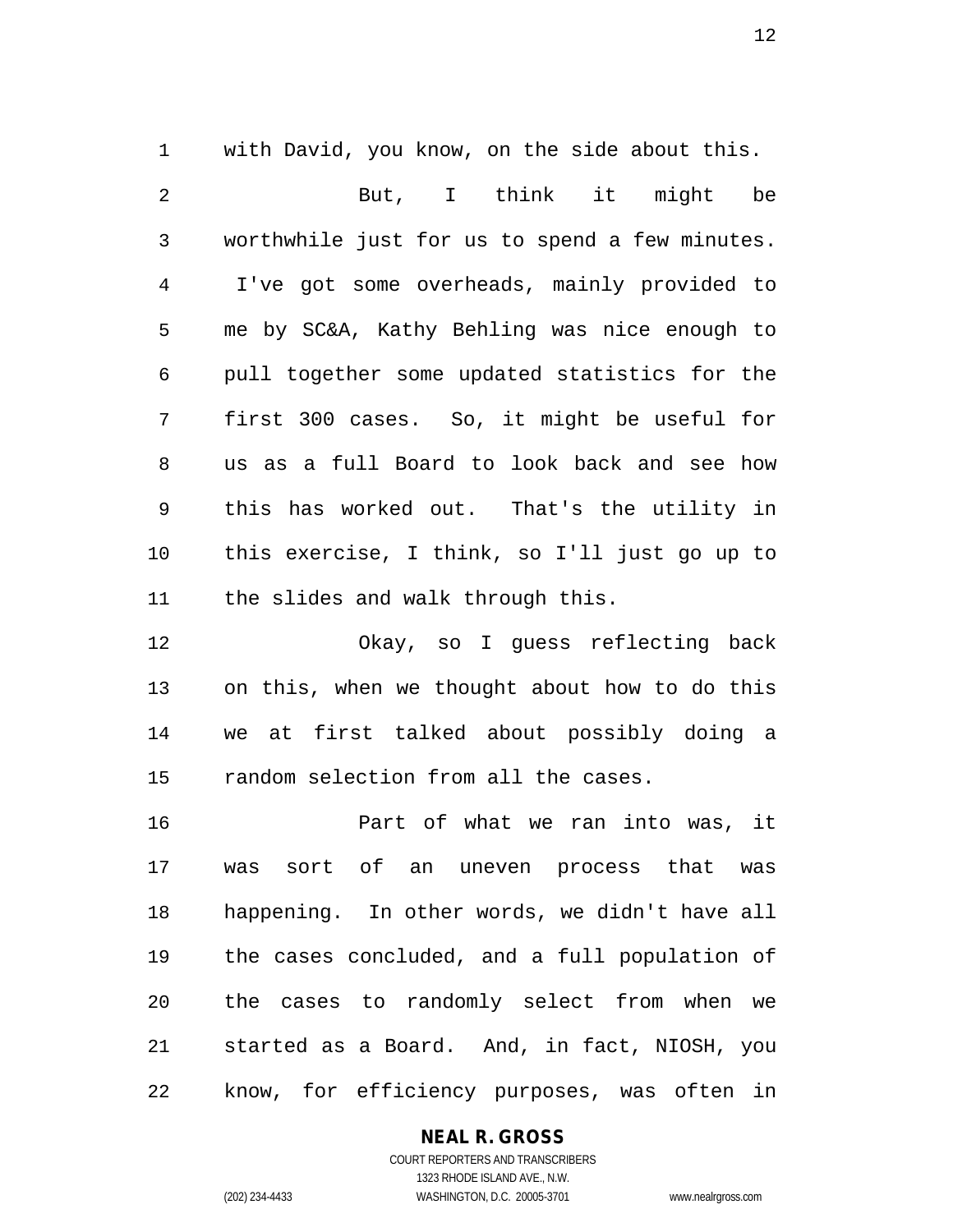with David, you know, on the side about this.

But, I think it might be worthwhile just for us to spend a few minutes. I've got some overheads, mainly provided to me by SC&A, Kathy Behling was nice enough to pull together some updated statistics for the first 300 cases. So, it might be useful for us as a full Board to look back and see how this has worked out. That's the utility in this exercise, I think, so I'll just go up to the slides and walk through this.

Okay, so I guess reflecting back on this, when we thought about how to do this we at first talked about possibly doing a random selection from all the cases.

Part of what we ran into was, it was sort of an uneven process that was happening. In other words, we didn't have all the cases concluded, and a full population of the cases to randomly select from when we started as a Board. And, in fact, NIOSH, you know, for efficiency purposes, was often in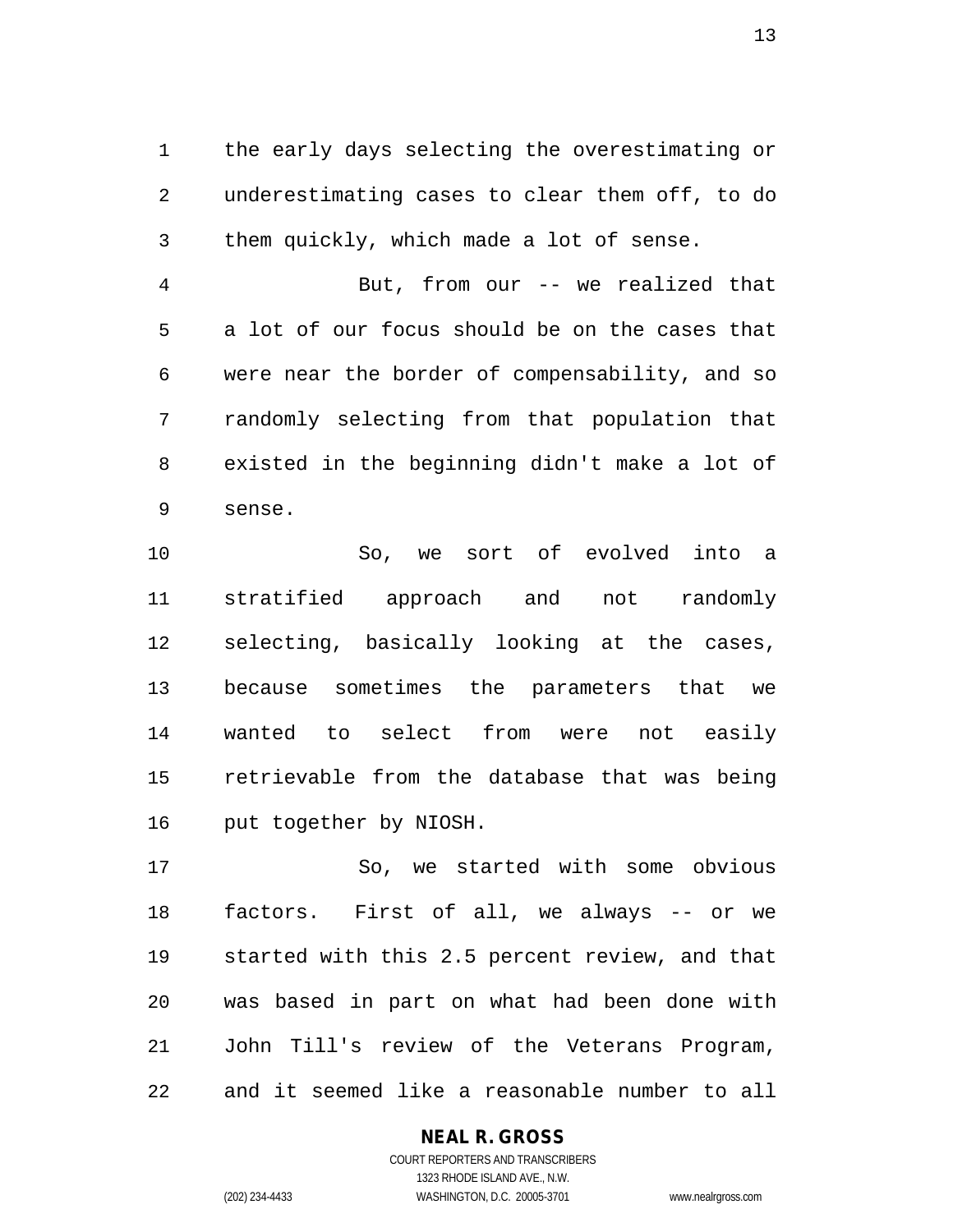the early days selecting the overestimating or underestimating cases to clear them off, to do them quickly, which made a lot of sense.

But, from our -- we realized that a lot of our focus should be on the cases that were near the border of compensability, and so randomly selecting from that population that existed in the beginning didn't make a lot of sense.

So, we sort of evolved into a stratified approach and not randomly selecting, basically looking at the cases, because sometimes the parameters that we wanted to select from were not easily retrievable from the database that was being put together by NIOSH.

So, we started with some obvious factors. First of all, we always -- or we started with this 2.5 percent review, and that was based in part on what had been done with John Till's review of the Veterans Program, and it seemed like a reasonable number to all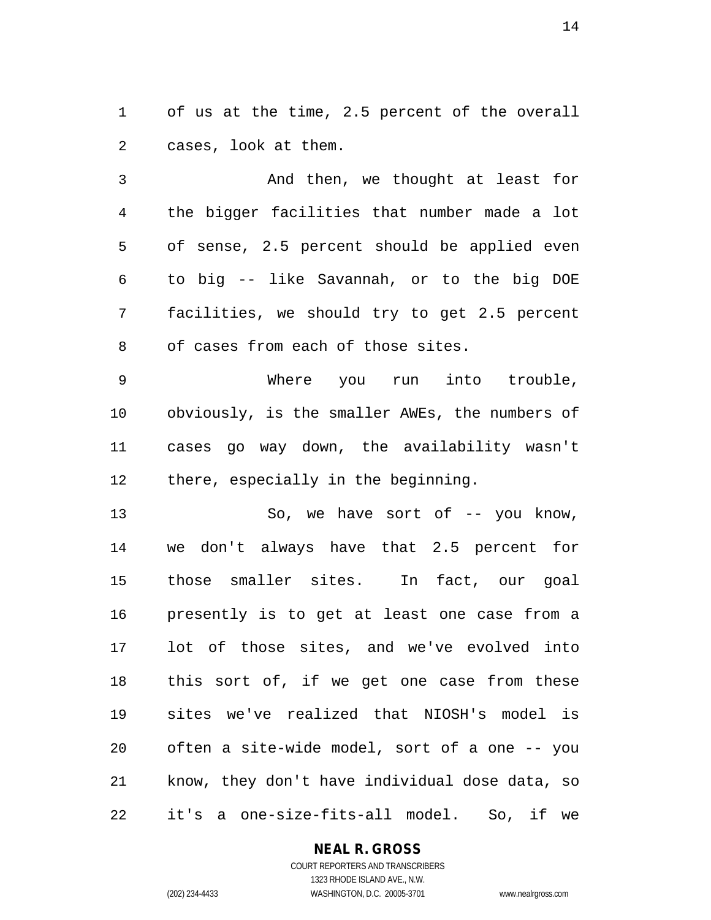of us at the time, 2.5 percent of the overall cases, look at them.

And then, we thought at least for the bigger facilities that number made a lot of sense, 2.5 percent should be applied even to big -- like Savannah, or to the big DOE facilities, we should try to get 2.5 percent of cases from each of those sites.

Where you run into trouble, obviously, is the smaller AWEs, the numbers of cases go way down, the availability wasn't there, especially in the beginning.

So, we have sort of -- you know, we don't always have that 2.5 percent for those smaller sites. In fact, our goal presently is to get at least one case from a lot of those sites, and we've evolved into this sort of, if we get one case from these sites we've realized that NIOSH's model is often a site-wide model, sort of a one -- you know, they don't have individual dose data, so it's a one-size-fits-all model. So, if we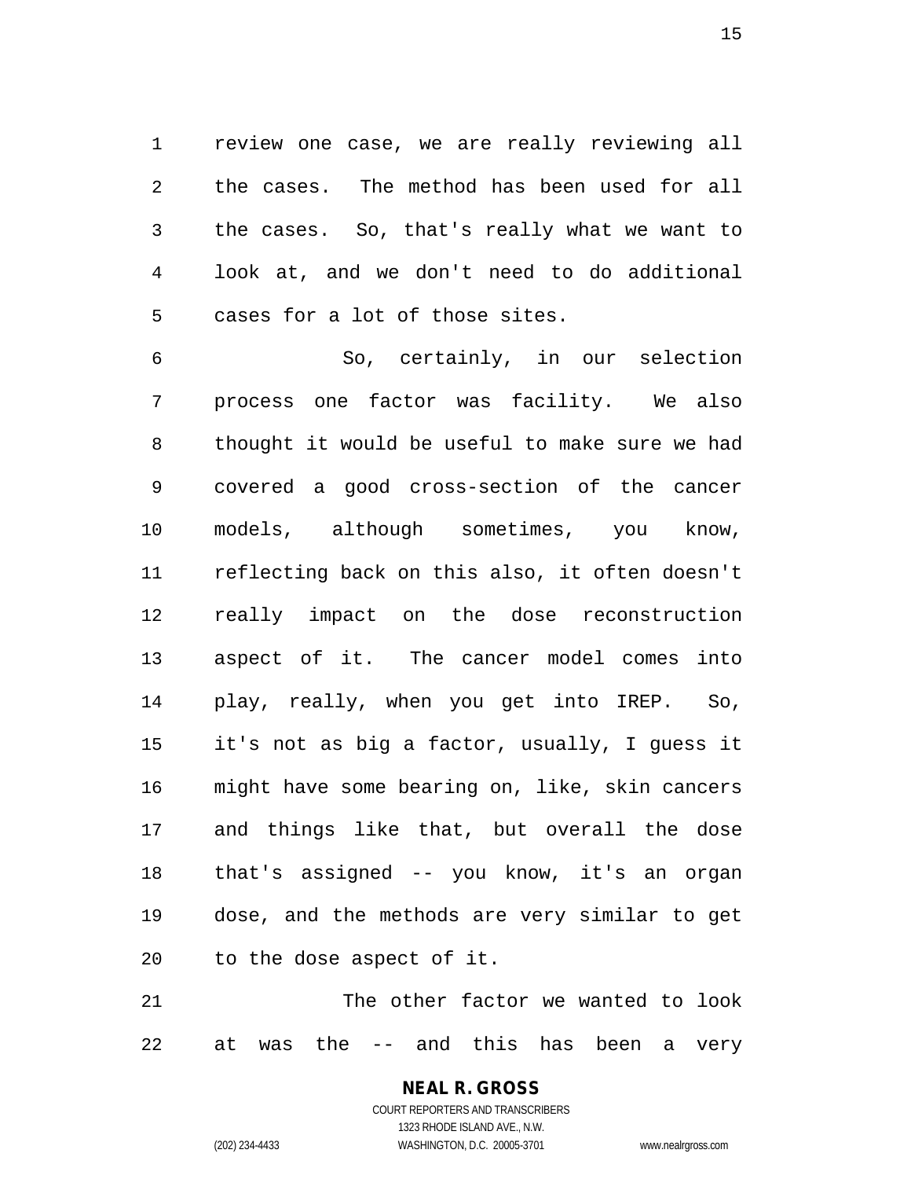review one case, we are really reviewing all the cases. The method has been used for all the cases. So, that's really what we want to look at, and we don't need to do additional cases for a lot of those sites.

So, certainly, in our selection process one factor was facility. We also thought it would be useful to make sure we had covered a good cross-section of the cancer models, although sometimes, you know, reflecting back on this also, it often doesn't really impact on the dose reconstruction aspect of it. The cancer model comes into play, really, when you get into IREP. So, it's not as big a factor, usually, I guess it might have some bearing on, like, skin cancers and things like that, but overall the dose that's assigned -- you know, it's an organ dose, and the methods are very similar to get to the dose aspect of it.

The other factor we wanted to look at was the -- and this has been a very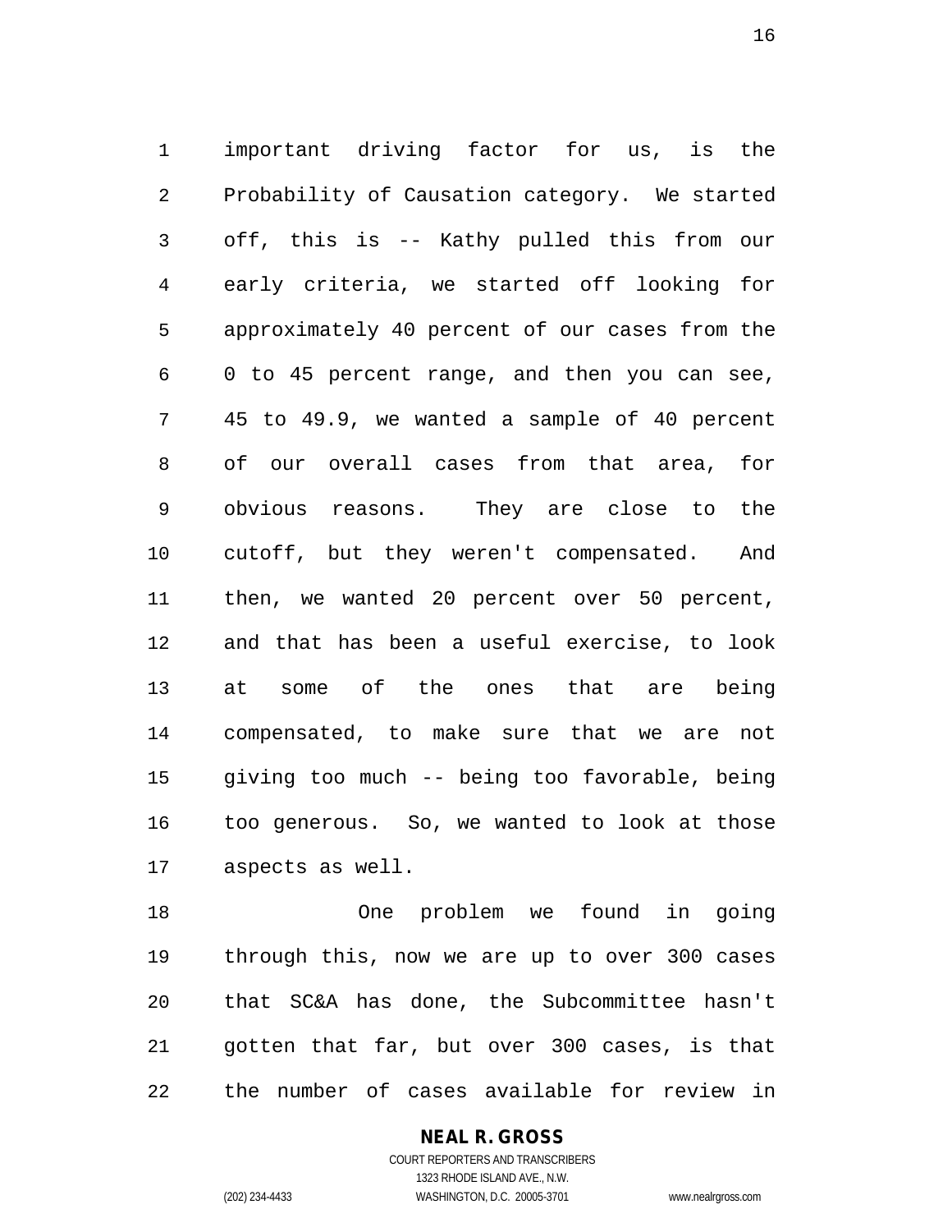important driving factor for us, is the Probability of Causation category. We started off, this is -- Kathy pulled this from our early criteria, we started off looking for approximately 40 percent of our cases from the 0 to 45 percent range, and then you can see, 45 to 49.9, we wanted a sample of 40 percent of our overall cases from that area, for obvious reasons. They are close to the cutoff, but they weren't compensated. And then, we wanted 20 percent over 50 percent, and that has been a useful exercise, to look at some of the ones that are being compensated, to make sure that we are not giving too much -- being too favorable, being too generous. So, we wanted to look at those aspects as well.

One problem we found in going through this, now we are up to over 300 cases that SC&A has done, the Subcommittee hasn't gotten that far, but over 300 cases, is that the number of cases available for review in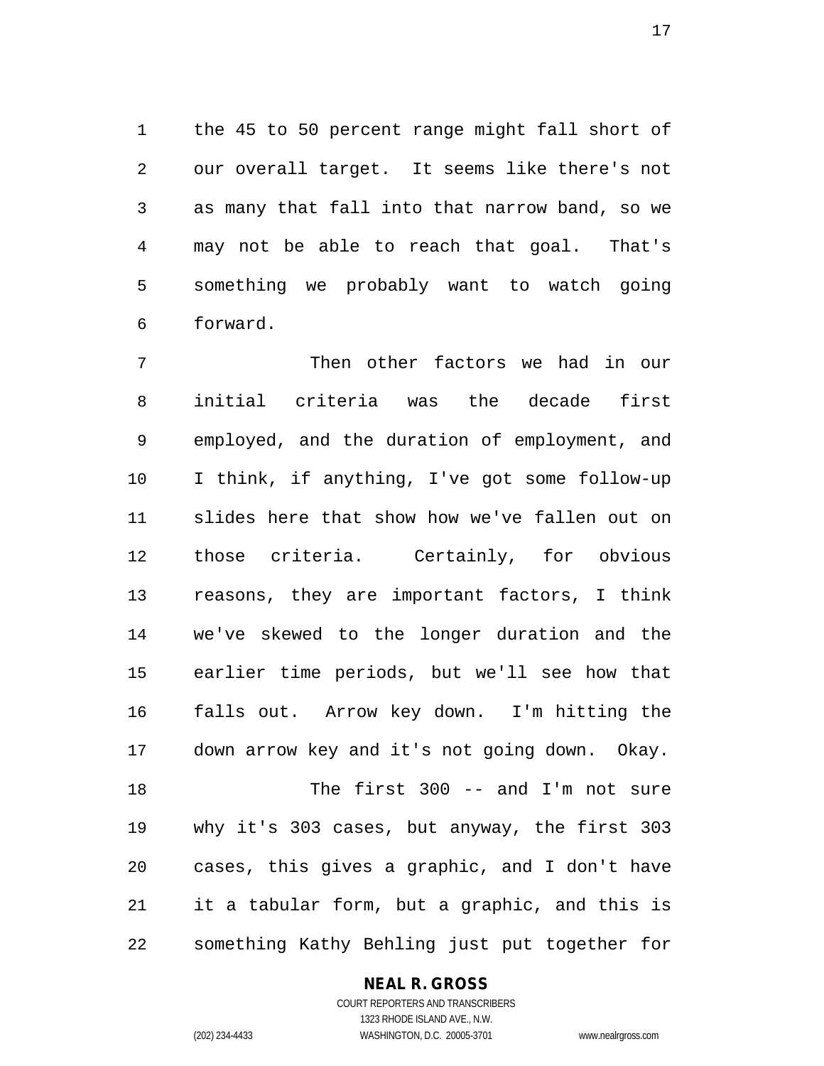the 45 to 50 percent range might fall short of our overall target. It seems like there's not as many that fall into that narrow band, so we may not be able to reach that goal. That's something we probably want to watch going forward.

Then other factors we had in our initial criteria was the decade first employed, and the duration of employment, and I think, if anything, I've got some follow-up slides here that show how we've fallen out on those criteria. Certainly, for obvious reasons, they are important factors, I think we've skewed to the longer duration and the earlier time periods, but we'll see how that falls out. Arrow key down. I'm hitting the down arrow key and it's not going down. Okay.

The first 300 -- and I'm not sure why it's 303 cases, but anyway, the first 303 cases, this gives a graphic, and I don't have it a tabular form, but a graphic, and this is something Kathy Behling just put together for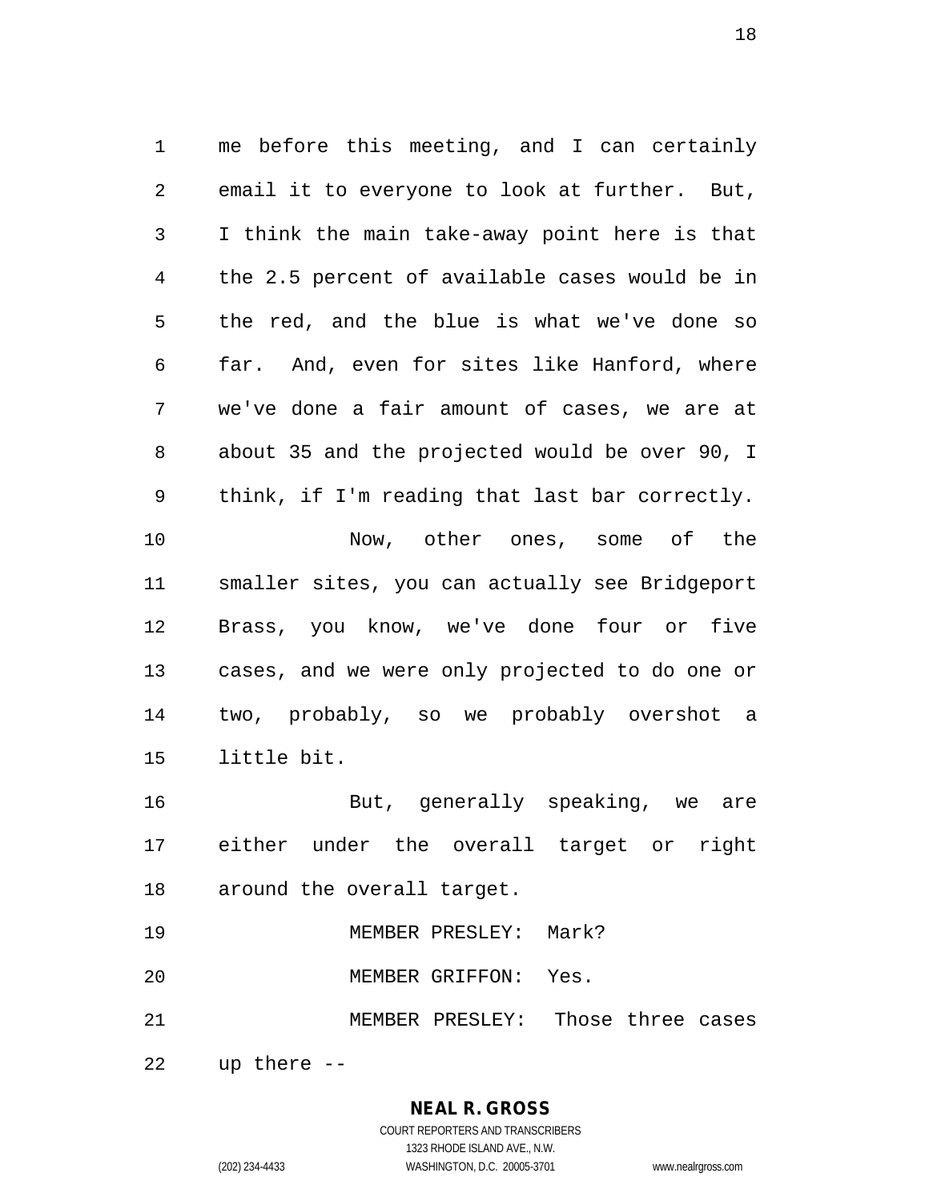me before this meeting, and I can certainly email it to everyone to look at further. But, I think the main take-away point here is that the 2.5 percent of available cases would be in the red, and the blue is what we've done so far. And, even for sites like Hanford, where we've done a fair amount of cases, we are at about 35 and the projected would be over 90, I think, if I'm reading that last bar correctly.

Now, other ones, some of the smaller sites, you can actually see Bridgeport Brass, you know, we've done four or five cases, and we were only projected to do one or two, probably, so we probably overshot a little bit.

But, generally speaking, we are either under the overall target or right around the overall target.

MEMBER PRESLEY: Mark?

MEMBER GRIFFON: Yes.

MEMBER PRESLEY: Those three cases up there --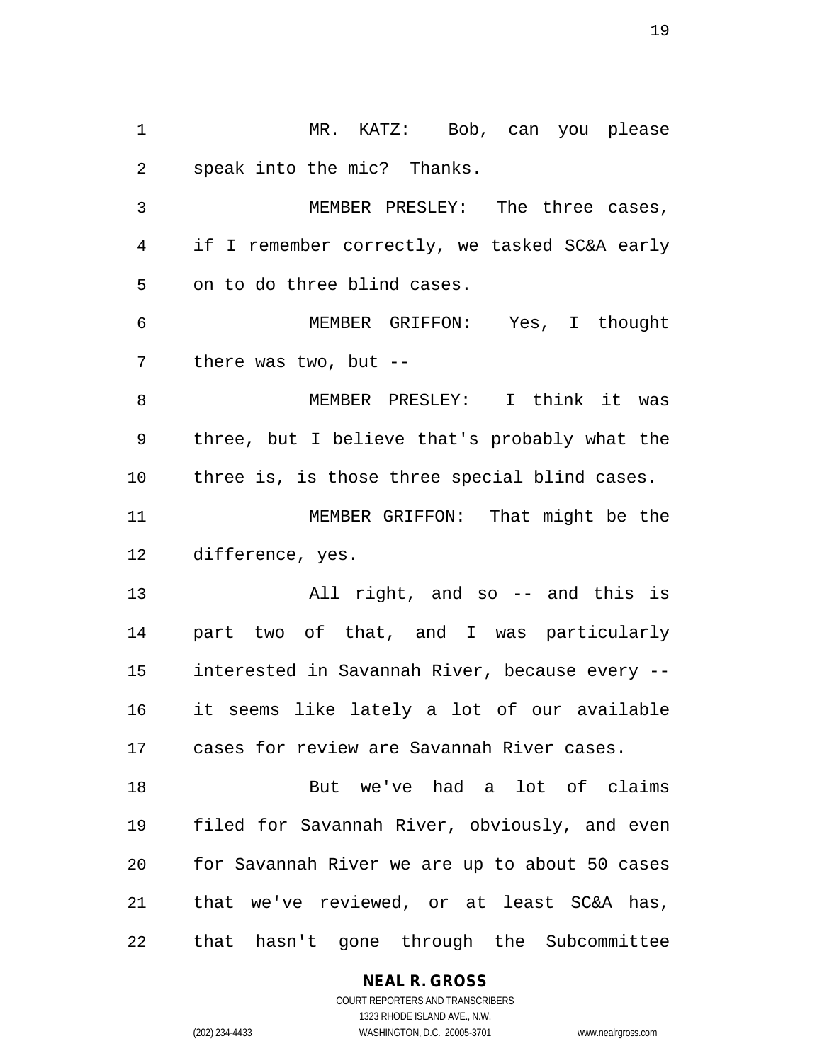MR. KATZ: Bob, can you please speak into the mic? Thanks.

MEMBER PRESLEY: The three cases, if I remember correctly, we tasked SC&A early on to do three blind cases.

MEMBER GRIFFON: Yes, I thought there was two, but --

MEMBER PRESLEY: I think it was three, but I believe that's probably what the three is, is those three special blind cases.

MEMBER GRIFFON: That might be the difference, yes.

All right, and so -- and this is part two of that, and I was particularly interested in Savannah River, because every -- it seems like lately a lot of our available cases for review are Savannah River cases.

But we've had a lot of claims filed for Savannah River, obviously, and even for Savannah River we are up to about 50 cases that we've reviewed, or at least SC&A has, that hasn't gone through the Subcommittee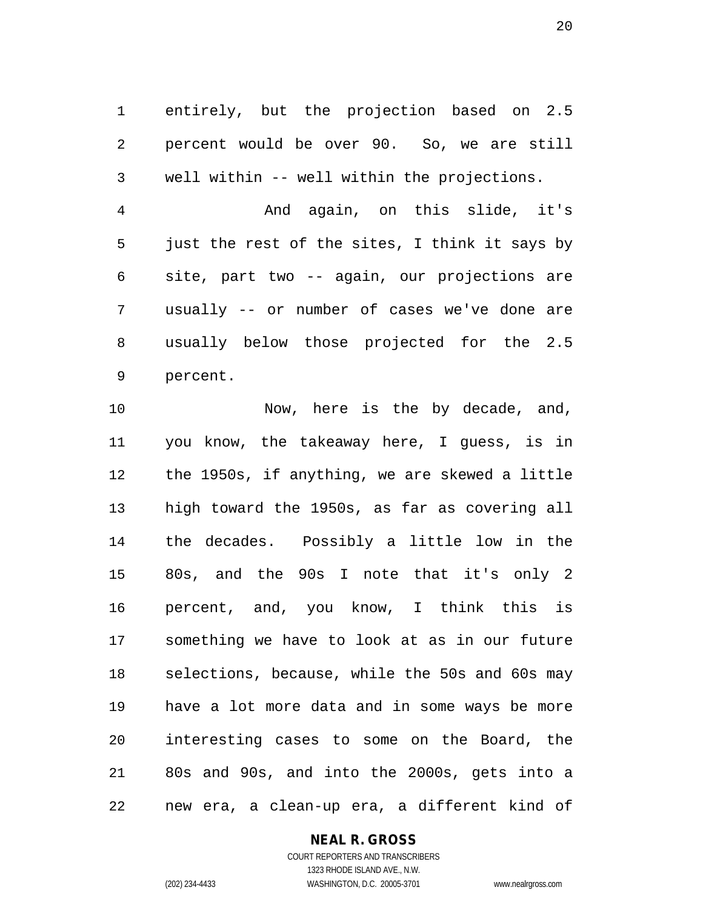entirely, but the projection based on 2.5 percent would be over 90. So, we are still well within -- well within the projections.

And again, on this slide, it's just the rest of the sites, I think it says by site, part two -- again, our projections are usually -- or number of cases we've done are usually below those projected for the 2.5 percent.

Now, here is the by decade, and, you know, the takeaway here, I guess, is in the 1950s, if anything, we are skewed a little high toward the 1950s, as far as covering all the decades. Possibly a little low in the 80s, and the 90s I note that it's only 2 percent, and, you know, I think this is something we have to look at as in our future selections, because, while the 50s and 60s may have a lot more data and in some ways be more interesting cases to some on the Board, the 80s and 90s, and into the 2000s, gets into a new era, a clean-up era, a different kind of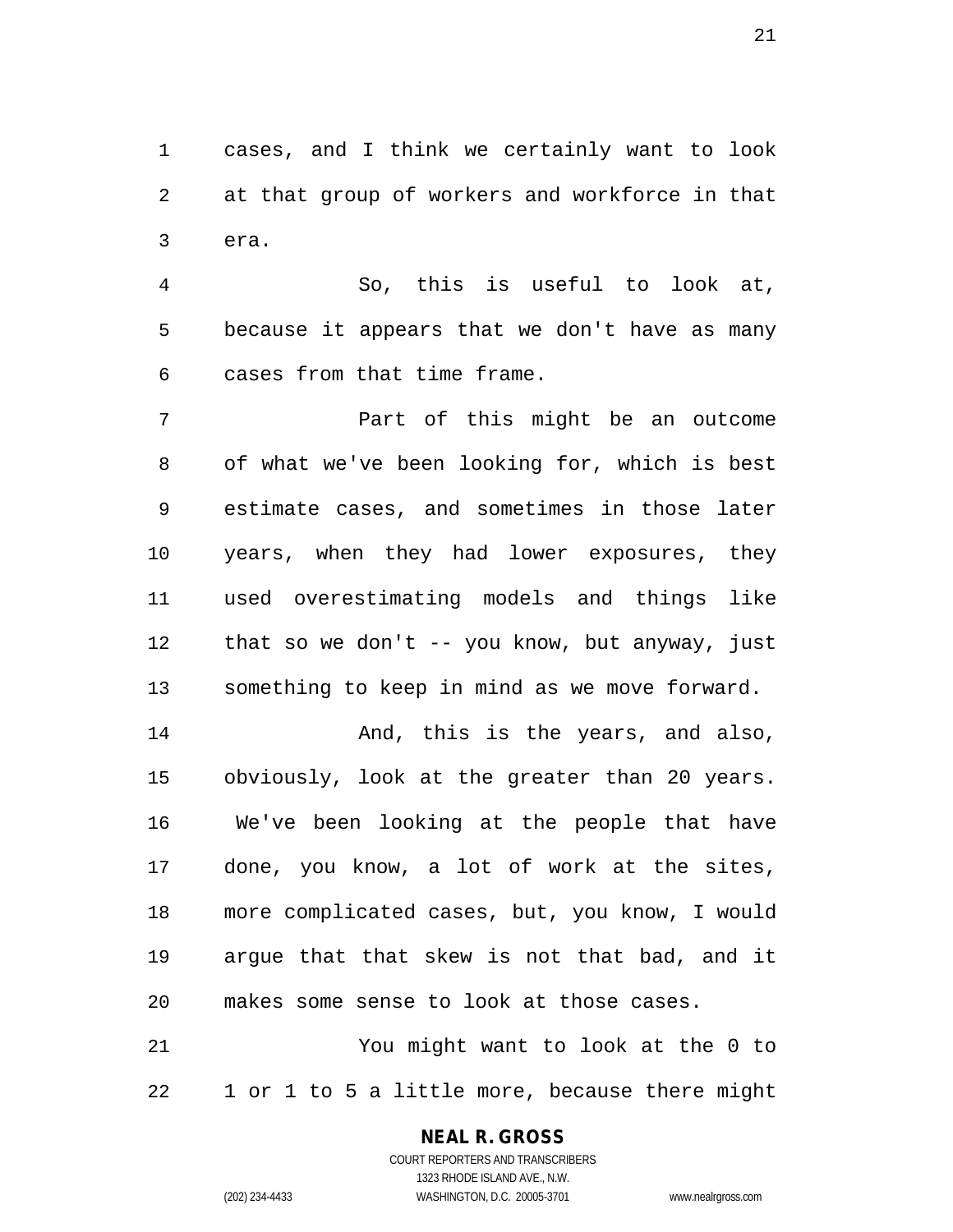cases, and I think we certainly want to look at that group of workers and workforce in that era.

So, this is useful to look at, because it appears that we don't have as many cases from that time frame.

Part of this might be an outcome of what we've been looking for, which is best estimate cases, and sometimes in those later years, when they had lower exposures, they used overestimating models and things like that so we don't -- you know, but anyway, just something to keep in mind as we move forward.

And, this is the years, and also, obviously, look at the greater than 20 years. We've been looking at the people that have done, you know, a lot of work at the sites, more complicated cases, but, you know, I would argue that that skew is not that bad, and it makes some sense to look at those cases.

You might want to look at the 0 to 1 or 1 to 5 a little more, because there might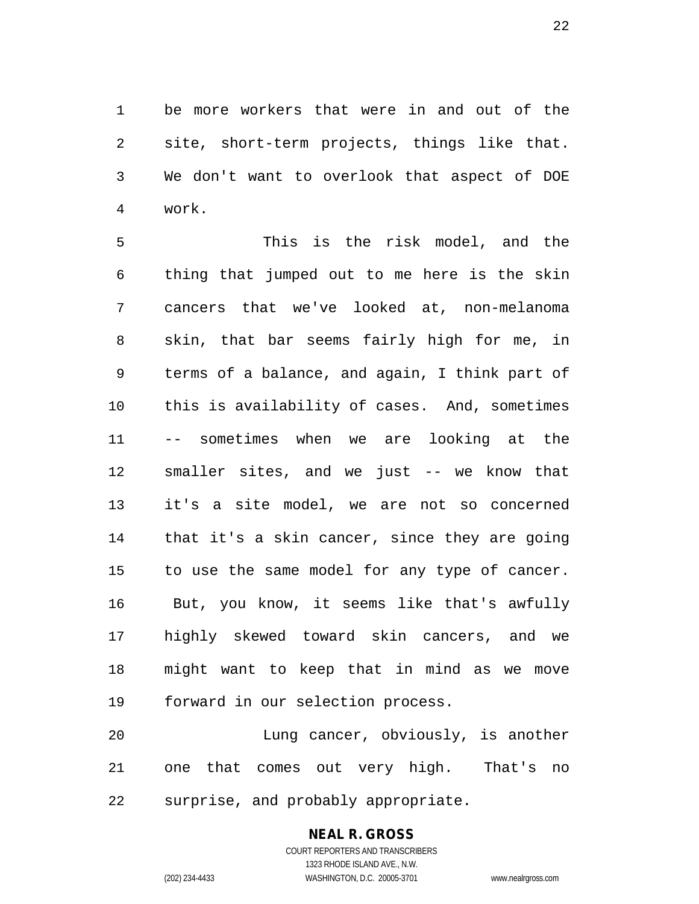be more workers that were in and out of the site, short-term projects, things like that. We don't want to overlook that aspect of DOE work.

This is the risk model, and the thing that jumped out to me here is the skin cancers that we've looked at, non-melanoma skin, that bar seems fairly high for me, in terms of a balance, and again, I think part of this is availability of cases. And, sometimes -- sometimes when we are looking at the smaller sites, and we just -- we know that it's a site model, we are not so concerned that it's a skin cancer, since they are going to use the same model for any type of cancer. But, you know, it seems like that's awfully highly skewed toward skin cancers, and we might want to keep that in mind as we move forward in our selection process.

Lung cancer, obviously, is another one that comes out very high. That's no surprise, and probably appropriate.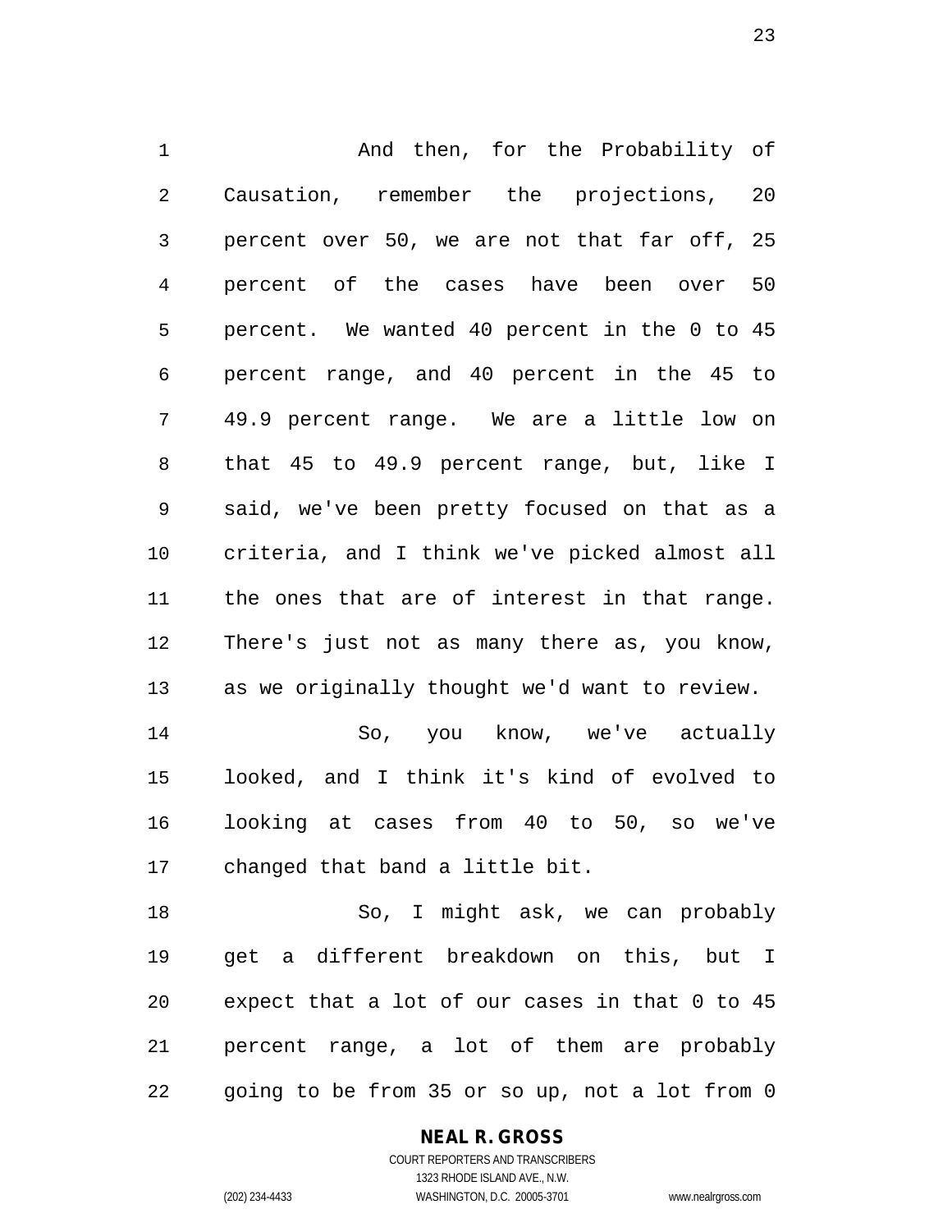And then, for the Probability of Causation, remember the projections, 20 percent over 50, we are not that far off, 25 percent of the cases have been over 50 percent. We wanted 40 percent in the 0 to 45 percent range, and 40 percent in the 45 to 49.9 percent range. We are a little low on that 45 to 49.9 percent range, but, like I said, we've been pretty focused on that as a criteria, and I think we've picked almost all the ones that are of interest in that range. There's just not as many there as, you know, as we originally thought we'd want to review.

So, you know, we've actually looked, and I think it's kind of evolved to looking at cases from 40 to 50, so we've changed that band a little bit.

So, I might ask, we can probably get a different breakdown on this, but I expect that a lot of our cases in that 0 to 45 percent range, a lot of them are probably going to be from 35 or so up, not a lot from 0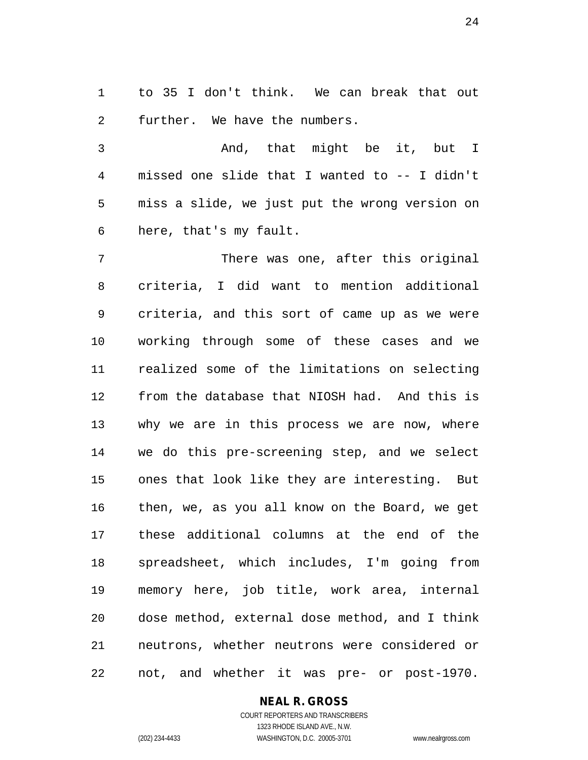to 35 I don't think. We can break that out further. We have the numbers.

And, that might be it, but I missed one slide that I wanted to -- I didn't miss a slide, we just put the wrong version on here, that's my fault.

There was one, after this original criteria, I did want to mention additional criteria, and this sort of came up as we were working through some of these cases and we realized some of the limitations on selecting from the database that NIOSH had. And this is why we are in this process we are now, where we do this pre-screening step, and we select ones that look like they are interesting. But then, we, as you all know on the Board, we get these additional columns at the end of the spreadsheet, which includes, I'm going from memory here, job title, work area, internal dose method, external dose method, and I think neutrons, whether neutrons were considered or not, and whether it was pre- or post-1970.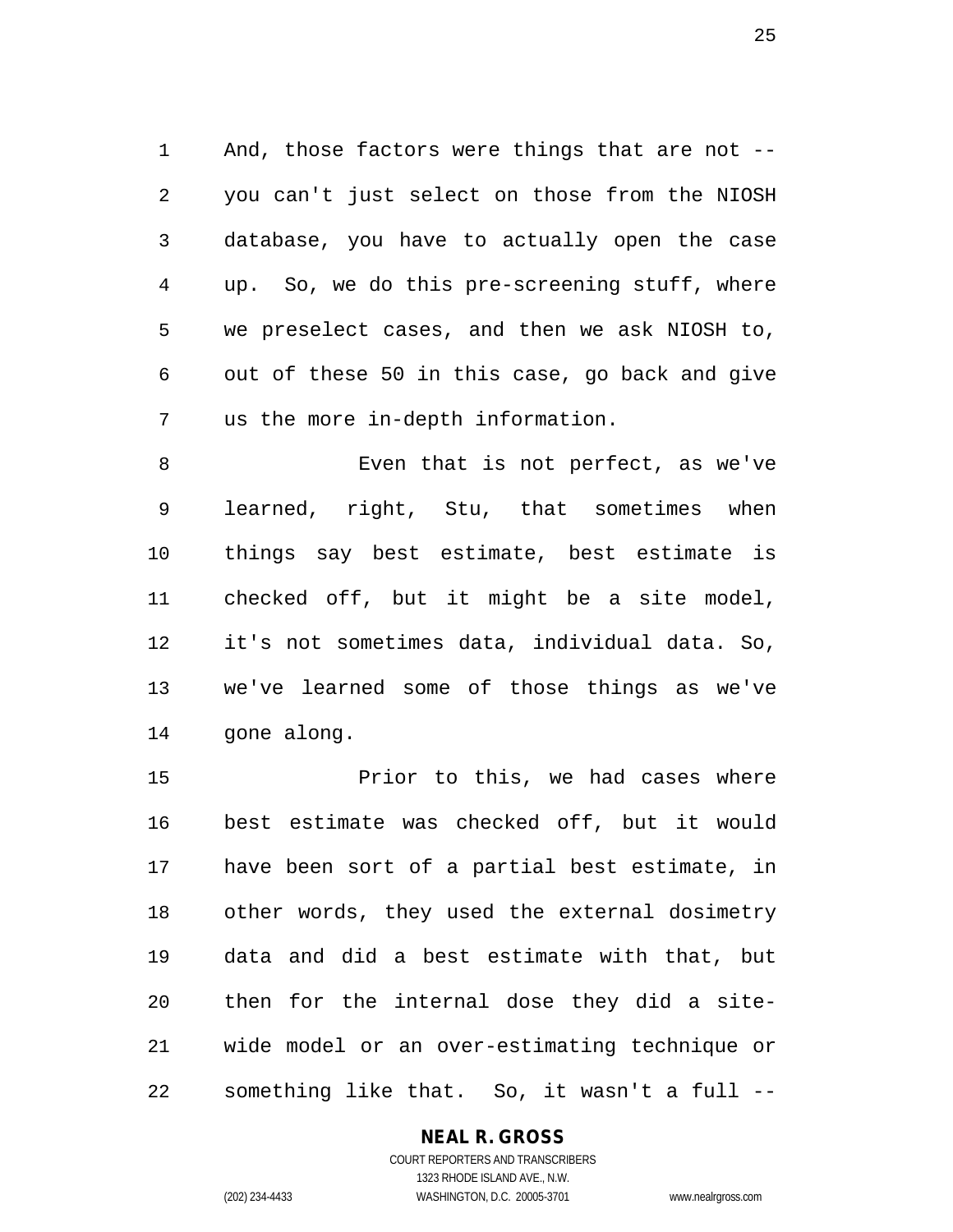And, those factors were things that are not -- you can't just select on those from the NIOSH database, you have to actually open the case up. So, we do this pre-screening stuff, where we preselect cases, and then we ask NIOSH to, out of these 50 in this case, go back and give us the more in-depth information.

Even that is not perfect, as we've learned, right, Stu, that sometimes when things say best estimate, best estimate is checked off, but it might be a site model, it's not sometimes data, individual data. So, we've learned some of those things as we've gone along.

Prior to this, we had cases where best estimate was checked off, but it would have been sort of a partial best estimate, in other words, they used the external dosimetry data and did a best estimate with that, but then for the internal dose they did a site-wide model or an over-estimating technique or something like that. So, it wasn't a full --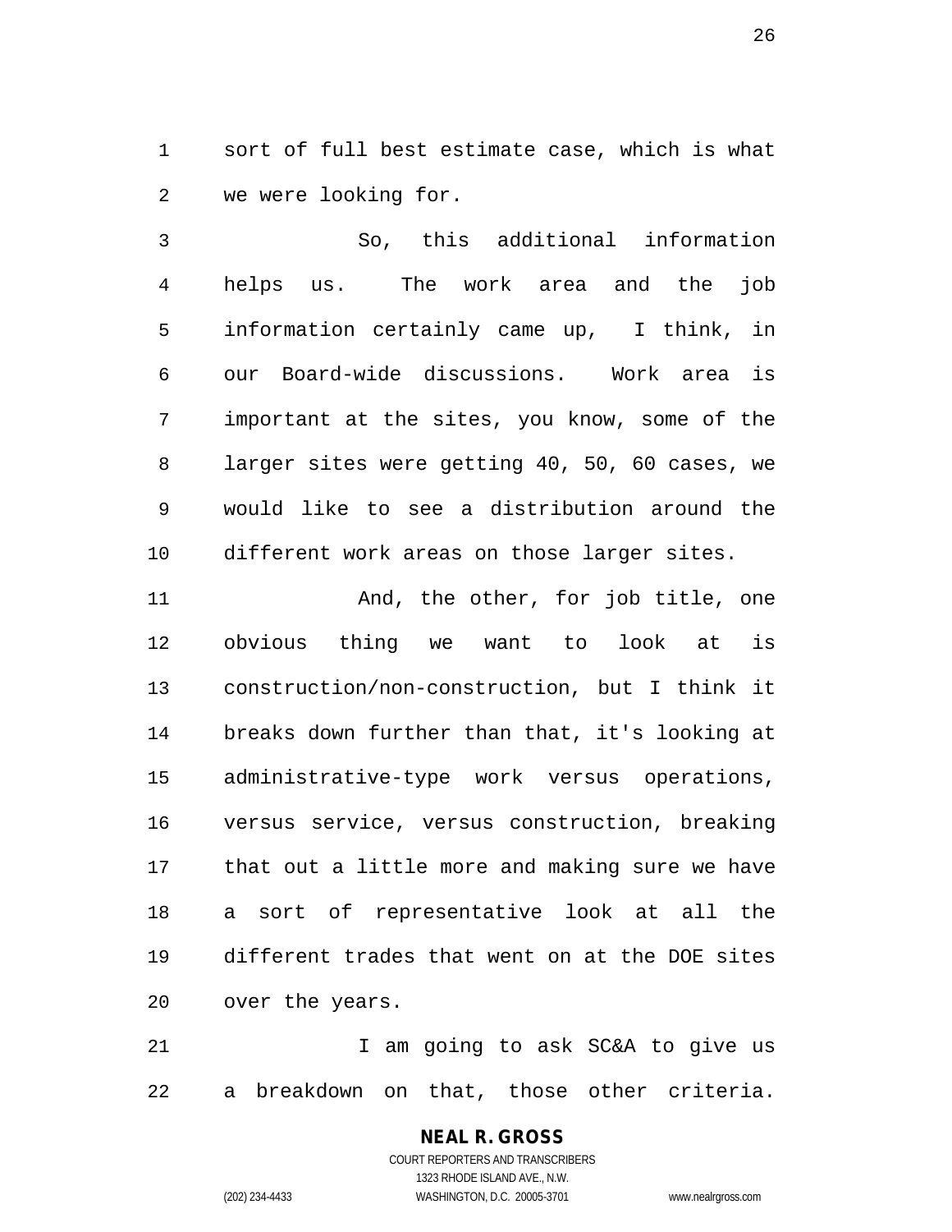sort of full best estimate case, which is what we were looking for.

So, this additional information helps us. The work area and the job information certainly came up, I think, in our Board-wide discussions. Work area is important at the sites, you know, some of the larger sites were getting 40, 50, 60 cases, we would like to see a distribution around the different work areas on those larger sites.

And, the other, for job title, one obvious thing we want to look at is construction/non-construction, but I think it breaks down further than that, it's looking at administrative-type work versus operations, versus service, versus construction, breaking that out a little more and making sure we have a sort of representative look at all the different trades that went on at the DOE sites over the years.

I am going to ask SC&A to give us a breakdown on that, those other criteria.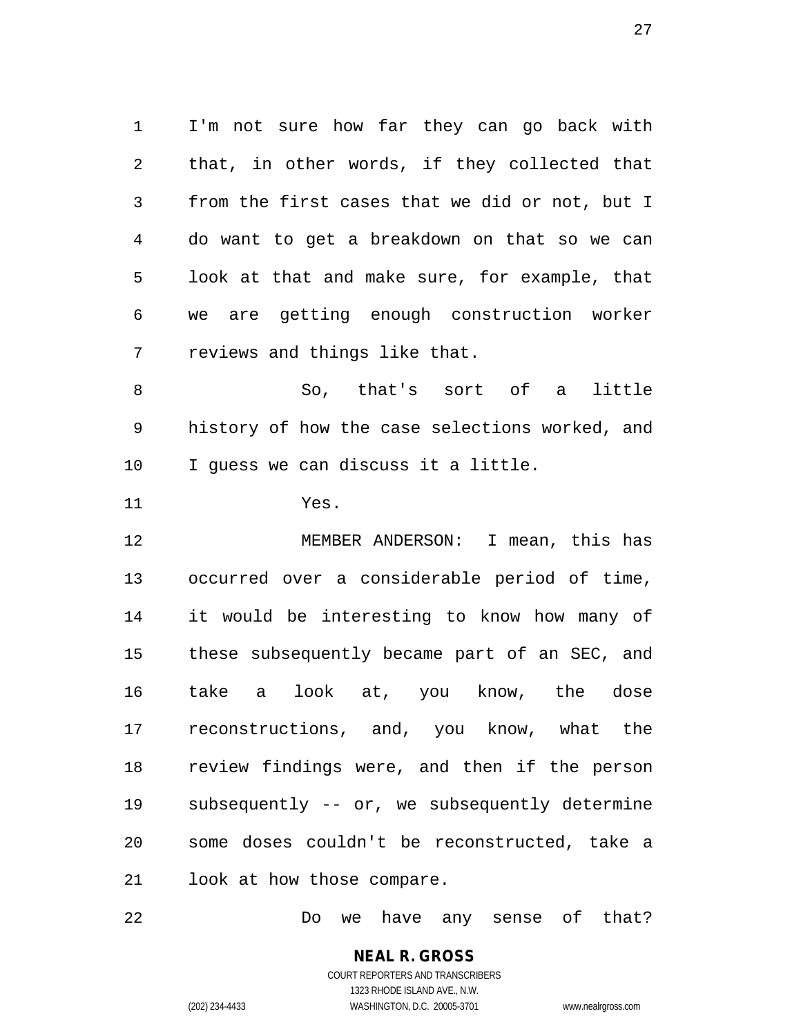I'm not sure how far they can go back with that, in other words, if they collected that from the first cases that we did or not, but I do want to get a breakdown on that so we can look at that and make sure, for example, that we are getting enough construction worker reviews and things like that.

So, that's sort of a little history of how the case selections worked, and I guess we can discuss it a little.

Yes.

MEMBER ANDERSON: I mean, this has occurred over a considerable period of time, it would be interesting to know how many of these subsequently became part of an SEC, and take a look at, you know, the dose reconstructions, and, you know, what the review findings were, and then if the person subsequently -- or, we subsequently determine some doses couldn't be reconstructed, take a look at how those compare.

Do we have any sense of that?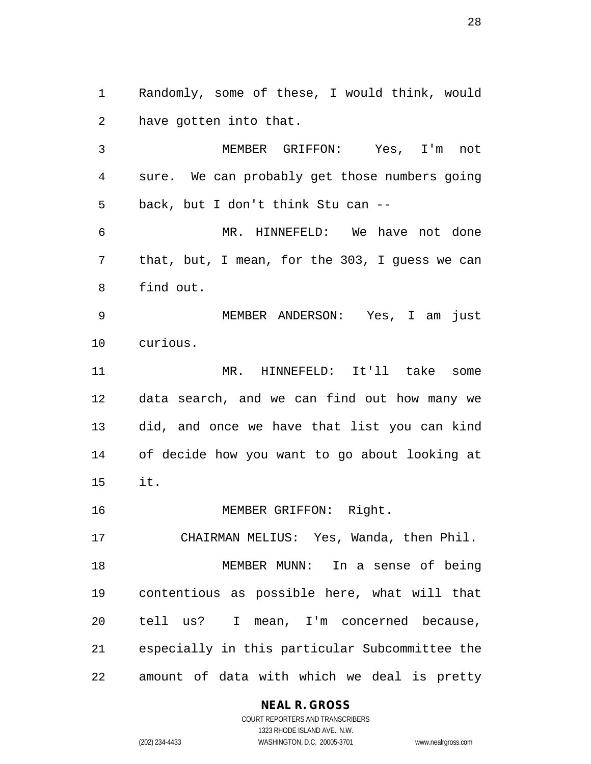Randomly, some of these, I would think, would have gotten into that.

MEMBER GRIFFON: Yes, I'm not sure. We can probably get those numbers going back, but I don't think Stu can --

MR. HINNEFELD: We have not done that, but, I mean, for the 303, I guess we can find out.

MEMBER ANDERSON: Yes, I am just curious.

MR. HINNEFELD: It'll take some data search, and we can find out how many we did, and once we have that list you can kind of decide how you want to go about looking at it.

MEMBER GRIFFON: Right.

CHAIRMAN MELIUS: Yes, Wanda, then Phil.

MEMBER MUNN: In a sense of being contentious as possible here, what will that tell us? I mean, I'm concerned because, especially in this particular Subcommittee the amount of data with which we deal is pretty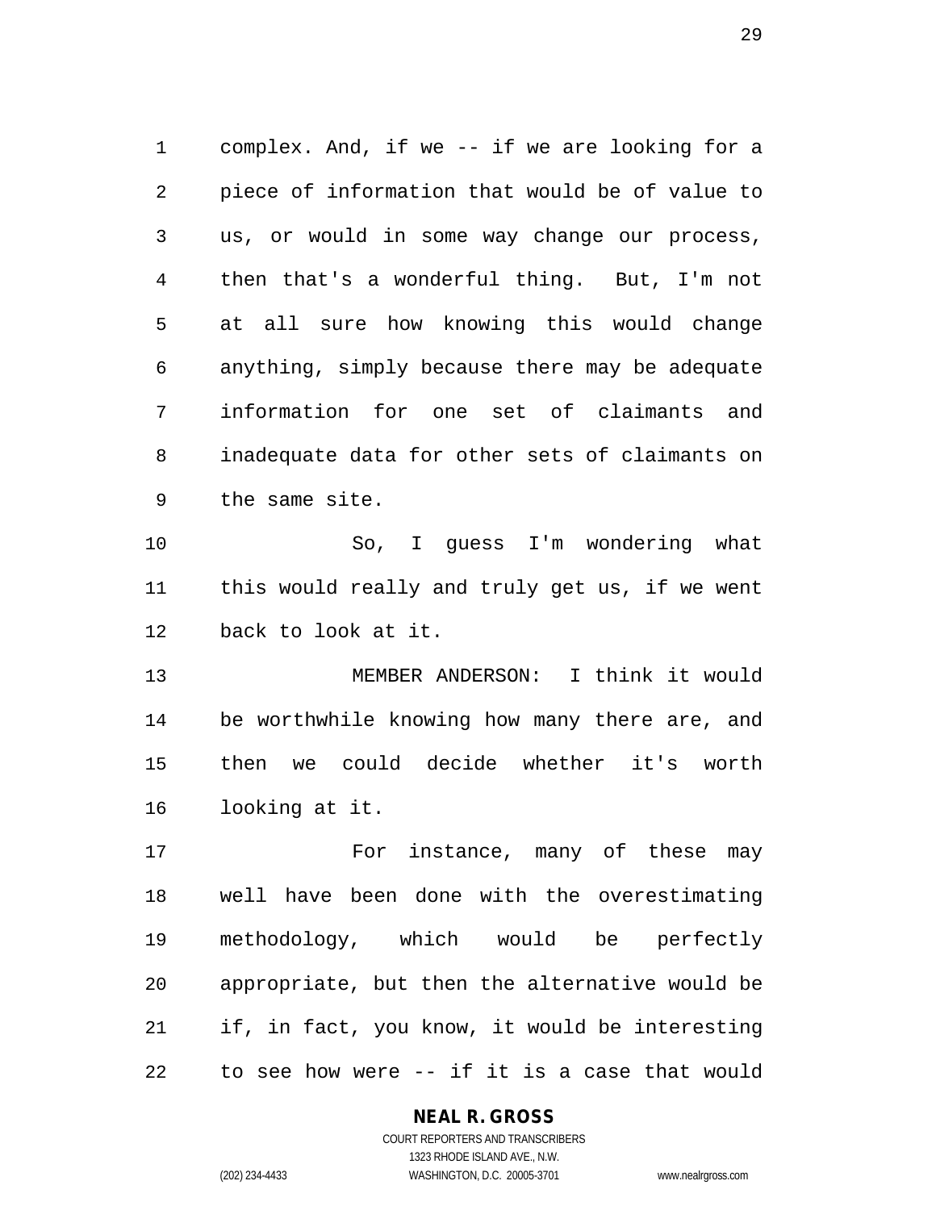complex. And, if we -- if we are looking for a piece of information that would be of value to us, or would in some way change our process, then that's a wonderful thing. But, I'm not at all sure how knowing this would change anything, simply because there may be adequate information for one set of claimants and inadequate data for other sets of claimants on the same site.

So, I guess I'm wondering what this would really and truly get us, if we went back to look at it.

MEMBER ANDERSON: I think it would be worthwhile knowing how many there are, and then we could decide whether it's worth looking at it.

For instance, many of these may well have been done with the overestimating methodology, which would be perfectly appropriate, but then the alternative would be if, in fact, you know, it would be interesting to see how were -- if it is a case that would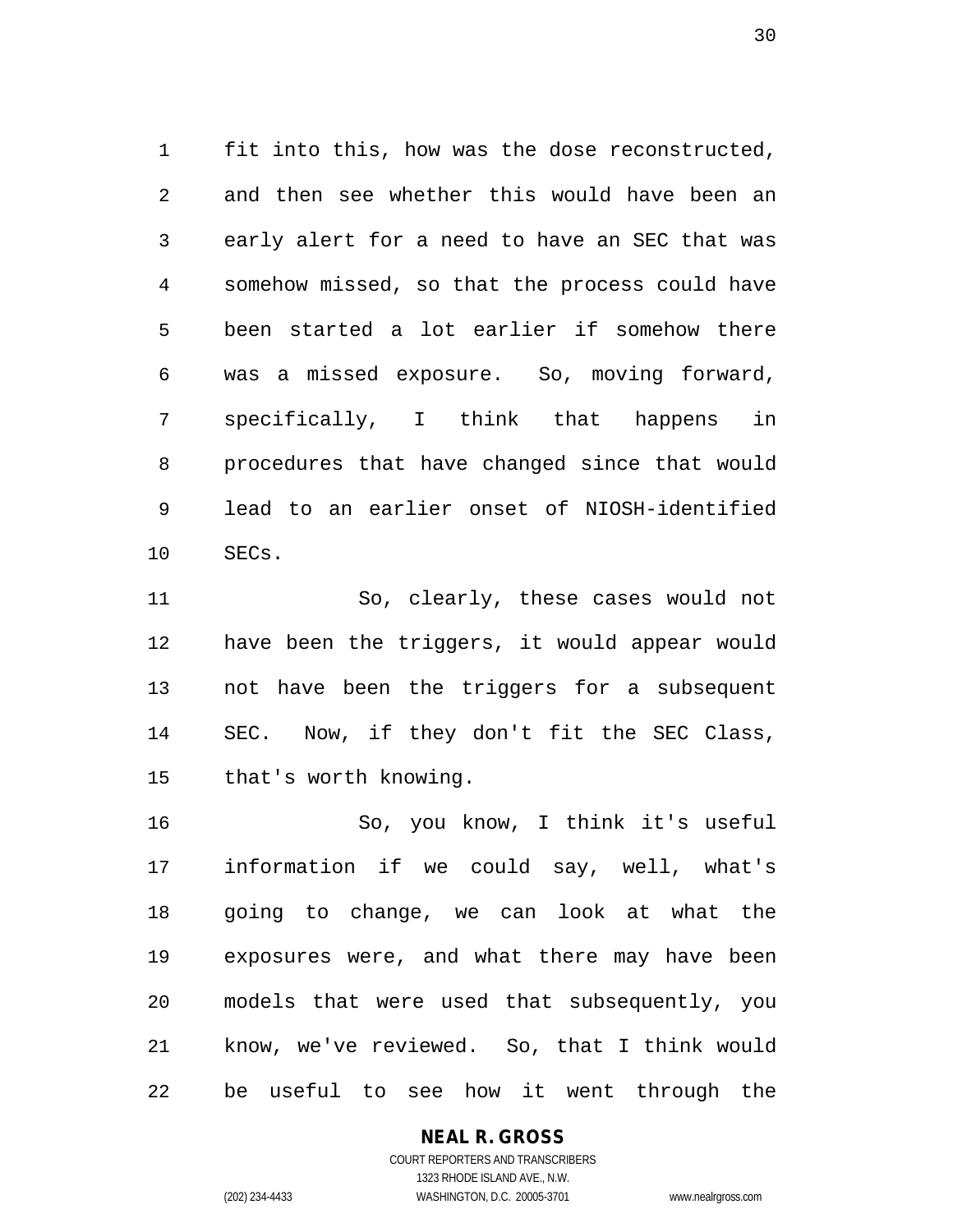fit into this, how was the dose reconstructed, and then see whether this would have been an early alert for a need to have an SEC that was somehow missed, so that the process could have been started a lot earlier if somehow there was a missed exposure. So, moving forward, specifically, I think that happens in procedures that have changed since that would lead to an earlier onset of NIOSH-identified SECs.

So, clearly, these cases would not have been the triggers, it would appear would not have been the triggers for a subsequent SEC. Now, if they don't fit the SEC Class, that's worth knowing.

So, you know, I think it's useful information if we could say, well, what's going to change, we can look at what the exposures were, and what there may have been models that were used that subsequently, you know, we've reviewed. So, that I think would be useful to see how it went through the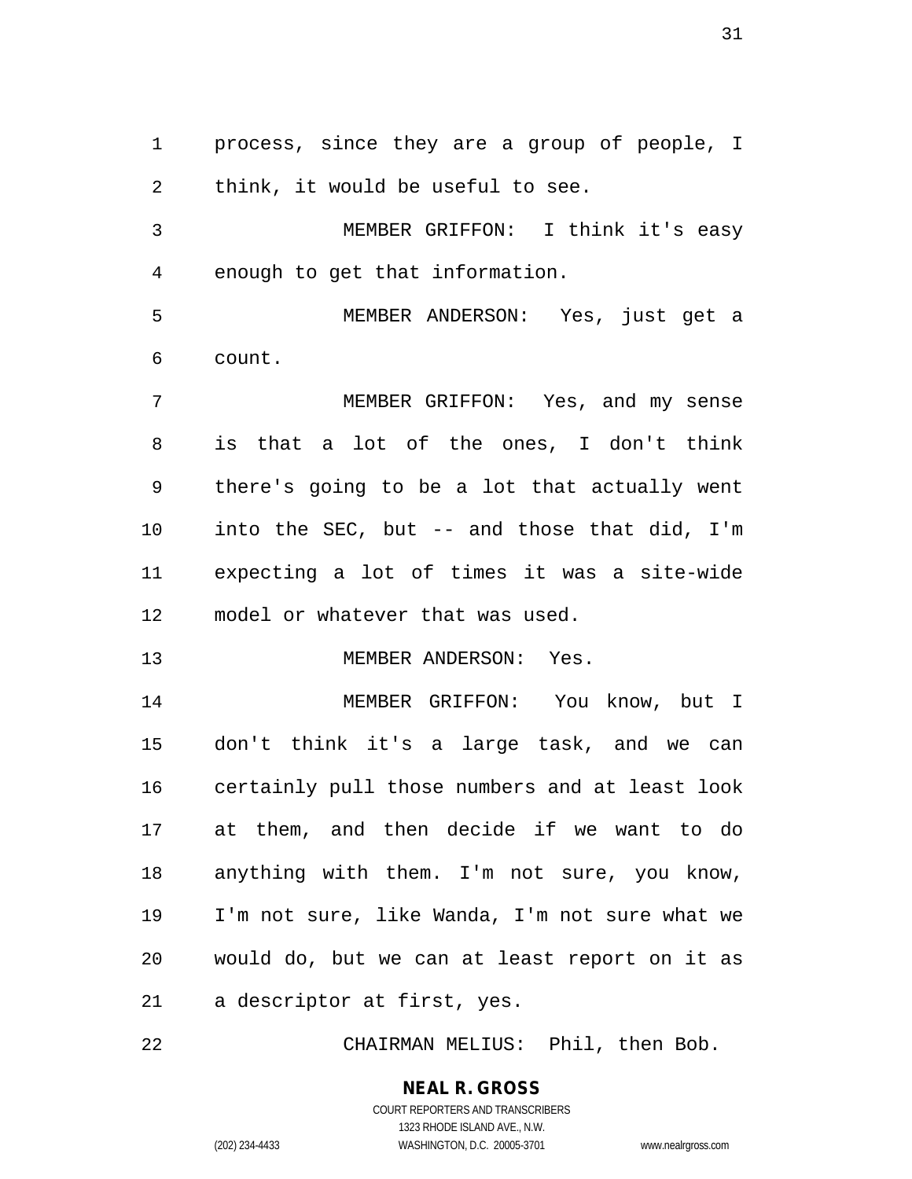process, since they are a group of people, I think, it would be useful to see.

MEMBER GRIFFON: I think it's easy enough to get that information.

MEMBER ANDERSON: Yes, just get a count.

MEMBER GRIFFON: Yes, and my sense is that a lot of the ones, I don't think there's going to be a lot that actually went into the SEC, but -- and those that did, I'm expecting a lot of times it was a site-wide model or whatever that was used.

MEMBER ANDERSON: Yes.

MEMBER GRIFFON: You know, but I don't think it's a large task, and we can certainly pull those numbers and at least look at them, and then decide if we want to do anything with them. I'm not sure, you know, I'm not sure, like Wanda, I'm not sure what we would do, but we can at least report on it as a descriptor at first, yes.

CHAIRMAN MELIUS: Phil, then Bob.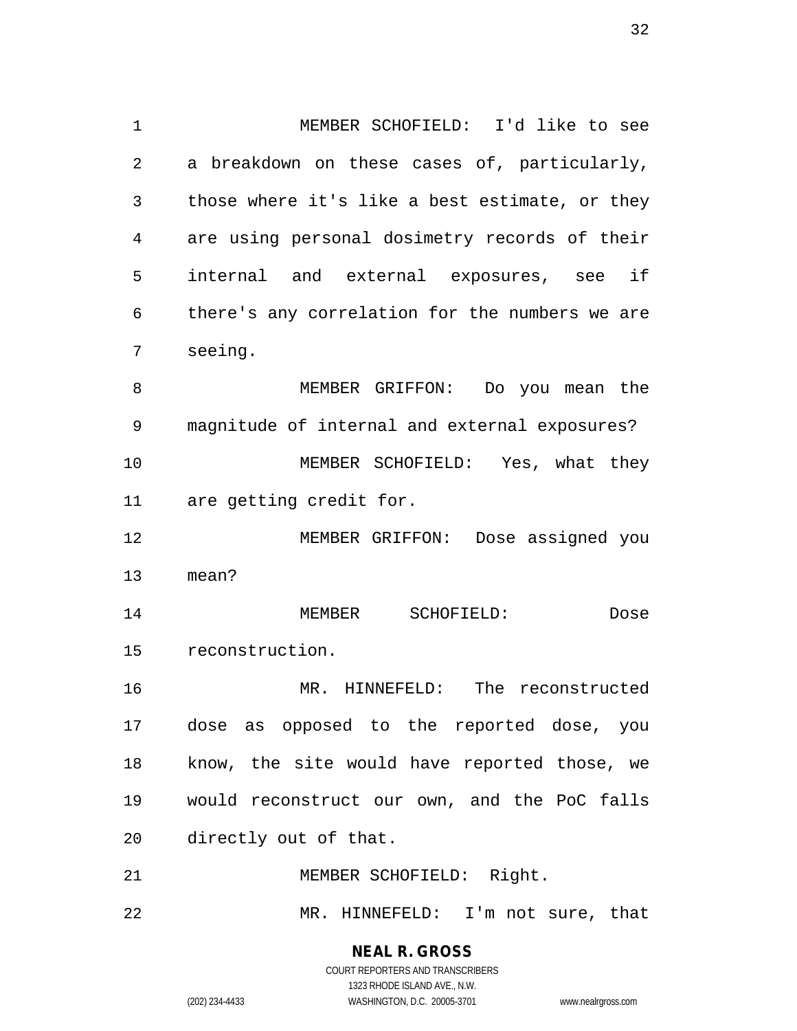MEMBER SCHOFIELD: I'd like to see a breakdown on these cases of, particularly, those where it's like a best estimate, or they are using personal dosimetry records of their internal and external exposures, see if there's any correlation for the numbers we are seeing.

MEMBER GRIFFON: Do you mean the magnitude of internal and external exposures?

MEMBER SCHOFIELD: Yes, what they are getting credit for.

MEMBER GRIFFON: Dose assigned you mean?

MEMBER SCHOFIELD: Dose reconstruction.

MR. HINNEFELD: The reconstructed dose as opposed to the reported dose, you know, the site would have reported those, we would reconstruct our own, and the PoC falls directly out of that.

MEMBER SCHOFIELD: Right.

MR. HINNEFELD: I'm not sure, that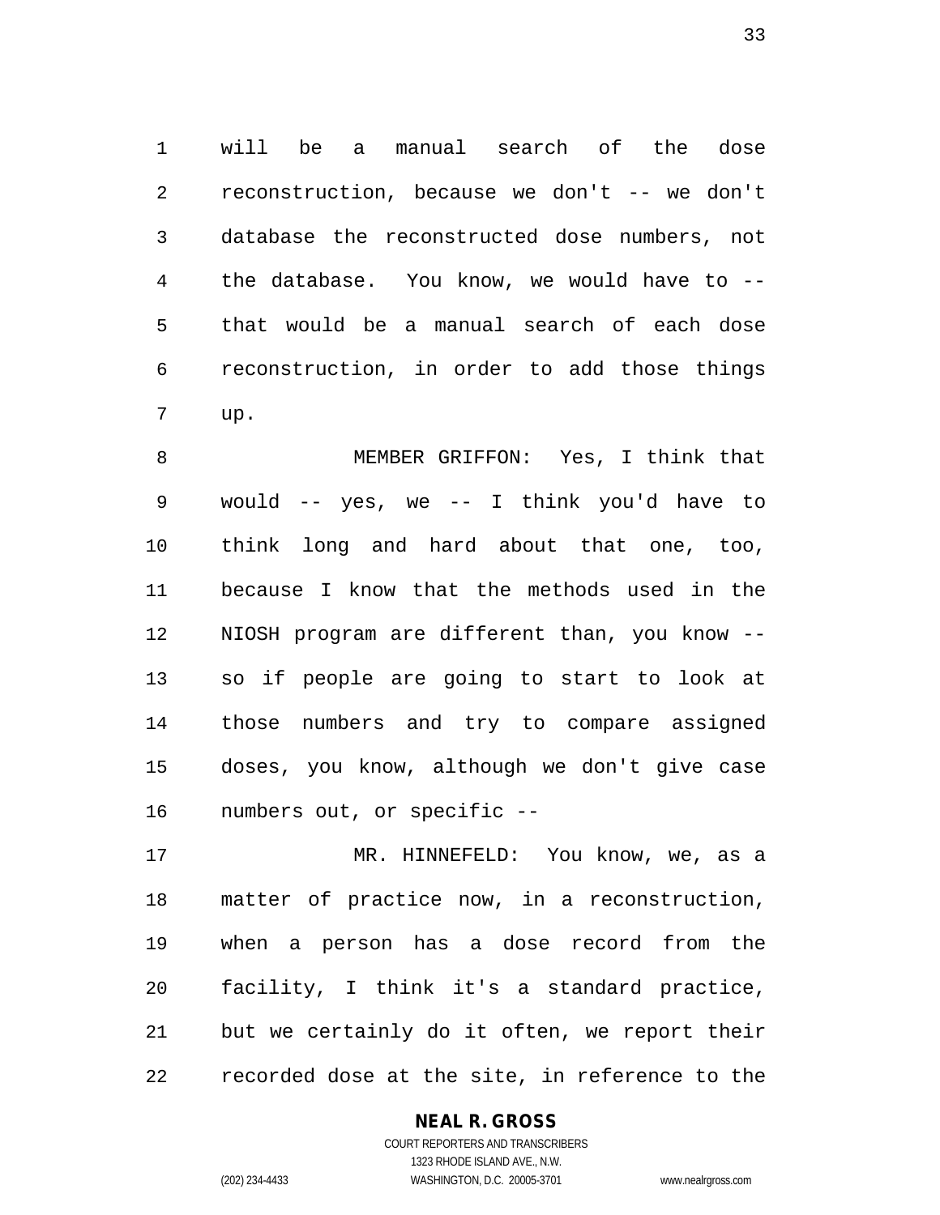will be a manual search of the dose reconstruction, because we don't -- we don't database the reconstructed dose numbers, not the database. You know, we would have to -- that would be a manual search of each dose reconstruction, in order to add those things up.

MEMBER GRIFFON: Yes, I think that would -- yes, we -- I think you'd have to think long and hard about that one, too, because I know that the methods used in the NIOSH program are different than, you know -- so if people are going to start to look at those numbers and try to compare assigned doses, you know, although we don't give case numbers out, or specific --

MR. HINNEFELD: You know, we, as a matter of practice now, in a reconstruction, when a person has a dose record from the facility, I think it's a standard practice, but we certainly do it often, we report their recorded dose at the site, in reference to the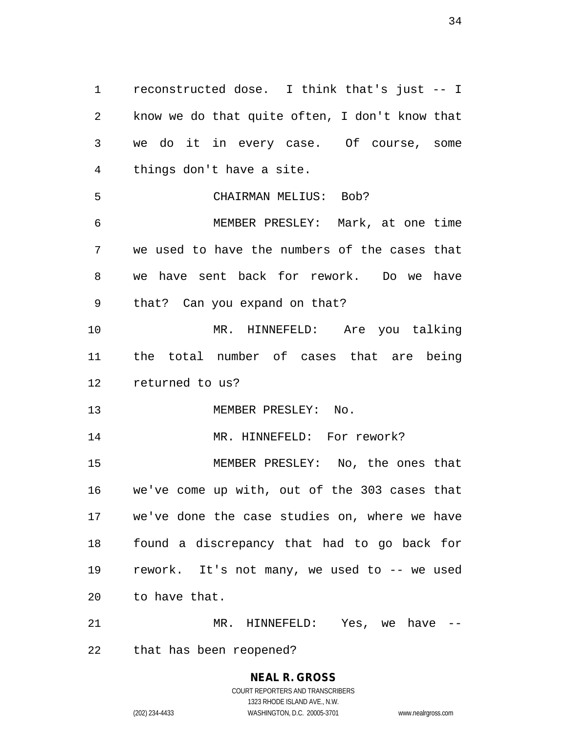reconstructed dose. I think that's just -- I know we do that quite often, I don't know that we do it in every case. Of course, some things don't have a site.

CHAIRMAN MELIUS: Bob?

MEMBER PRESLEY: Mark, at one time we used to have the numbers of the cases that we have sent back for rework. Do we have that? Can you expand on that?

MR. HINNEFELD: Are you talking the total number of cases that are being returned to us?

MEMBER PRESLEY: No.

MR. HINNEFELD: For rework?

MEMBER PRESLEY: No, the ones that we've come up with, out of the 303 cases that we've done the case studies on, where we have found a discrepancy that had to go back for rework. It's not many, we used to -- we used to have that.

MR. HINNEFELD: Yes, we have -- that has been reopened?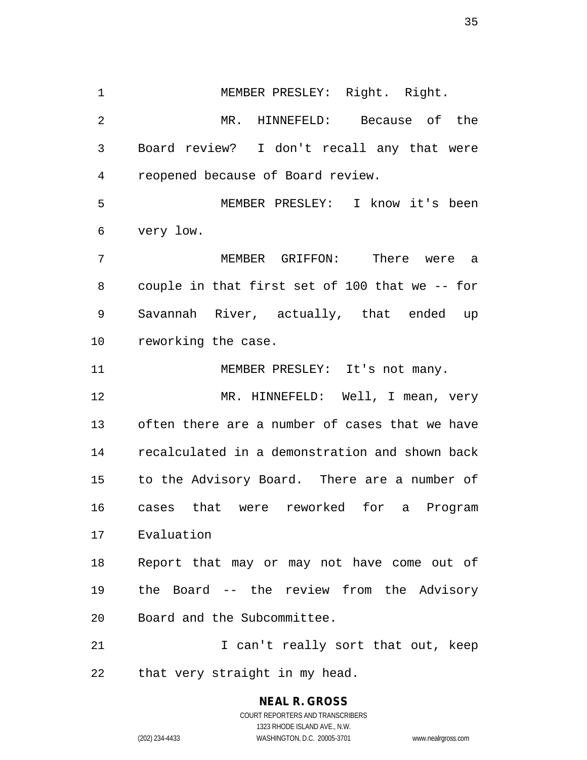MEMBER PRESLEY: Right. Right.

MR. HINNEFELD: Because of the Board review? I don't recall any that were reopened because of Board review.

MEMBER PRESLEY: I know it's been very low.

MEMBER GRIFFON: There were a couple in that first set of 100 that we -- for Savannah River, actually, that ended up reworking the case.

MEMBER PRESLEY: It's not many.

MR. HINNEFELD: Well, I mean, very often there are a number of cases that we have recalculated in a demonstration and shown back to the Advisory Board. There are a number of cases that were reworked for a Program Evaluation Report that may or may not have come out of the Board -- the review from the Advisory Board and the Subcommittee.

I can't really sort that out, keep that very straight in my head.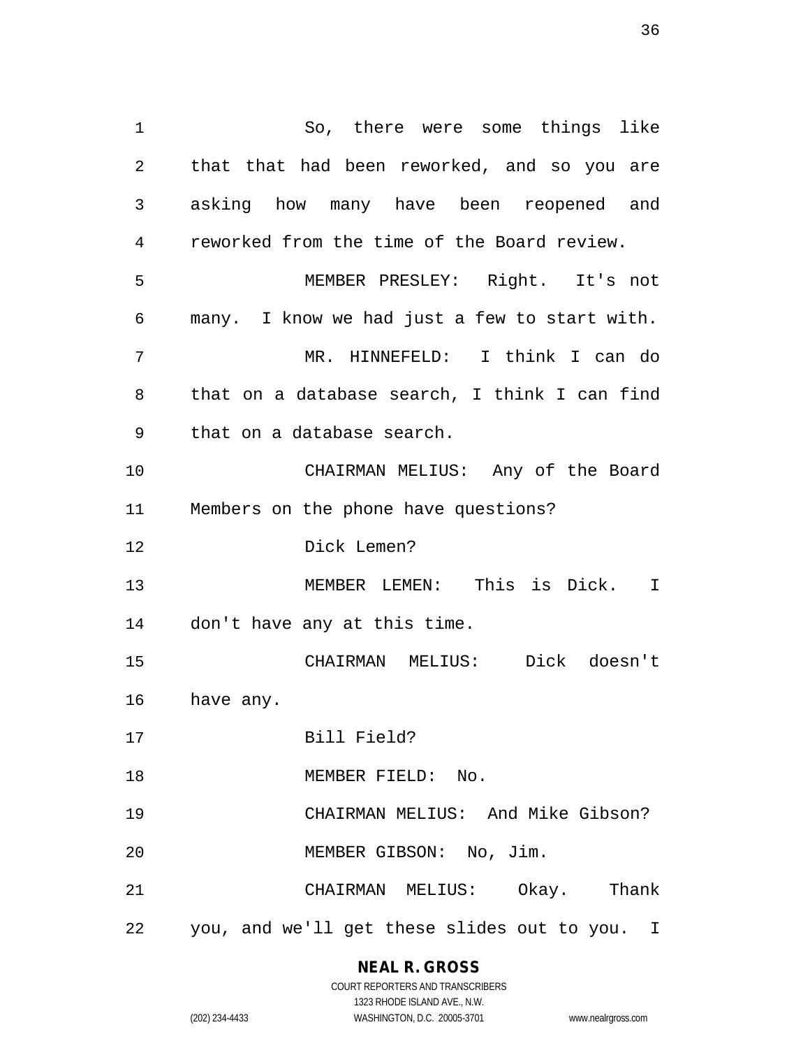So, there were some things like that that had been reworked, and so you are asking how many have been reopened and reworked from the time of the Board review.

MEMBER PRESLEY: Right. It's not many. I know we had just a few to start with.

MR. HINNEFELD: I think I can do that on a database search, I think I can find that on a database search.

CHAIRMAN MELIUS: Any of the Board Members on the phone have questions?

Dick Lemen?

MEMBER LEMEN: This is Dick. I don't have any at this time.

CHAIRMAN MELIUS: Dick doesn't have any.

Bill Field?

MEMBER FIELD: No.

CHAIRMAN MELIUS: And Mike Gibson?

MEMBER GIBSON: No, Jim.

CHAIRMAN MELIUS: Okay. Thank you, and we'll get these slides out to you. I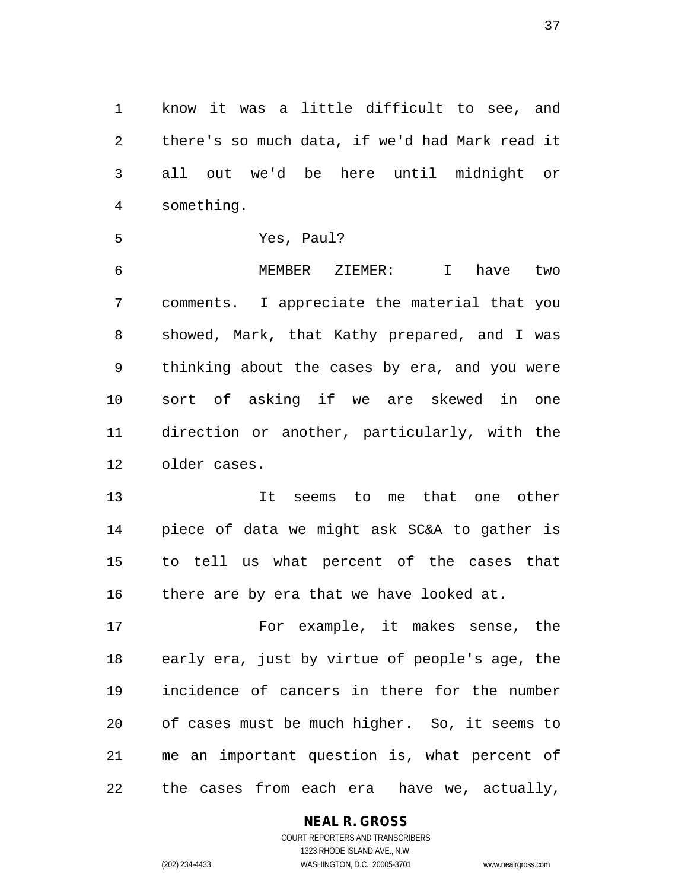know it was a little difficult to see, and there's so much data, if we'd had Mark read it all out we'd be here until midnight or something.

Yes, Paul?

MEMBER ZIEMER: I have two comments. I appreciate the material that you showed, Mark, that Kathy prepared, and I was thinking about the cases by era, and you were sort of asking if we are skewed in one direction or another, particularly, with the older cases.

It seems to me that one other piece of data we might ask SC&A to gather is to tell us what percent of the cases that there are by era that we have looked at.

For example, it makes sense, the early era, just by virtue of people's age, the incidence of cancers in there for the number of cases must be much higher. So, it seems to me an important question is, what percent of the cases from each era have we, actually,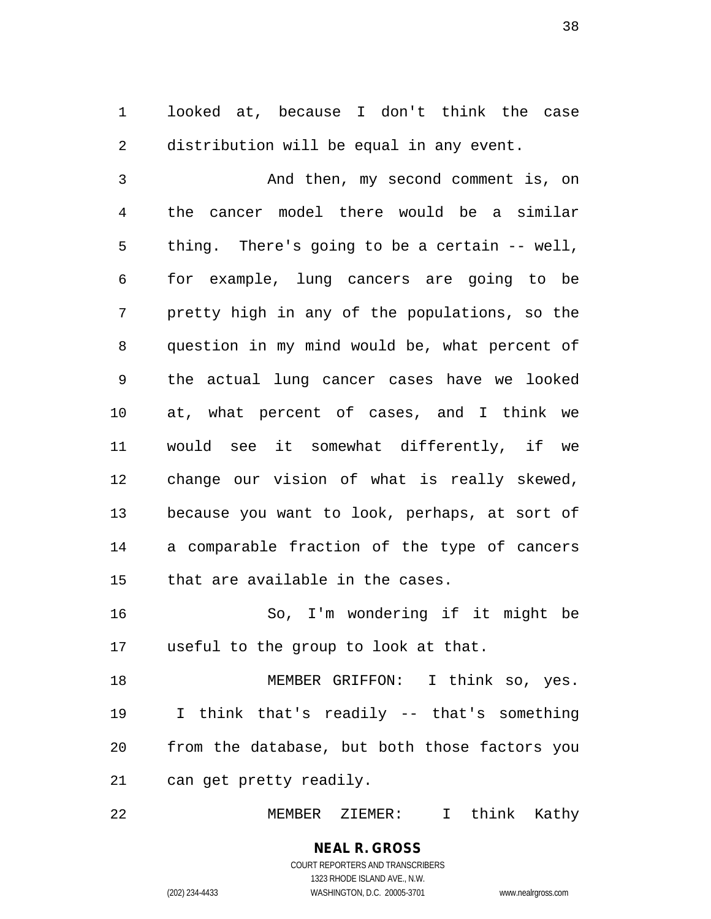looked at, because I don't think the case distribution will be equal in any event.

And then, my second comment is, on the cancer model there would be a similar thing. There's going to be a certain -- well, for example, lung cancers are going to be pretty high in any of the populations, so the question in my mind would be, what percent of the actual lung cancer cases have we looked at, what percent of cases, and I think we would see it somewhat differently, if we change our vision of what is really skewed, because you want to look, perhaps, at sort of a comparable fraction of the type of cancers that are available in the cases.

So, I'm wondering if it might be useful to the group to look at that.

MEMBER GRIFFON: I think so, yes. I think that's readily -- that's something from the database, but both those factors you can get pretty readily.

MEMBER ZIEMER: I think Kathy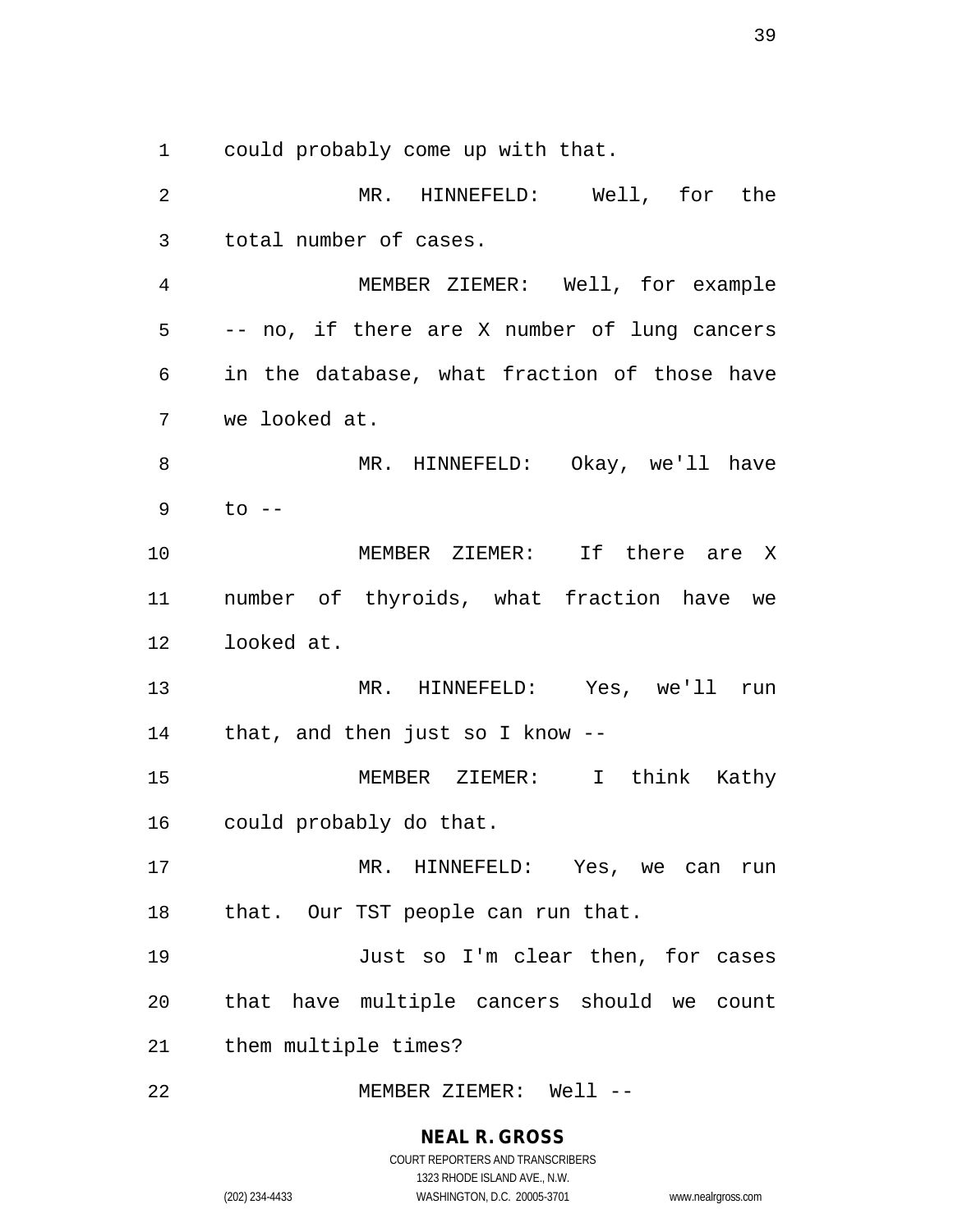could probably come up with that.

MR. HINNEFELD: Well, for the total number of cases.

MEMBER ZIEMER: Well, for example -- no, if there are X number of lung cancers in the database, what fraction of those have we looked at.

MR. HINNEFELD: Okay, we'll have to --

MEMBER ZIEMER: If there are X number of thyroids, what fraction have we looked at.

MR. HINNEFELD: Yes, we'll run that, and then just so I know --

MEMBER ZIEMER: I think Kathy could probably do that.

MR. HINNEFELD: Yes, we can run that. Our TST people can run that.

Just so I'm clear then, for cases that have multiple cancers should we count them multiple times?

MEMBER ZIEMER: Well --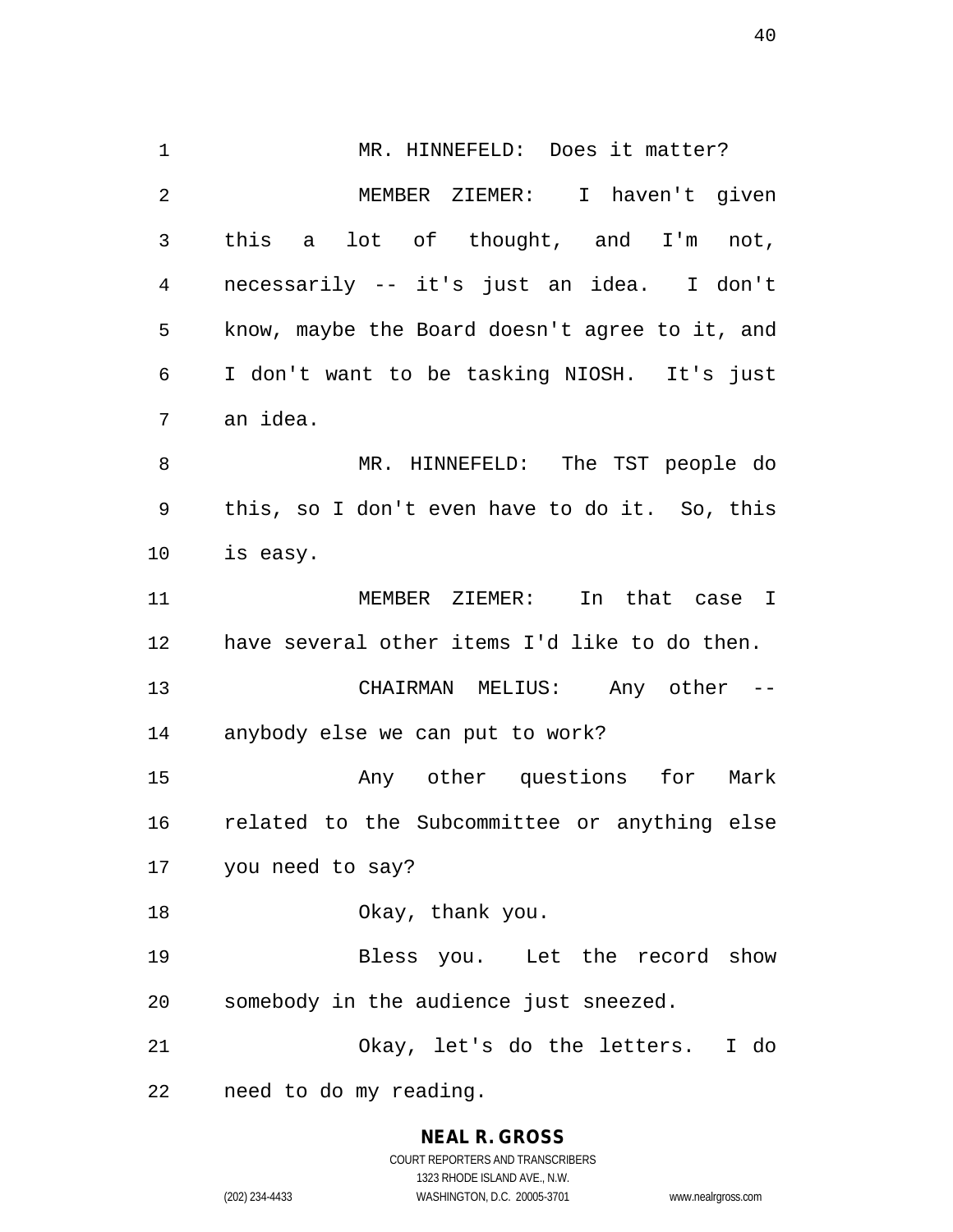MR. HINNEFELD: Does it matter?

MEMBER ZIEMER: I haven't given this a lot of thought, and I'm not, necessarily -- it's just an idea. I don't know, maybe the Board doesn't agree to it, and I don't want to be tasking NIOSH. It's just an idea.

MR. HINNEFELD: The TST people do this, so I don't even have to do it. So, this is easy.

MEMBER ZIEMER: In that case I have several other items I'd like to do then.

CHAIRMAN MELIUS: Any other -- anybody else we can put to work?

Any other questions for Mark related to the Subcommittee or anything else you need to say?

Okay, thank you.

Bless you. Let the record show somebody in the audience just sneezed.

Okay, let's do the letters. I do need to do my reading.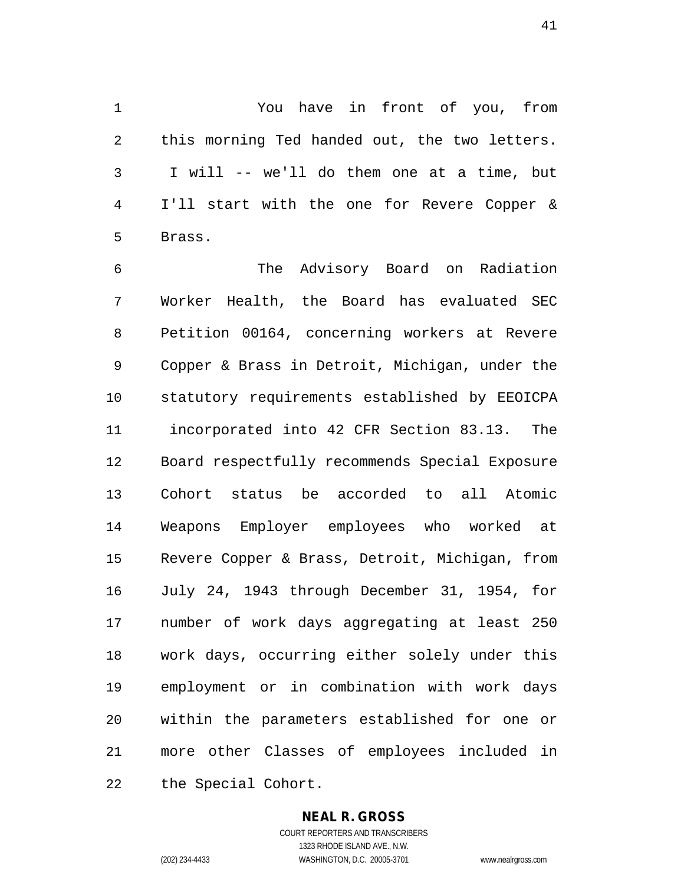You have in front of you, from this morning Ted handed out, the two letters. I will -- we'll do them one at a time, but I'll start with the one for Revere Copper & Brass.

The Advisory Board on Radiation Worker Health, the Board has evaluated SEC Petition 00164, concerning workers at Revere Copper & Brass in Detroit, Michigan, under the statutory requirements established by EEOICPA incorporated into 42 CFR Section 83.13. The Board respectfully recommends Special Exposure Cohort status be accorded to all Atomic Weapons Employer employees who worked at Revere Copper & Brass, Detroit, Michigan, from July 24, 1943 through December 31, 1954, for number of work days aggregating at least 250 work days, occurring either solely under this employment or in combination with work days within the parameters established for one or more other Classes of employees included in the Special Cohort.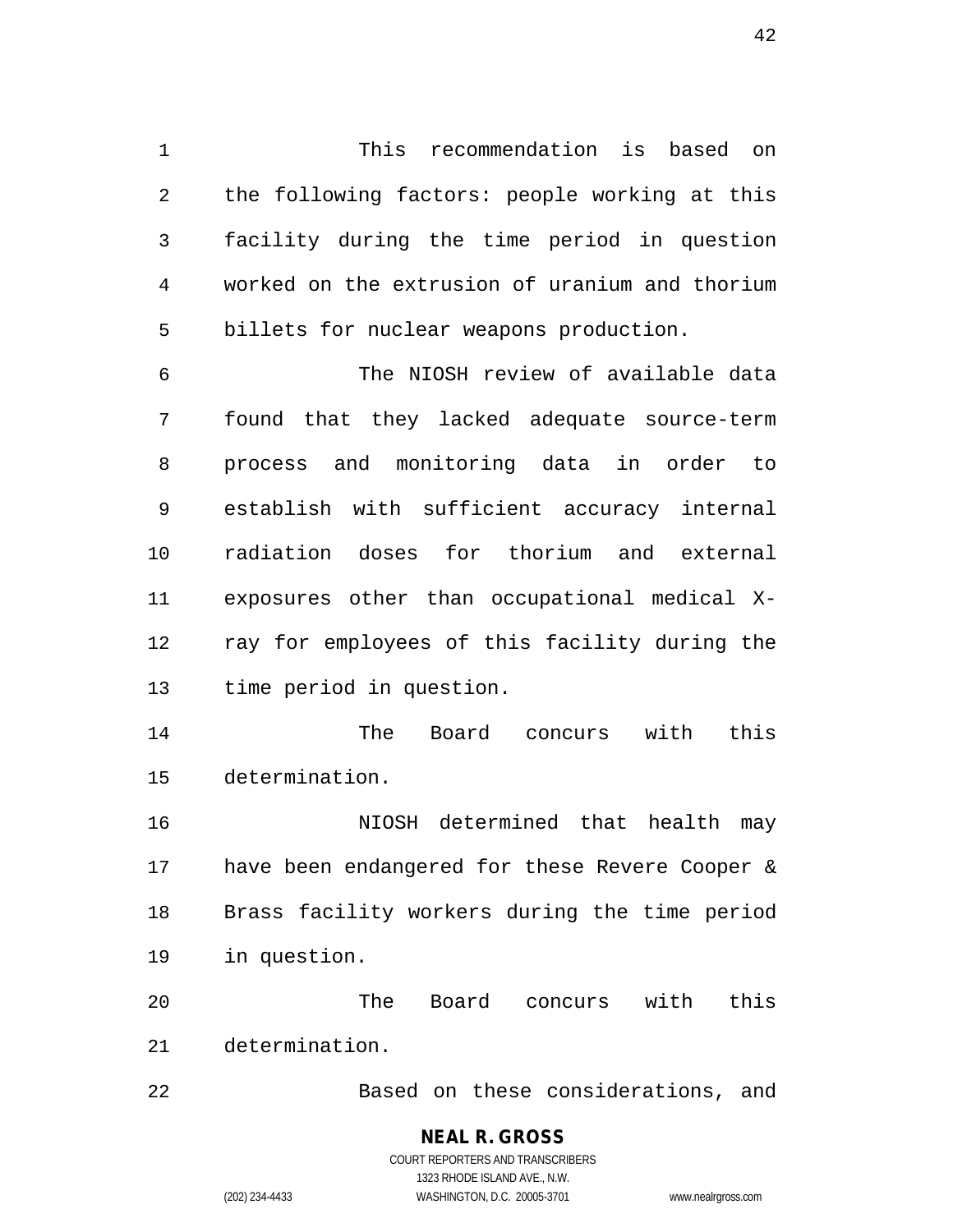This recommendation is based on the following factors: people working at this facility during the time period in question worked on the extrusion of uranium and thorium billets for nuclear weapons production.

The NIOSH review of available data found that they lacked adequate source-term process and monitoring data in order to establish with sufficient accuracy internal radiation doses for thorium and external exposures other than occupational medical X-ray for employees of this facility during the time period in question.

The Board concurs with this determination.

NIOSH determined that health may have been endangered for these Revere Cooper & Brass facility workers during the time period in question.

The Board concurs with this determination.

Based on these considerations, and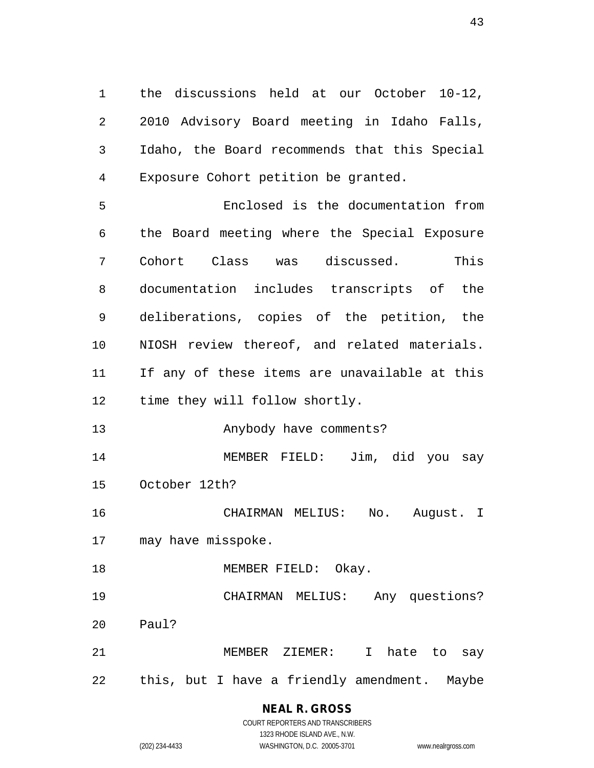the discussions held at our October 10-12, 2010 Advisory Board meeting in Idaho Falls, Idaho, the Board recommends that this Special Exposure Cohort petition be granted.

Enclosed is the documentation from the Board meeting where the Special Exposure Cohort Class was discussed. This documentation includes transcripts of the deliberations, copies of the petition, the NIOSH review thereof, and related materials. If any of these items are unavailable at this time they will follow shortly.

Anybody have comments?

MEMBER FIELD: Jim, did you say October 12th?

CHAIRMAN MELIUS: No. August. I may have misspoke.

MEMBER FIELD: Okay.

CHAIRMAN MELIUS: Any questions? Paul?

MEMBER ZIEMER: I hate to say this, but I have a friendly amendment. Maybe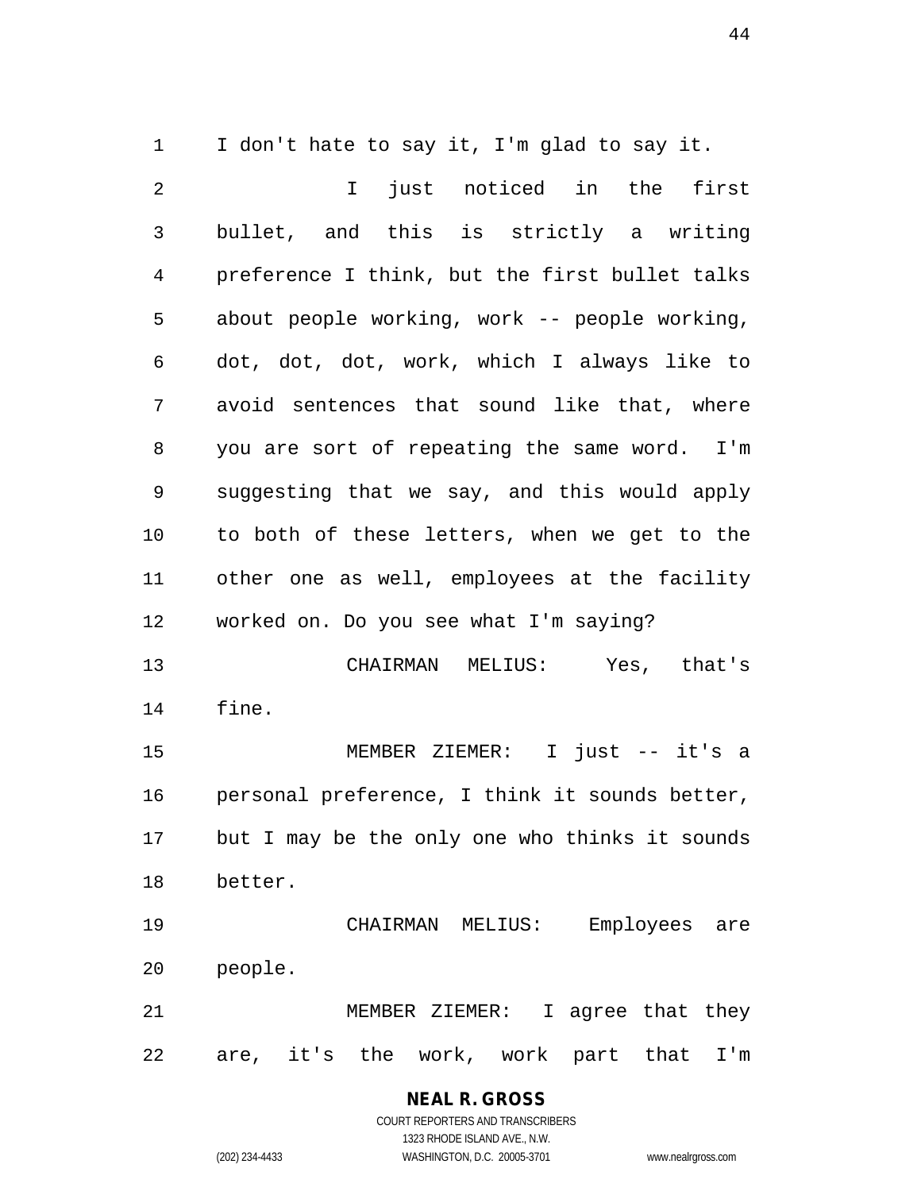I don't hate to say it, I'm glad to say it.

I just noticed in the first bullet, and this is strictly a writing preference I think, but the first bullet talks about people working, work -- people working, dot, dot, dot, work, which I always like to avoid sentences that sound like that, where you are sort of repeating the same word. I'm suggesting that we say, and this would apply to both of these letters, when we get to the other one as well, employees at the facility worked on. Do you see what I'm saying?

CHAIRMAN MELIUS: Yes, that's fine.

MEMBER ZIEMER: I just -- it's a personal preference, I think it sounds better, but I may be the only one who thinks it sounds better.

CHAIRMAN MELIUS: Employees are people.

MEMBER ZIEMER: I agree that they are, it's the work, work part that I'm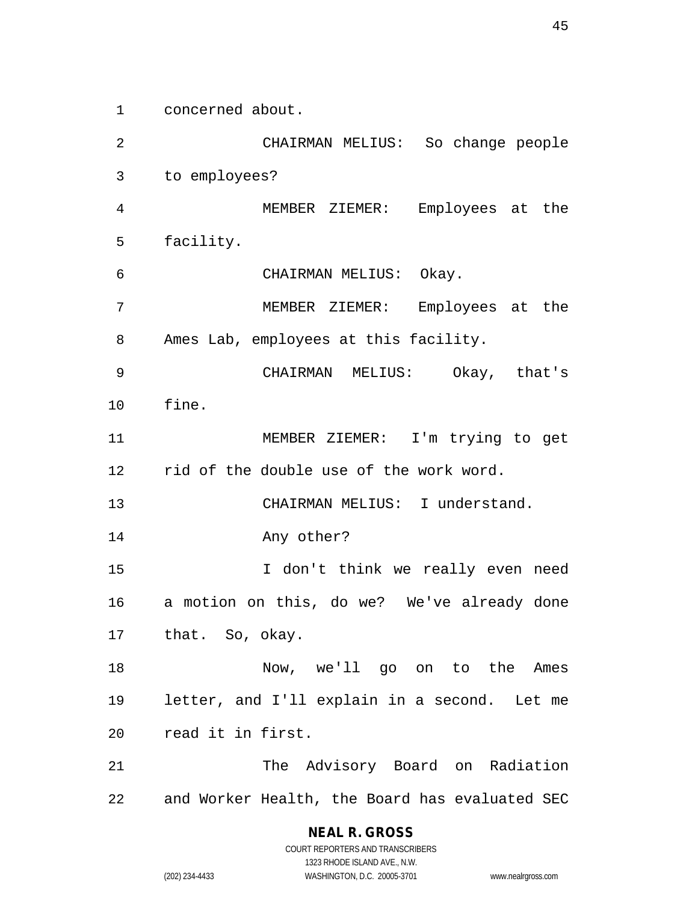concerned about.

CHAIRMAN MELIUS: So change people to employees?

MEMBER ZIEMER: Employees at the facility.

CHAIRMAN MELIUS: Okay.

MEMBER ZIEMER: Employees at the Ames Lab, employees at this facility.

CHAIRMAN MELIUS: Okay, that's fine.

MEMBER ZIEMER: I'm trying to get rid of the double use of the work word.

CHAIRMAN MELIUS: I understand.

Any other?

I don't think we really even need a motion on this, do we? We've already done that. So, okay.

Now, we'll go on to the Ames letter, and I'll explain in a second. Let me read it in first.

The Advisory Board on Radiation and Worker Health, the Board has evaluated SEC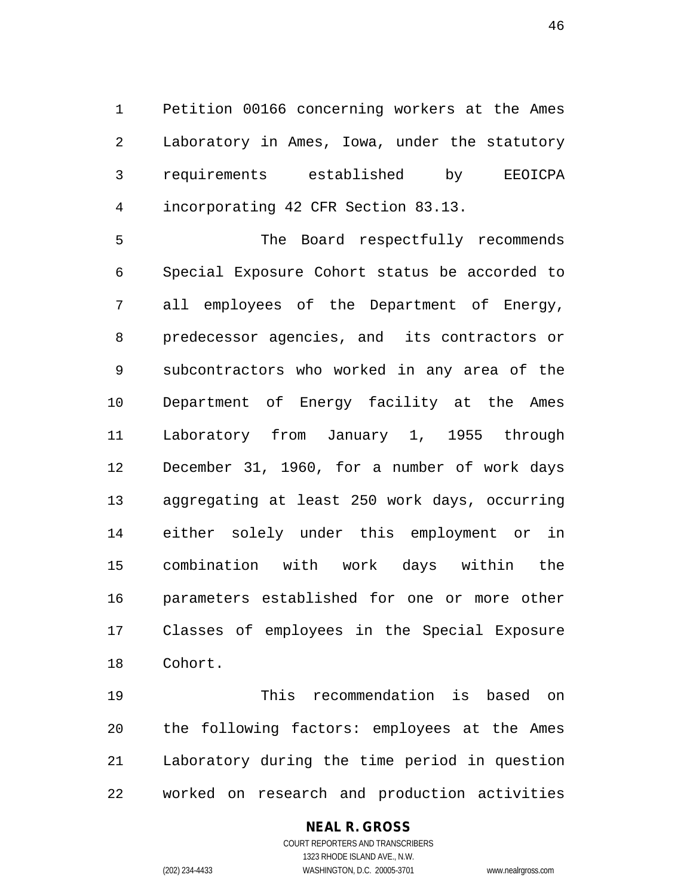Petition 00166 concerning workers at the Ames Laboratory in Ames, Iowa, under the statutory requirements established by EEOICPA incorporating 42 CFR Section 83.13.

The Board respectfully recommends Special Exposure Cohort status be accorded to all employees of the Department of Energy, predecessor agencies, and its contractors or subcontractors who worked in any area of the Department of Energy facility at the Ames Laboratory from January 1, 1955 through December 31, 1960, for a number of work days aggregating at least 250 work days, occurring either solely under this employment or in combination with work days within the parameters established for one or more other Classes of employees in the Special Exposure Cohort.

This recommendation is based on the following factors: employees at the Ames Laboratory during the time period in question worked on research and production activities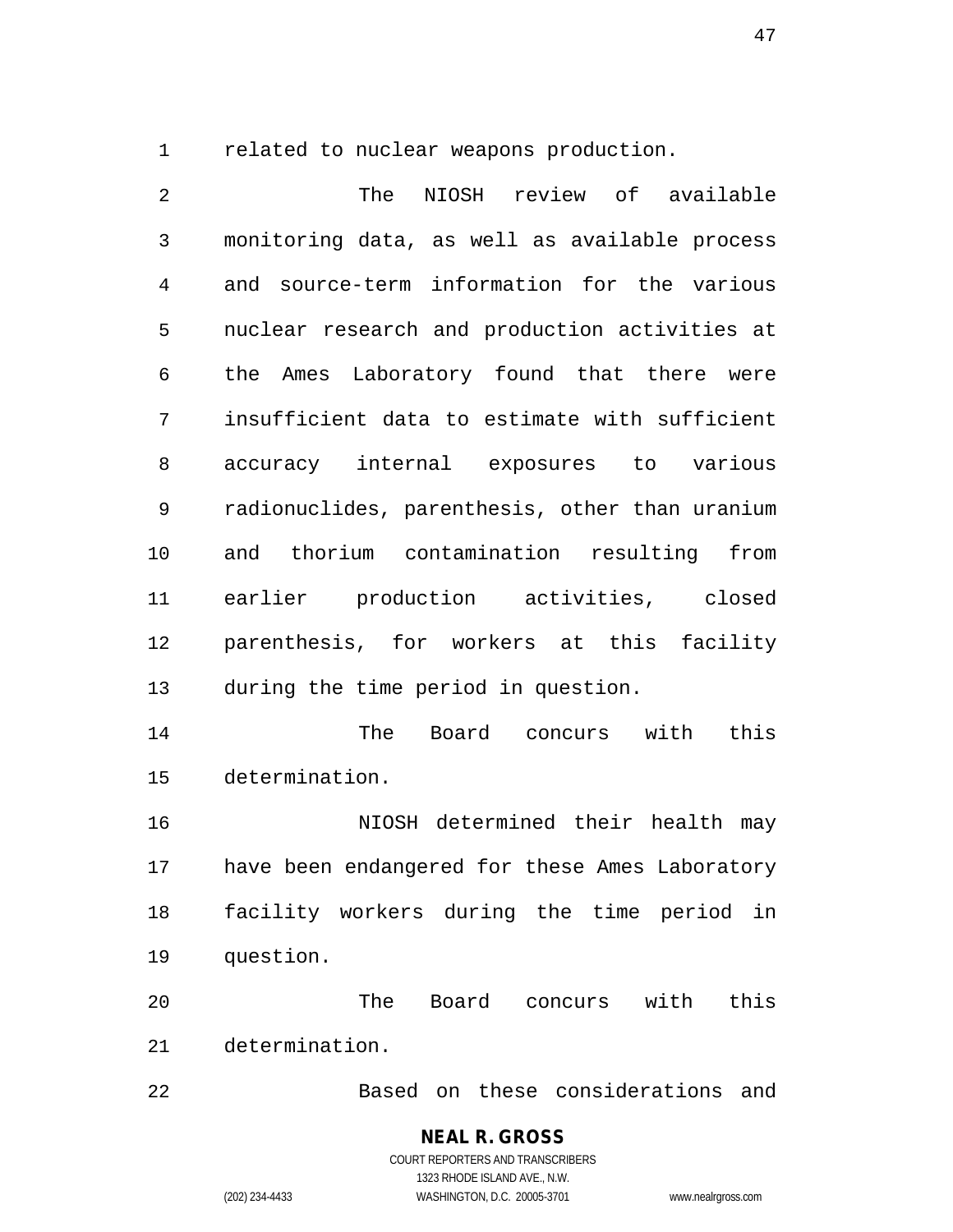related to nuclear weapons production.

The NIOSH review of available monitoring data, as well as available process and source-term information for the various nuclear research and production activities at the Ames Laboratory found that there were insufficient data to estimate with sufficient accuracy internal exposures to various radionuclides, parenthesis, other than uranium and thorium contamination resulting from earlier production activities, closed parenthesis, for workers at this facility during the time period in question.

The Board concurs with this determination.

NIOSH determined their health may have been endangered for these Ames Laboratory facility workers during the time period in question.

The Board concurs with this determination.

Based on these considerations and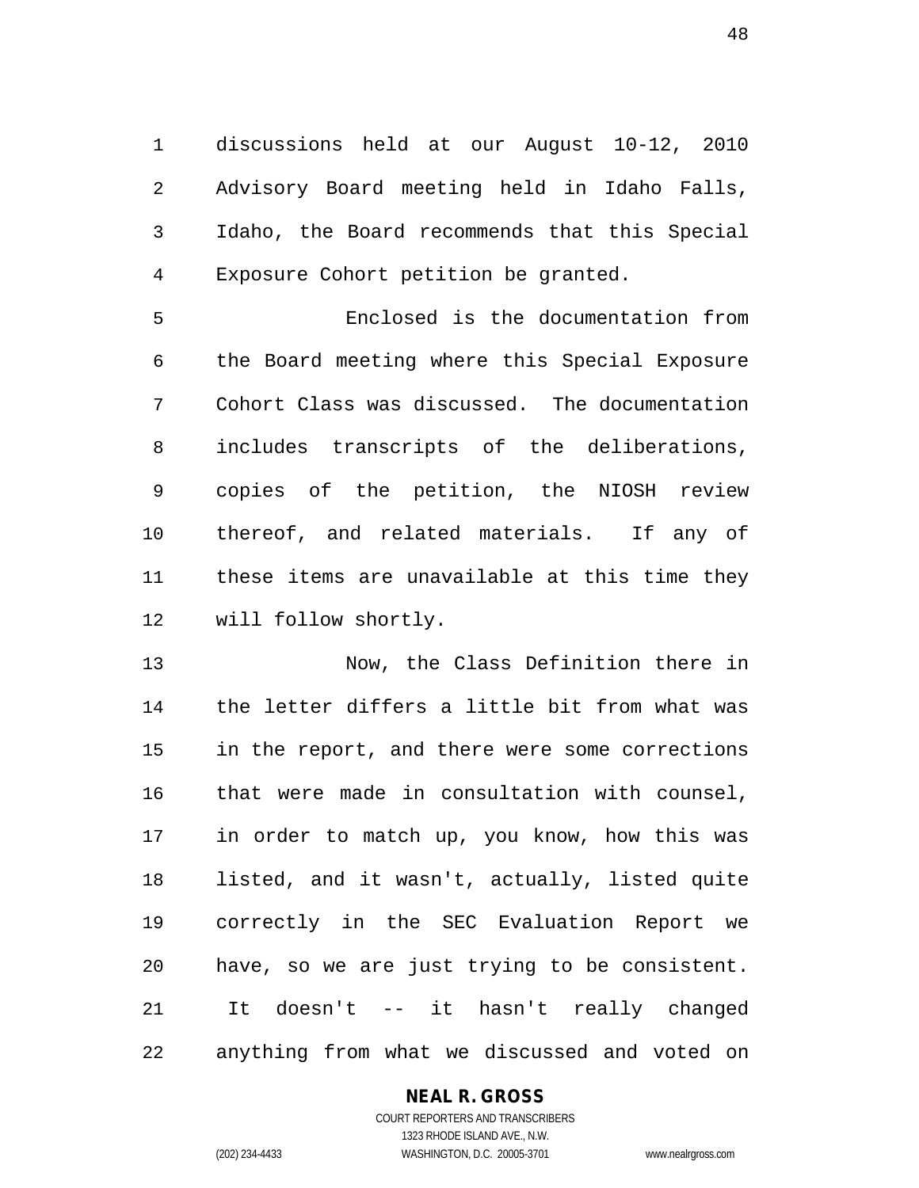discussions held at our August 10-12, 2010 Advisory Board meeting held in Idaho Falls, Idaho, the Board recommends that this Special Exposure Cohort petition be granted.

Enclosed is the documentation from the Board meeting where this Special Exposure Cohort Class was discussed. The documentation includes transcripts of the deliberations, copies of the petition, the NIOSH review thereof, and related materials. If any of these items are unavailable at this time they will follow shortly.

Now, the Class Definition there in the letter differs a little bit from what was in the report, and there were some corrections that were made in consultation with counsel, in order to match up, you know, how this was listed, and it wasn't, actually, listed quite correctly in the SEC Evaluation Report we have, so we are just trying to be consistent. It doesn't -- it hasn't really changed anything from what we discussed and voted on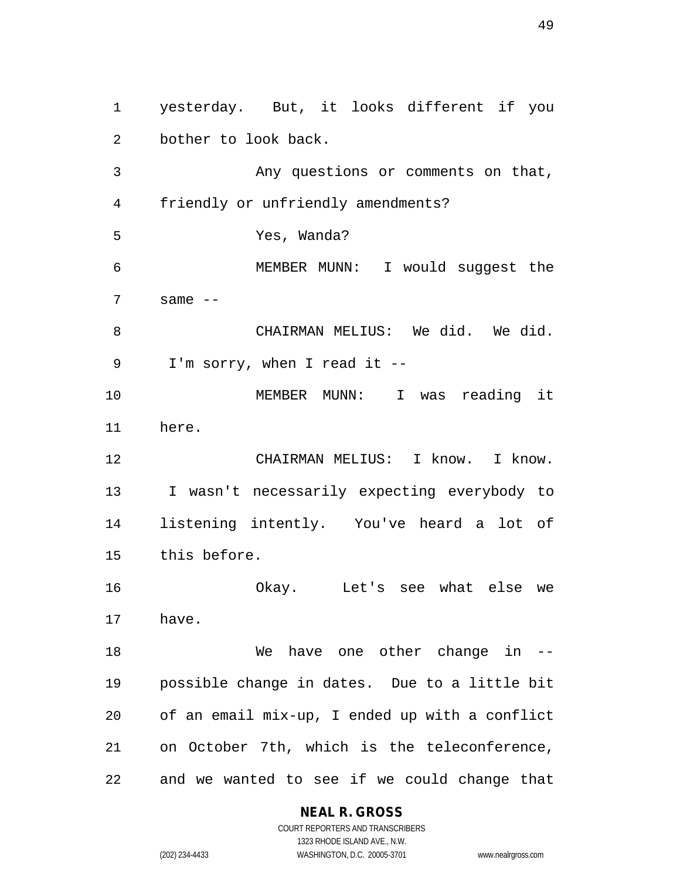yesterday. But, it looks different if you bother to look back.

Any questions or comments on that, friendly or unfriendly amendments?

Yes, Wanda?

MEMBER MUNN: I would suggest the same --

CHAIRMAN MELIUS: We did. We did. I'm sorry, when I read it --

MEMBER MUNN: I was reading it here.

CHAIRMAN MELIUS: I know. I know. I wasn't necessarily expecting everybody to listening intently. You've heard a lot of this before.

Okay. Let's see what else we have.

We have one other change in -- possible change in dates. Due to a little bit of an email mix-up, I ended up with a conflict on October 7th, which is the teleconference, and we wanted to see if we could change that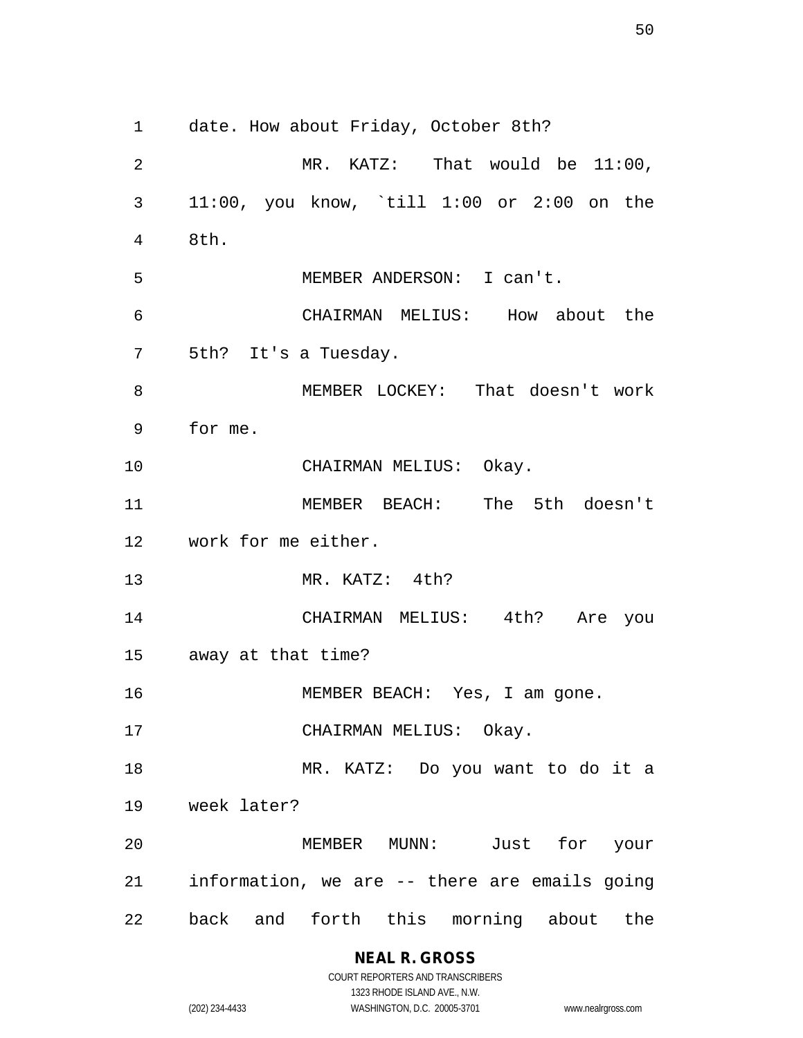date. How about Friday, October 8th?

MR. KATZ: That would be 11:00, 11:00, you know, `till 1:00 or 2:00 on the 8th.

MEMBER ANDERSON: I can't.

CHAIRMAN MELIUS: How about the 5th? It's a Tuesday.

MEMBER LOCKEY: That doesn't work for me.

CHAIRMAN MELIUS: Okay.

MEMBER BEACH: The 5th doesn't work for me either.

MR. KATZ: 4th?

CHAIRMAN MELIUS: 4th? Are you away at that time?

MEMBER BEACH: Yes, I am gone.

CHAIRMAN MELIUS: Okay.

MR. KATZ: Do you want to do it a week later?

MEMBER MUNN: Just for your information, we are -- there are emails going back and forth this morning about the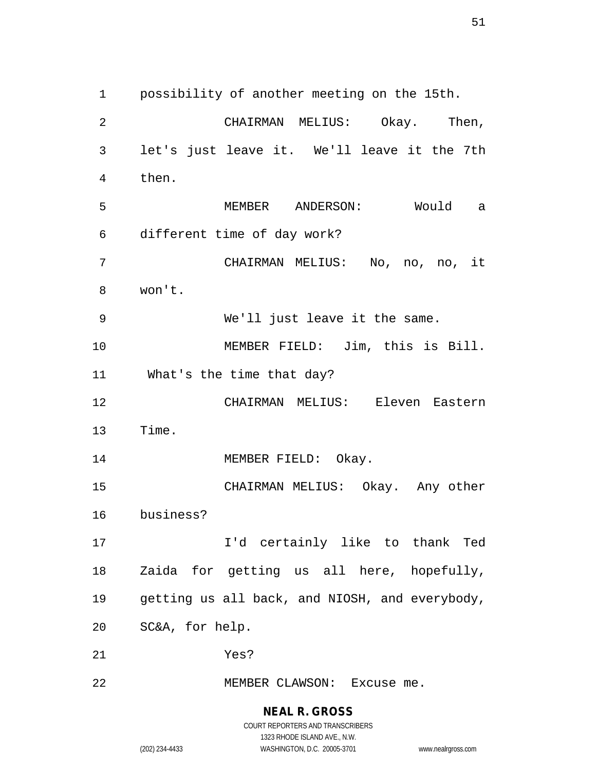possibility of another meeting on the 15th.

CHAIRMAN MELIUS: Okay. Then, let's just leave it. We'll leave it the 7th then.

MEMBER ANDERSON: Would a different time of day work?

CHAIRMAN MELIUS: No, no, no, it won't.

We'll just leave it the same.

MEMBER FIELD: Jim, this is Bill. What's the time that day?

CHAIRMAN MELIUS: Eleven Eastern Time.

MEMBER FIELD: Okay.

CHAIRMAN MELIUS: Okay. Any other business?

I'd certainly like to thank Ted Zaida for getting us all here, hopefully, getting us all back, and NIOSH, and everybody, SC&A, for help.

Yes?

MEMBER CLAWSON: Excuse me.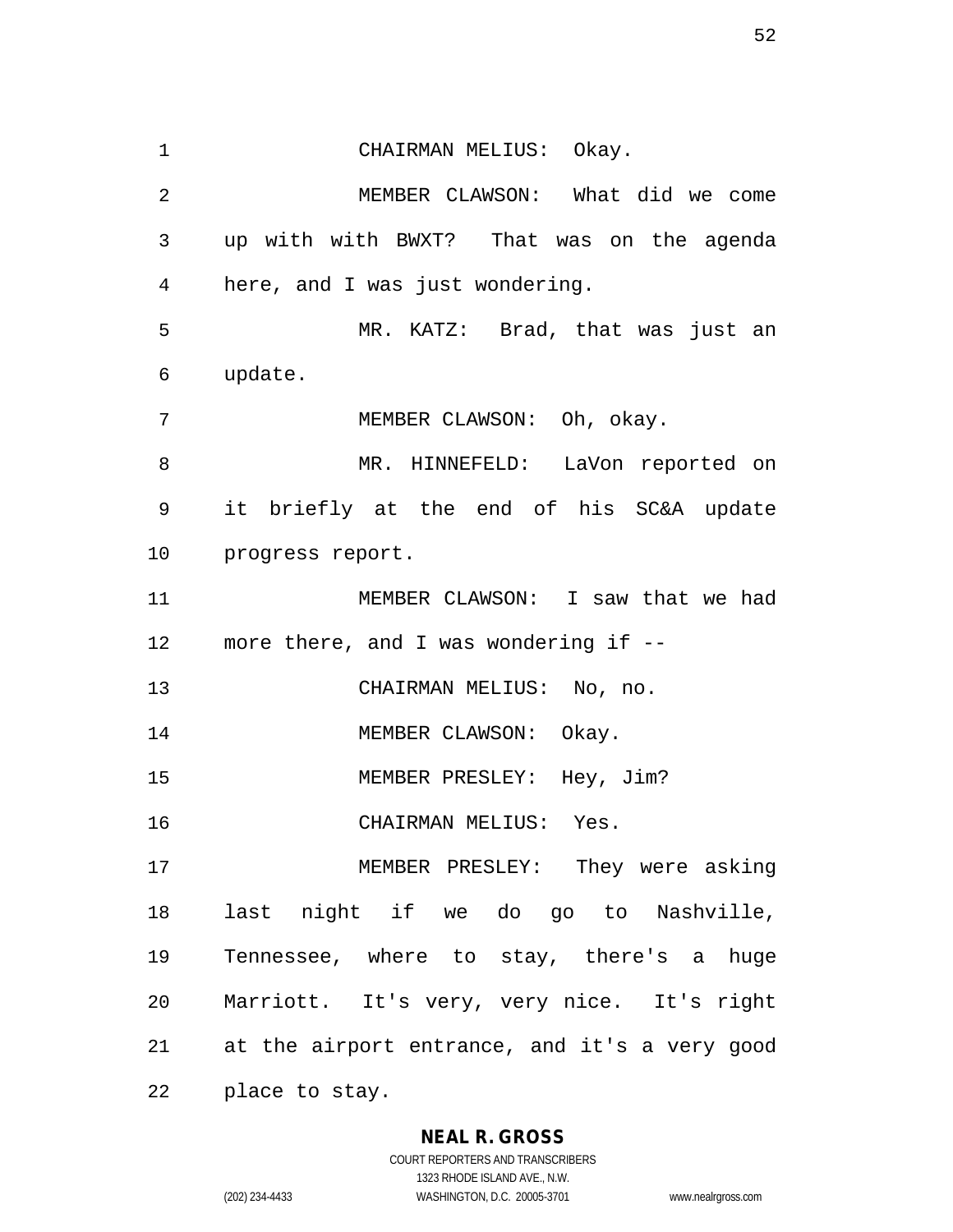CHAIRMAN MELIUS: Okay.

MEMBER CLAWSON: What did we come up with with BWXT? That was on the agenda here, and I was just wondering.

MR. KATZ: Brad, that was just an update.

MEMBER CLAWSON: Oh, okay.

MR. HINNEFELD: LaVon reported on it briefly at the end of his SC&A update progress report.

MEMBER CLAWSON: I saw that we had more there, and I was wondering if --

CHAIRMAN MELIUS: No, no.

MEMBER CLAWSON: Okay.

MEMBER PRESLEY: Hey, Jim?

CHAIRMAN MELIUS: Yes.

MEMBER PRESLEY: They were asking last night if we do go to Nashville, Tennessee, where to stay, there's a huge Marriott. It's very, very nice. It's right at the airport entrance, and it's a very good place to stay.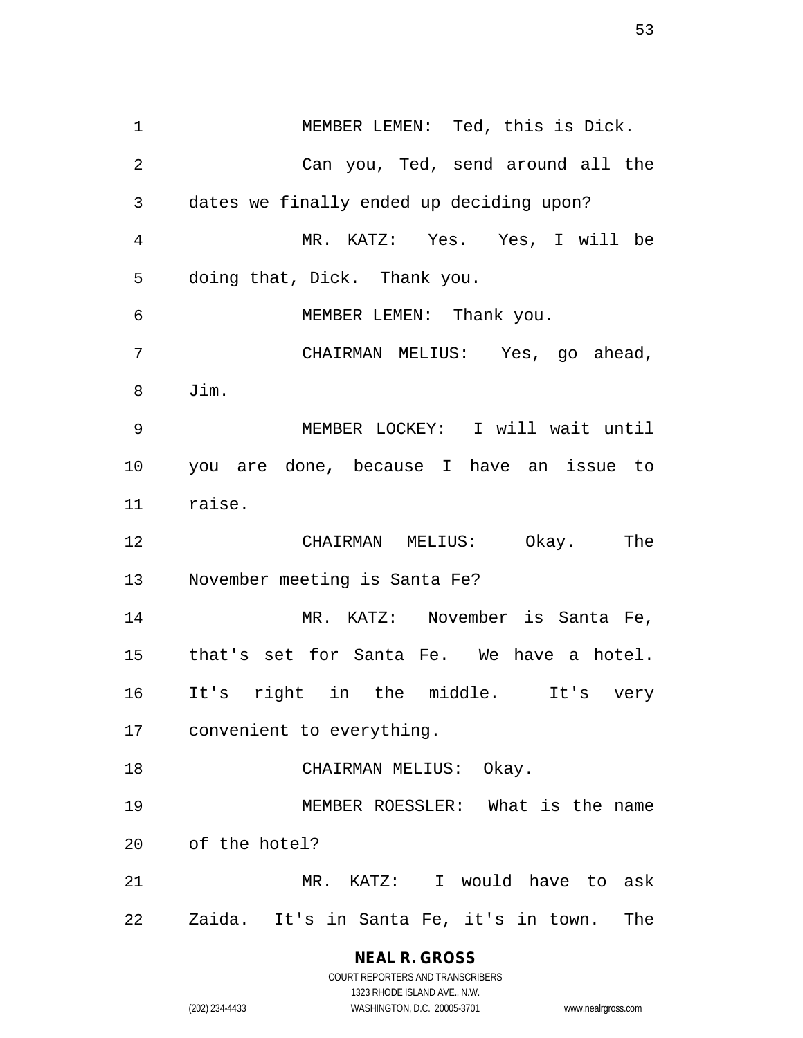MEMBER LEMEN: Ted, this is Dick.

Can you, Ted, send around all the dates we finally ended up deciding upon?

MR. KATZ: Yes. Yes, I will be doing that, Dick. Thank you.

MEMBER LEMEN: Thank you.

CHAIRMAN MELIUS: Yes, go ahead, Jim.

MEMBER LOCKEY: I will wait until you are done, because I have an issue to raise.

CHAIRMAN MELIUS: Okay. The November meeting is Santa Fe?

MR. KATZ: November is Santa Fe, that's set for Santa Fe. We have a hotel. It's right in the middle. It's very convenient to everything.

CHAIRMAN MELIUS: Okay.

MEMBER ROESSLER: What is the name of the hotel?

MR. KATZ: I would have to ask Zaida. It's in Santa Fe, it's in town. The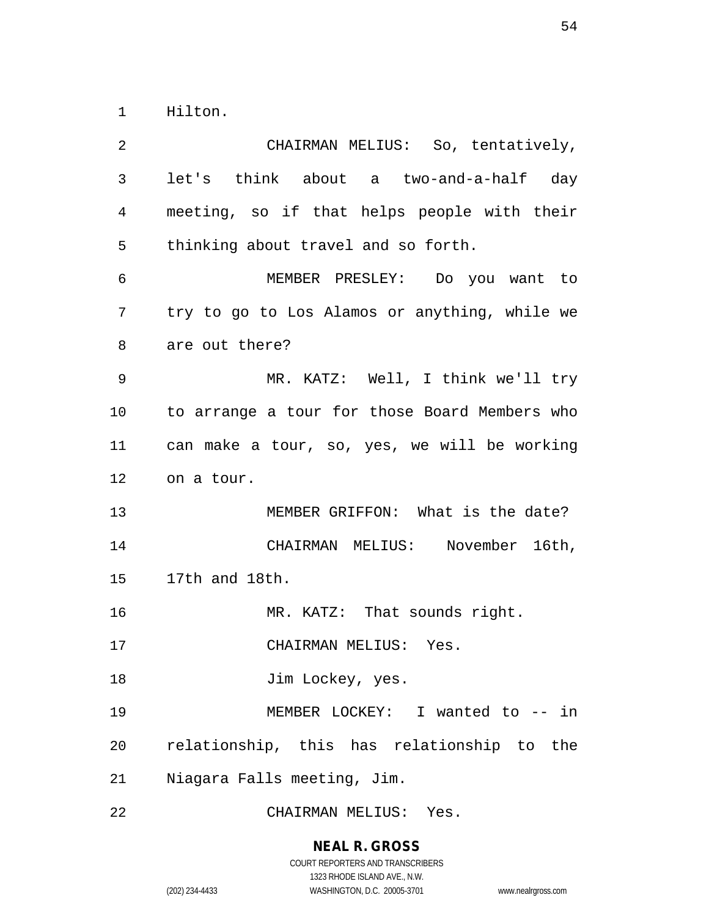Hilton.

CHAIRMAN MELIUS: So, tentatively, let's think about a two-and-a-half day meeting, so if that helps people with their thinking about travel and so forth.

MEMBER PRESLEY: Do you want to try to go to Los Alamos or anything, while we are out there?

MR. KATZ: Well, I think we'll try to arrange a tour for those Board Members who can make a tour, so, yes, we will be working on a tour.

MEMBER GRIFFON: What is the date?

CHAIRMAN MELIUS: November 16th, 17th and 18th.

MR. KATZ: That sounds right.

CHAIRMAN MELIUS: Yes.

Jim Lockey, yes.

MEMBER LOCKEY: I wanted to -- in relationship, this has relationship to the Niagara Falls meeting, Jim.

CHAIRMAN MELIUS: Yes.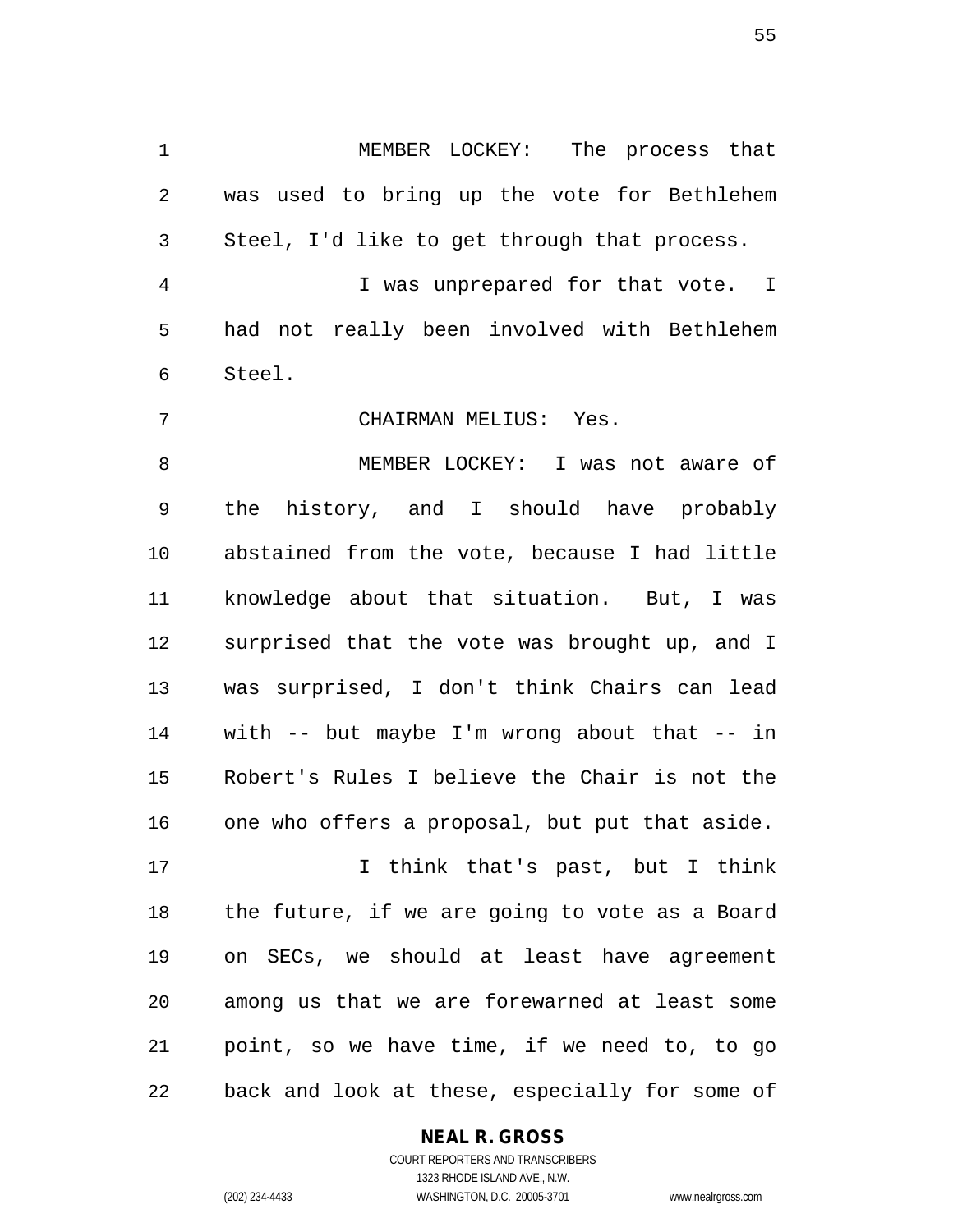MEMBER LOCKEY: The process that was used to bring up the vote for Bethlehem Steel, I'd like to get through that process.

I was unprepared for that vote. I had not really been involved with Bethlehem Steel.

CHAIRMAN MELIUS: Yes.

MEMBER LOCKEY: I was not aware of the history, and I should have probably abstained from the vote, because I had little knowledge about that situation. But, I was surprised that the vote was brought up, and I was surprised, I don't think Chairs can lead with -- but maybe I'm wrong about that -- in Robert's Rules I believe the Chair is not the one who offers a proposal, but put that aside.

I think that's past, but I think the future, if we are going to vote as a Board on SECs, we should at least have agreement among us that we are forewarned at least some point, so we have time, if we need to, to go back and look at these, especially for some of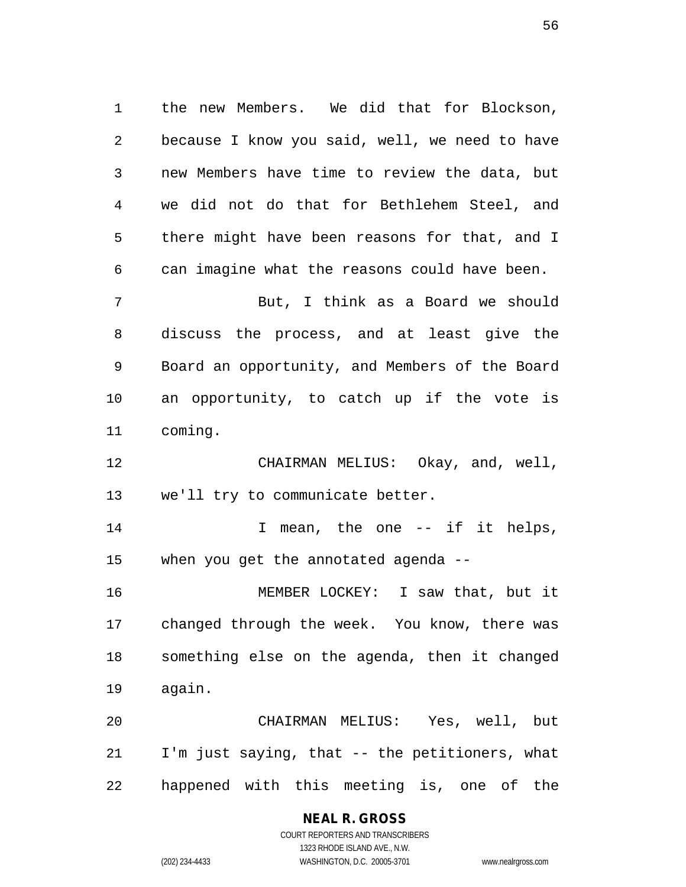the new Members. We did that for Blockson, because I know you said, well, we need to have new Members have time to review the data, but we did not do that for Bethlehem Steel, and there might have been reasons for that, and I can imagine what the reasons could have been.

But, I think as a Board we should discuss the process, and at least give the Board an opportunity, and Members of the Board an opportunity, to catch up if the vote is coming.

CHAIRMAN MELIUS: Okay, and, well, we'll try to communicate better.

I mean, the one -- if it helps, when you get the annotated agenda --

MEMBER LOCKEY: I saw that, but it changed through the week. You know, there was something else on the agenda, then it changed again.

CHAIRMAN MELIUS: Yes, well, but I'm just saying, that -- the petitioners, what happened with this meeting is, one of the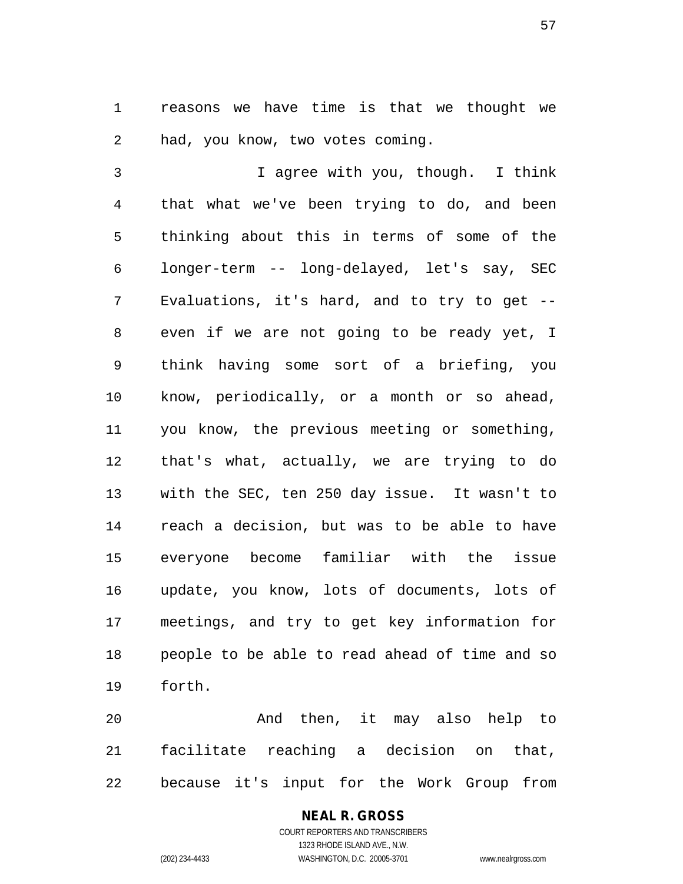reasons we have time is that we thought we had, you know, two votes coming.

I agree with you, though. I think that what we've been trying to do, and been thinking about this in terms of some of the longer-term -- long-delayed, let's say, SEC Evaluations, it's hard, and to try to get -- even if we are not going to be ready yet, I think having some sort of a briefing, you know, periodically, or a month or so ahead, you know, the previous meeting or something, that's what, actually, we are trying to do with the SEC, ten 250 day issue. It wasn't to reach a decision, but was to be able to have everyone become familiar with the issue update, you know, lots of documents, lots of meetings, and try to get key information for people to be able to read ahead of time and so forth.

And then, it may also help to facilitate reaching a decision on that, because it's input for the Work Group from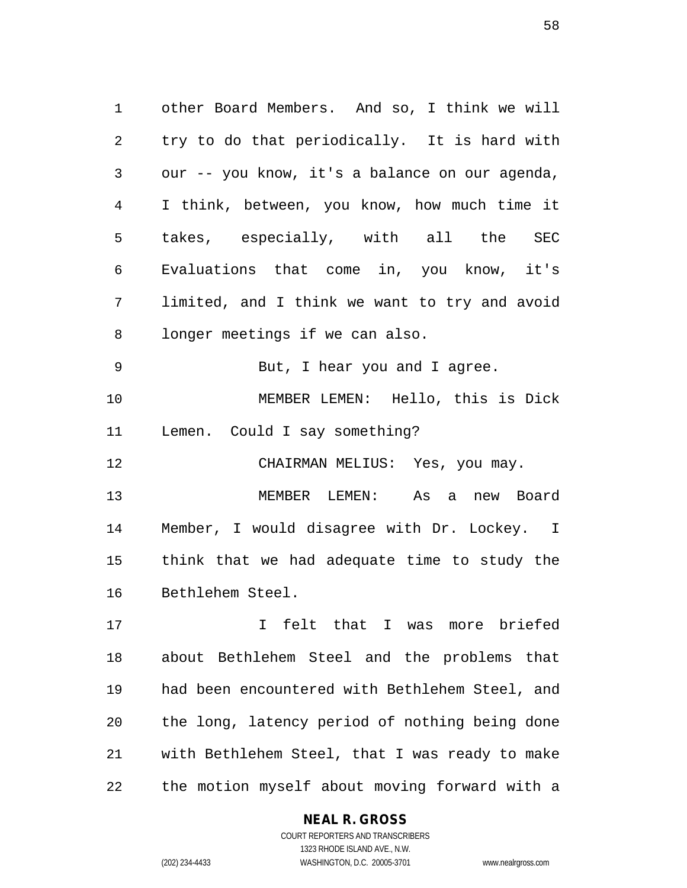other Board Members. And so, I think we will try to do that periodically. It is hard with our -- you know, it's a balance on our agenda, I think, between, you know, how much time it takes, especially, with all the SEC Evaluations that come in, you know, it's limited, and I think we want to try and avoid longer meetings if we can also.

But, I hear you and I agree.

MEMBER LEMEN: Hello, this is Dick Lemen. Could I say something?

CHAIRMAN MELIUS: Yes, you may.

MEMBER LEMEN: As a new Board Member, I would disagree with Dr. Lockey. I think that we had adequate time to study the Bethlehem Steel.

I felt that I was more briefed about Bethlehem Steel and the problems that had been encountered with Bethlehem Steel, and the long, latency period of nothing being done with Bethlehem Steel, that I was ready to make the motion myself about moving forward with a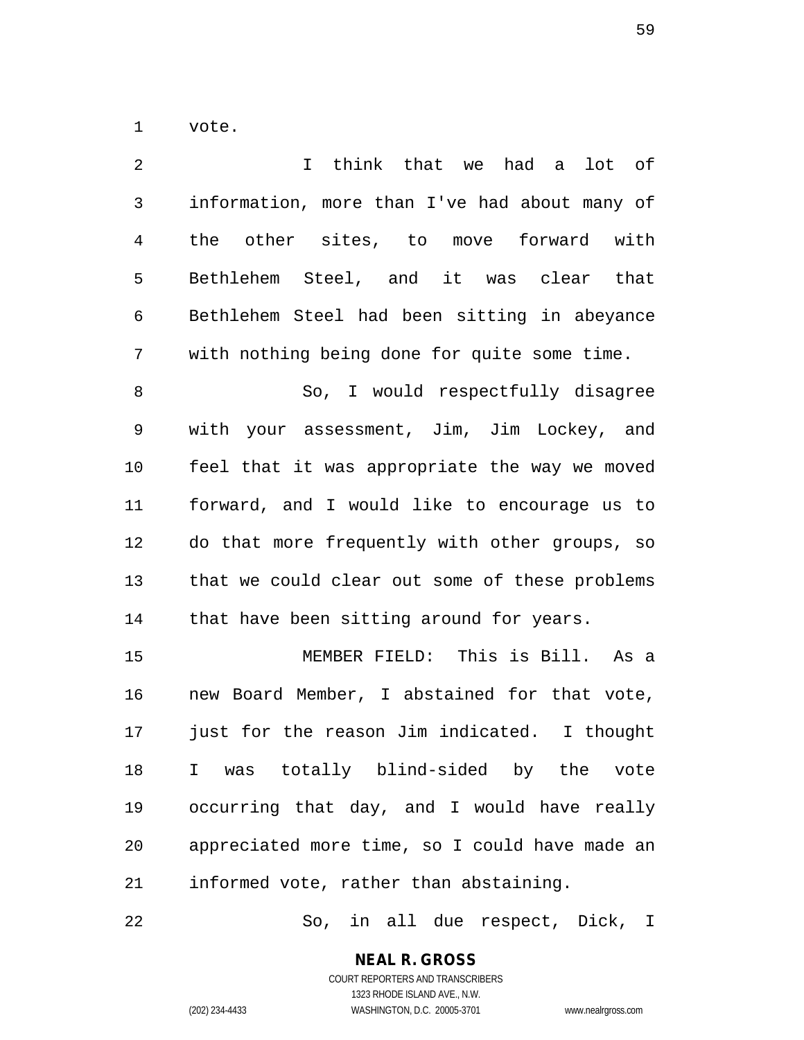vote.

I think that we had a lot of information, more than I've had about many of the other sites, to move forward with Bethlehem Steel, and it was clear that Bethlehem Steel had been sitting in abeyance with nothing being done for quite some time.

So, I would respectfully disagree with your assessment, Jim, Jim Lockey, and feel that it was appropriate the way we moved forward, and I would like to encourage us to do that more frequently with other groups, so that we could clear out some of these problems that have been sitting around for years.

MEMBER FIELD: This is Bill. As a new Board Member, I abstained for that vote, just for the reason Jim indicated. I thought I was totally blind-sided by the vote occurring that day, and I would have really appreciated more time, so I could have made an informed vote, rather than abstaining.

So, in all due respect, Dick, I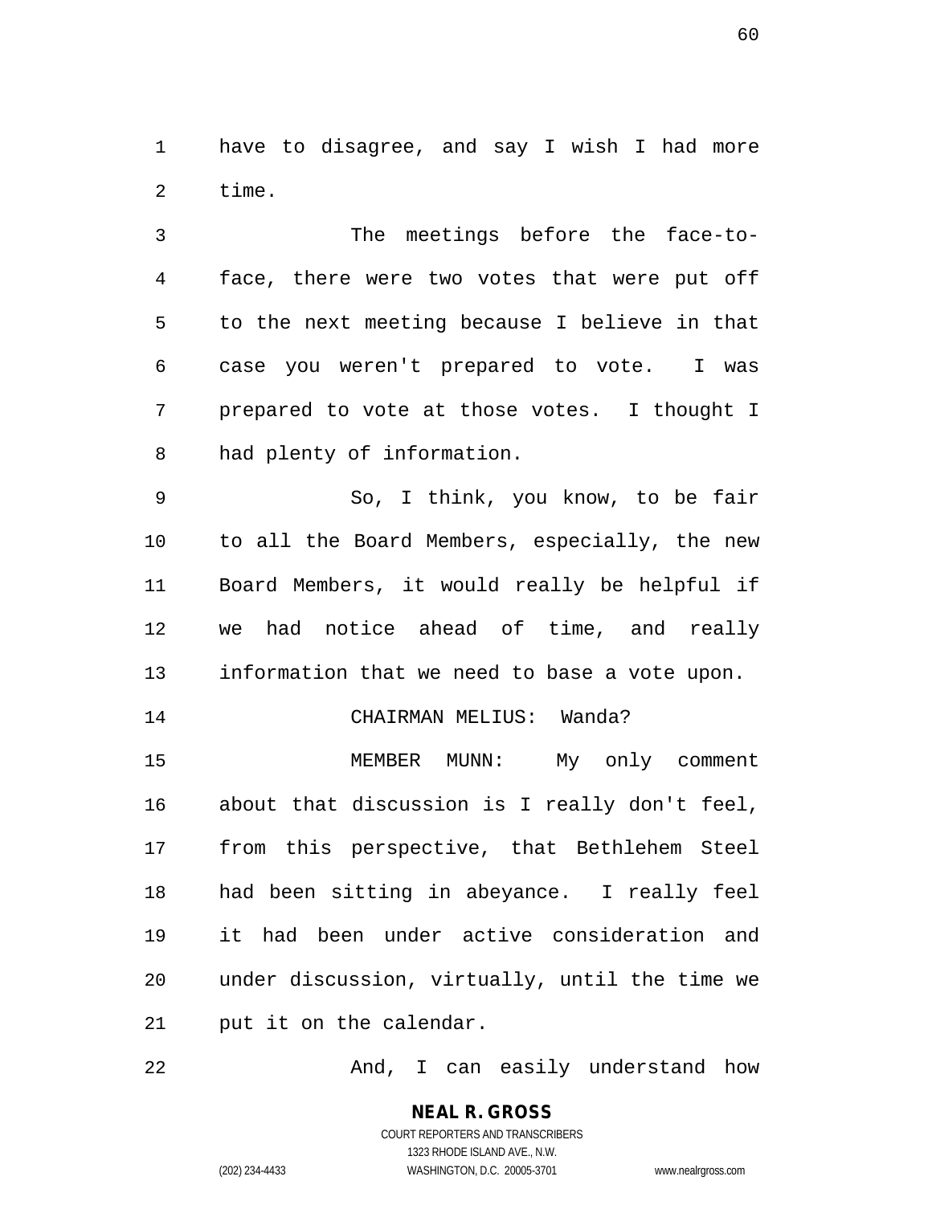have to disagree, and say I wish I had more time.

The meetings before the face-to-face, there were two votes that were put off to the next meeting because I believe in that case you weren't prepared to vote. I was prepared to vote at those votes. I thought I had plenty of information.

So, I think, you know, to be fair to all the Board Members, especially, the new Board Members, it would really be helpful if we had notice ahead of time, and really information that we need to base a vote upon.

CHAIRMAN MELIUS: Wanda?

MEMBER MUNN: My only comment about that discussion is I really don't feel, from this perspective, that Bethlehem Steel had been sitting in abeyance. I really feel it had been under active consideration and under discussion, virtually, until the time we put it on the calendar.

And, I can easily understand how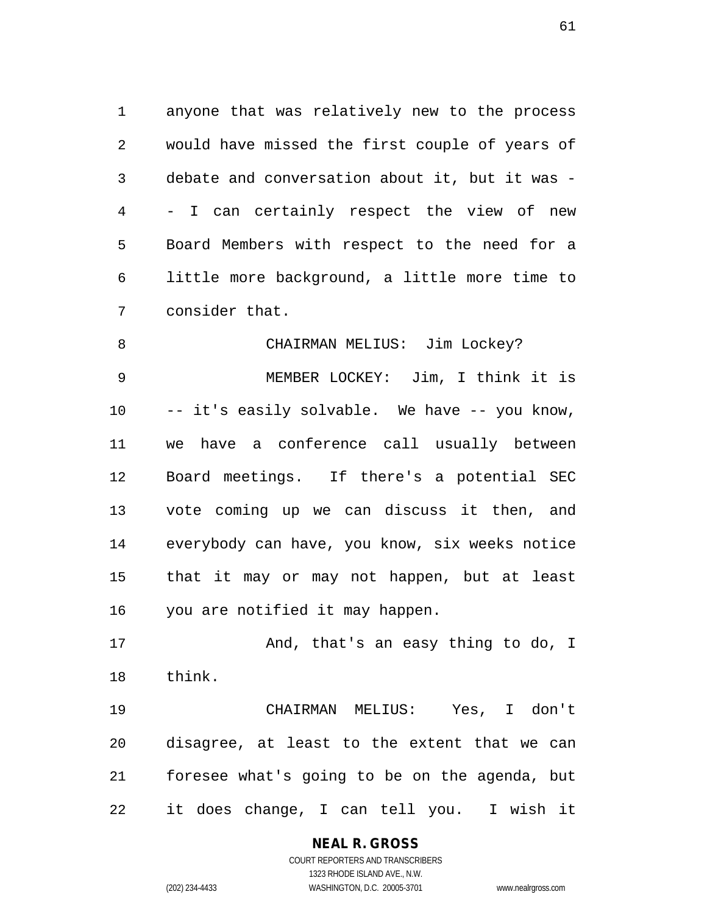anyone that was relatively new to the process would have missed the first couple of years of debate and conversation about it, but it was -- I can certainly respect the view of new Board Members with respect to the need for a little more background, a little more time to consider that.

CHAIRMAN MELIUS: Jim Lockey?

MEMBER LOCKEY: Jim, I think it is -- it's easily solvable. We have -- you know, we have a conference call usually between Board meetings. If there's a potential SEC vote coming up we can discuss it then, and everybody can have, you know, six weeks notice that it may or may not happen, but at least you are notified it may happen.

And, that's an easy thing to do, I think.

CHAIRMAN MELIUS: Yes, I don't disagree, at least to the extent that we can foresee what's going to be on the agenda, but it does change, I can tell you. I wish it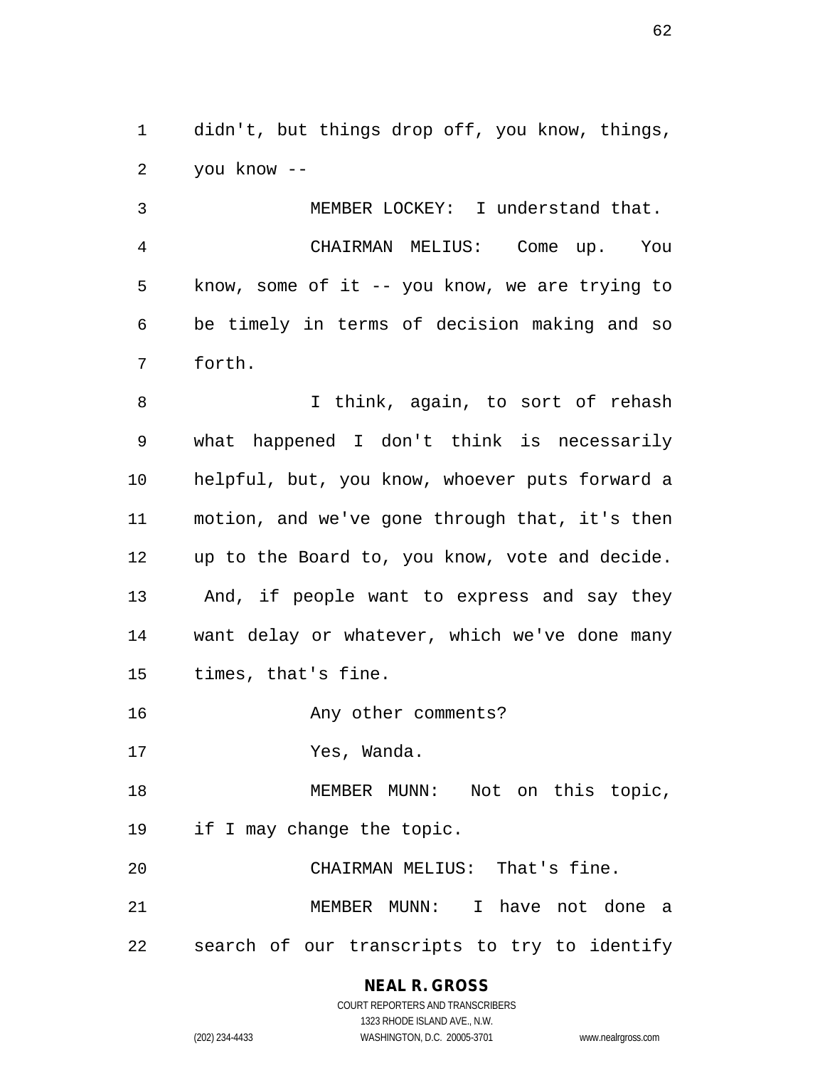didn't, but things drop off, you know, things, you know --

MEMBER LOCKEY: I understand that.

CHAIRMAN MELIUS: Come up. You know, some of it -- you know, we are trying to be timely in terms of decision making and so forth.

I think, again, to sort of rehash what happened I don't think is necessarily helpful, but, you know, whoever puts forward a motion, and we've gone through that, it's then up to the Board to, you know, vote and decide. And, if people want to express and say they want delay or whatever, which we've done many times, that's fine.

Any other comments?

Yes, Wanda.

MEMBER MUNN: Not on this topic, if I may change the topic.

CHAIRMAN MELIUS: That's fine.

MEMBER MUNN: I have not done a search of our transcripts to try to identify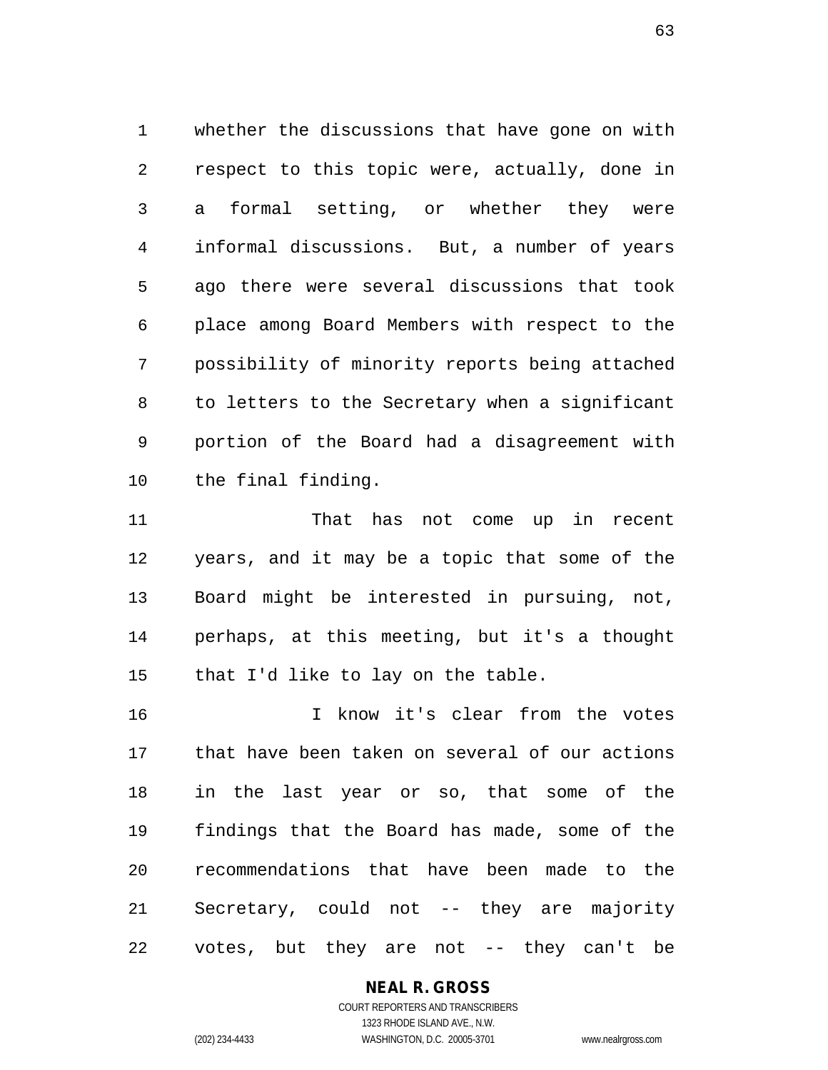whether the discussions that have gone on with respect to this topic were, actually, done in a formal setting, or whether they were informal discussions. But, a number of years ago there were several discussions that took place among Board Members with respect to the possibility of minority reports being attached to letters to the Secretary when a significant portion of the Board had a disagreement with the final finding.

That has not come up in recent years, and it may be a topic that some of the Board might be interested in pursuing, not, perhaps, at this meeting, but it's a thought that I'd like to lay on the table.

I know it's clear from the votes that have been taken on several of our actions in the last year or so, that some of the findings that the Board has made, some of the recommendations that have been made to the Secretary, could not -- they are majority votes, but they are not -- they can't be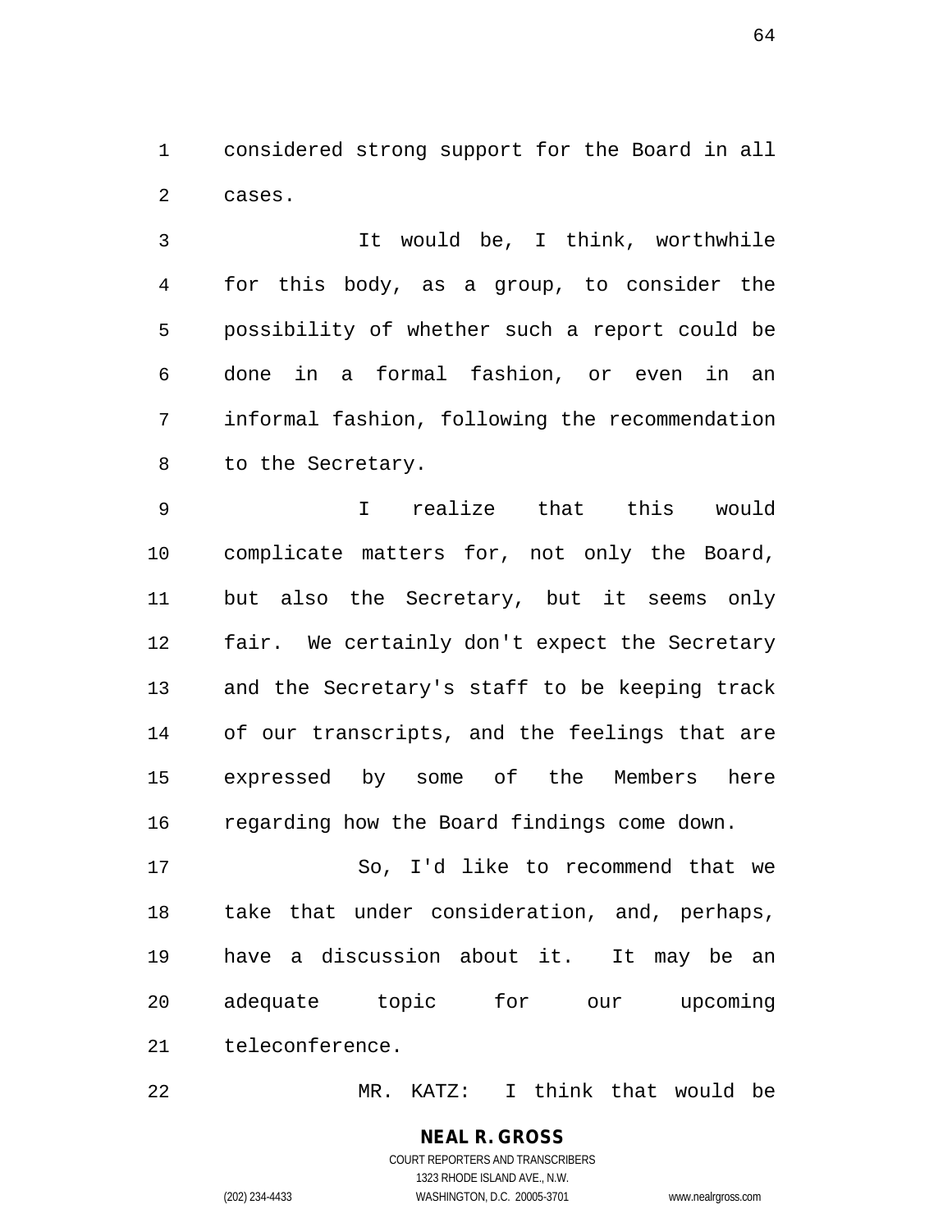considered strong support for the Board in all cases.

It would be, I think, worthwhile for this body, as a group, to consider the possibility of whether such a report could be done in a formal fashion, or even in an informal fashion, following the recommendation to the Secretary.

I realize that this would complicate matters for, not only the Board, but also the Secretary, but it seems only fair. We certainly don't expect the Secretary and the Secretary's staff to be keeping track of our transcripts, and the feelings that are expressed by some of the Members here regarding how the Board findings come down.

So, I'd like to recommend that we take that under consideration, and, perhaps, have a discussion about it. It may be an adequate topic for our upcoming teleconference.

MR. KATZ: I think that would be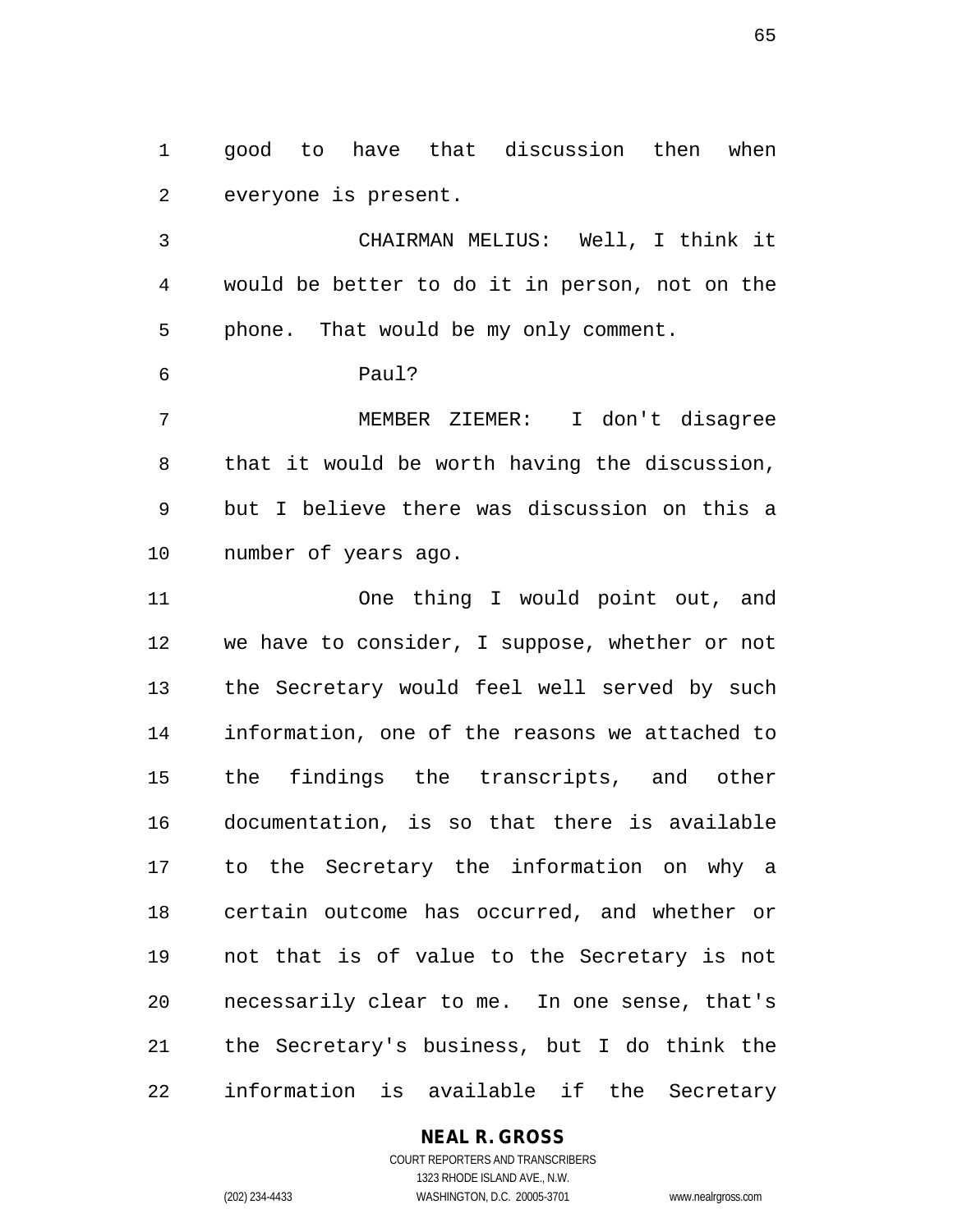good to have that discussion then when everyone is present.

CHAIRMAN MELIUS: Well, I think it would be better to do it in person, not on the phone. That would be my only comment.

Paul?

MEMBER ZIEMER: I don't disagree that it would be worth having the discussion, but I believe there was discussion on this a number of years ago.

One thing I would point out, and we have to consider, I suppose, whether or not the Secretary would feel well served by such information, one of the reasons we attached to the findings the transcripts, and other documentation, is so that there is available to the Secretary the information on why a certain outcome has occurred, and whether or not that is of value to the Secretary is not necessarily clear to me. In one sense, that's the Secretary's business, but I do think the information is available if the Secretary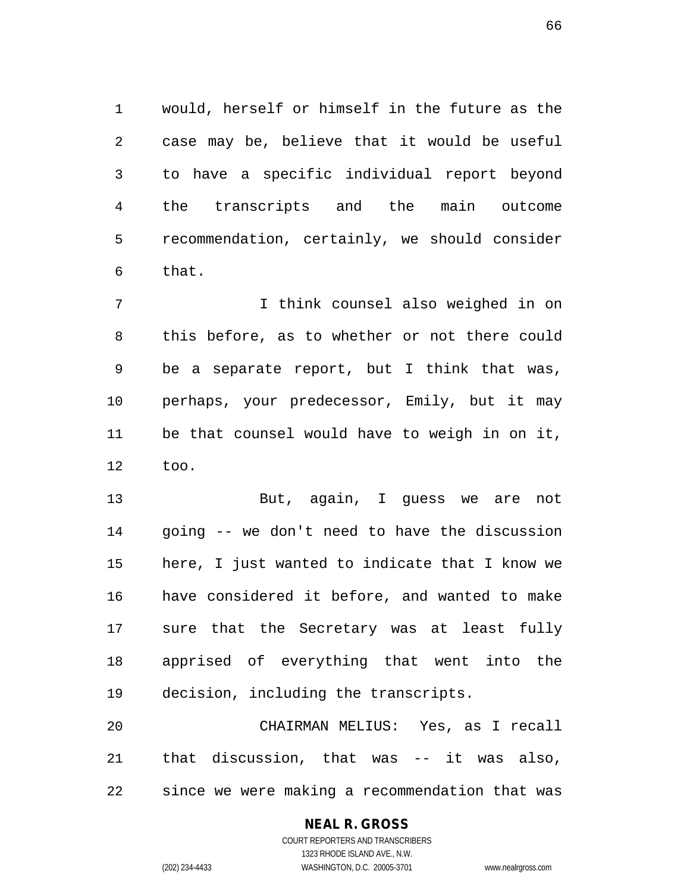would, herself or himself in the future as the case may be, believe that it would be useful to have a specific individual report beyond the transcripts and the main outcome recommendation, certainly, we should consider that.

I think counsel also weighed in on this before, as to whether or not there could be a separate report, but I think that was, perhaps, your predecessor, Emily, but it may be that counsel would have to weigh in on it, too.

But, again, I guess we are not going -- we don't need to have the discussion here, I just wanted to indicate that I know we have considered it before, and wanted to make sure that the Secretary was at least fully apprised of everything that went into the decision, including the transcripts.

CHAIRMAN MELIUS: Yes, as I recall that discussion, that was -- it was also, since we were making a recommendation that was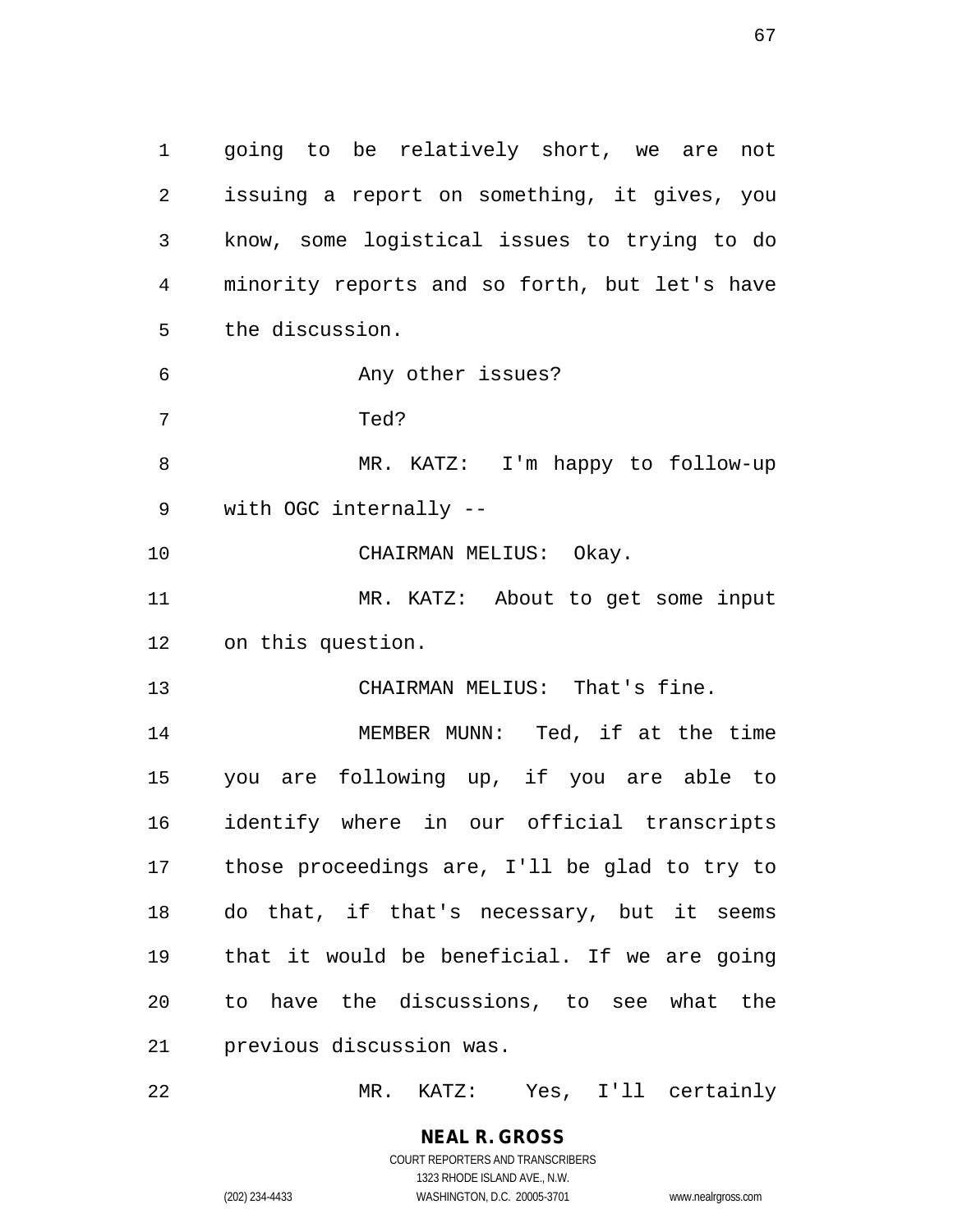going to be relatively short, we are not issuing a report on something, it gives, you know, some logistical issues to trying to do minority reports and so forth, but let's have the discussion.

Any other issues?

Ted?

MR. KATZ: I'm happy to follow-up with OGC internally --

CHAIRMAN MELIUS: Okay.

MR. KATZ: About to get some input on this question.

CHAIRMAN MELIUS: That's fine.

MEMBER MUNN: Ted, if at the time you are following up, if you are able to identify where in our official transcripts those proceedings are, I'll be glad to try to do that, if that's necessary, but it seems that it would be beneficial. If we are going to have the discussions, to see what the previous discussion was.

MR. KATZ: Yes, I'll certainly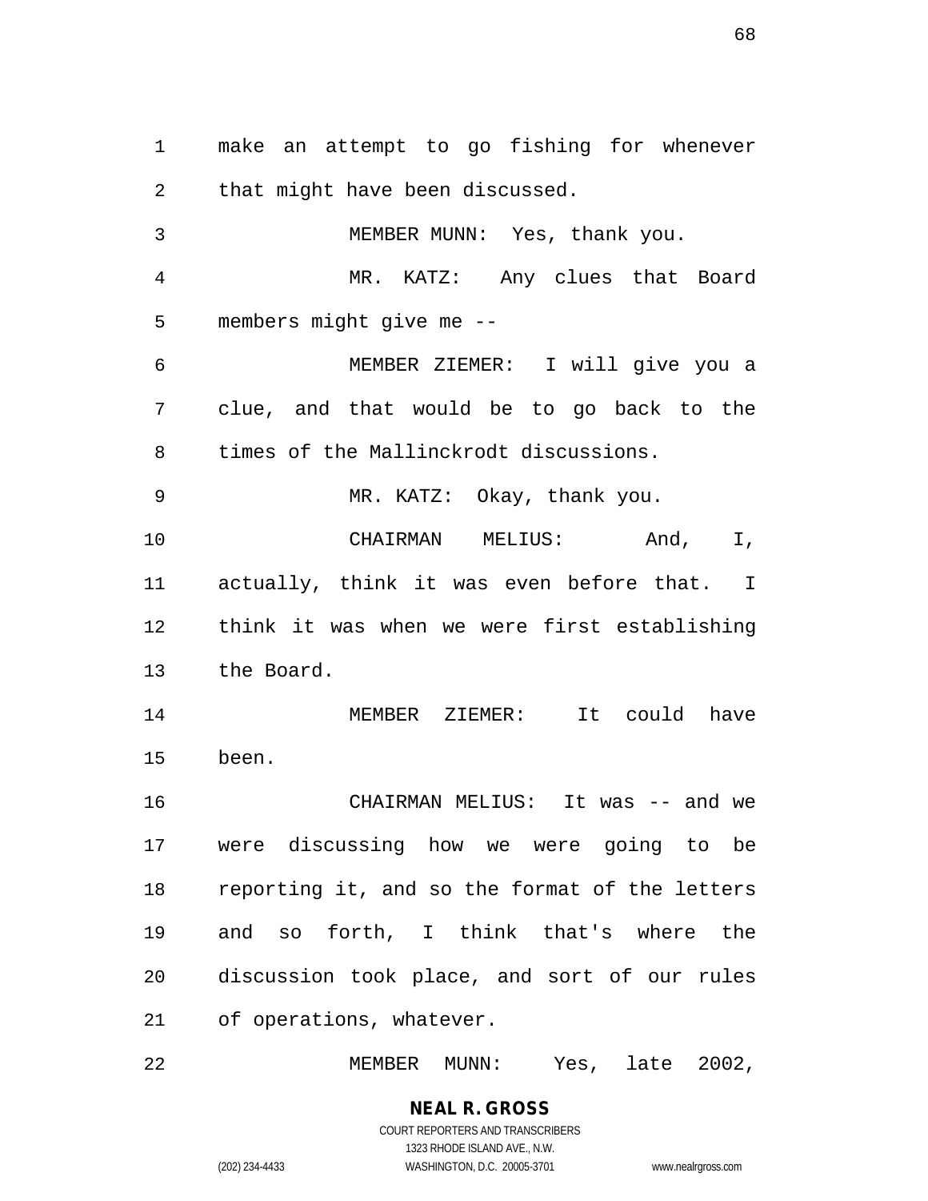make an attempt to go fishing for whenever that might have been discussed.

MEMBER MUNN: Yes, thank you.

MR. KATZ: Any clues that Board members might give me --

MEMBER ZIEMER: I will give you a clue, and that would be to go back to the times of the Mallinckrodt discussions.

MR. KATZ: Okay, thank you.

CHAIRMAN MELIUS: And, I, actually, think it was even before that. I think it was when we were first establishing the Board.

MEMBER ZIEMER: It could have been.

CHAIRMAN MELIUS: It was -- and we were discussing how we were going to be reporting it, and so the format of the letters and so forth, I think that's where the discussion took place, and sort of our rules of operations, whatever.

MEMBER MUNN: Yes, late 2002,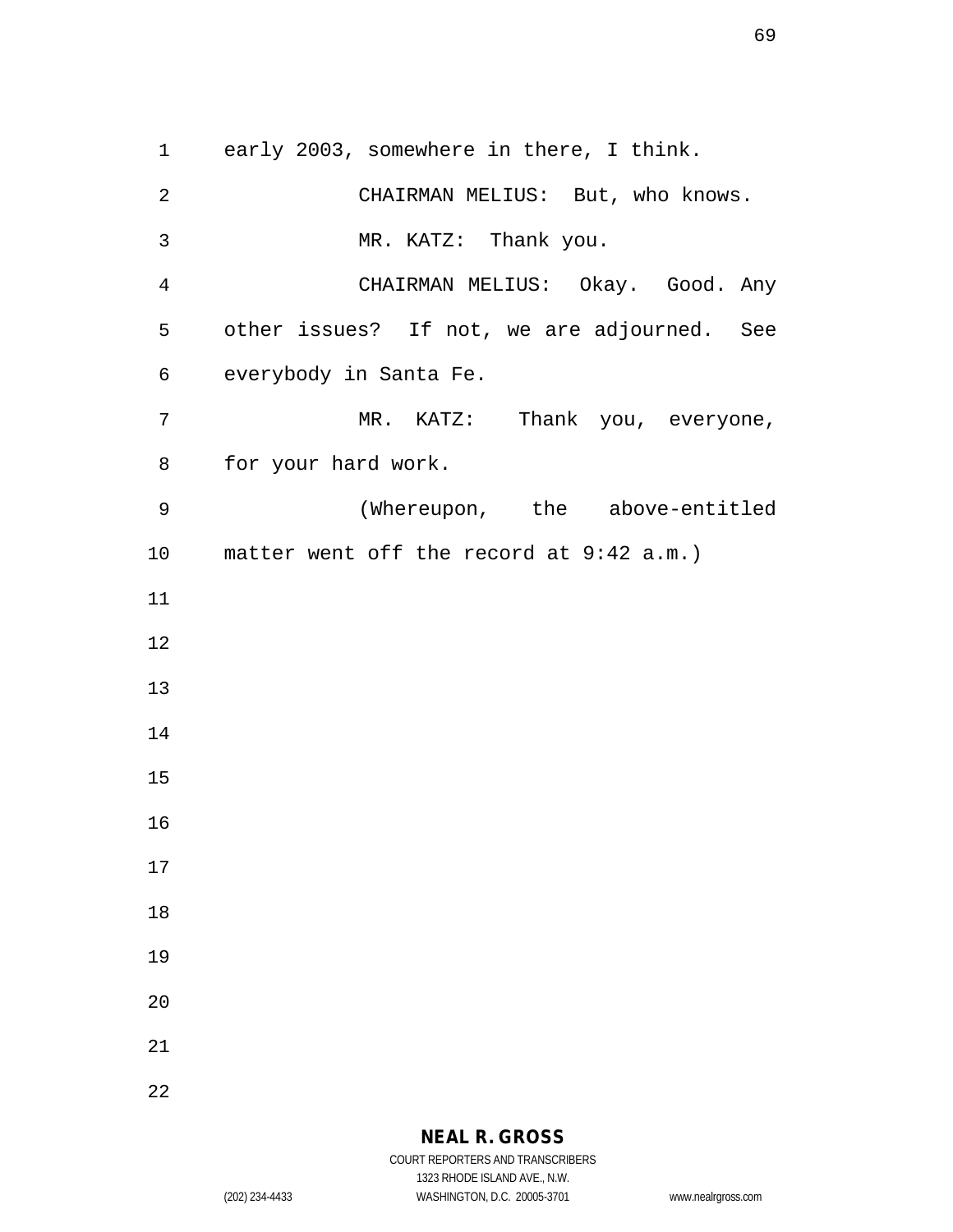early 2003, somewhere in there, I think.

CHAIRMAN MELIUS: But, who knows.

MR. KATZ: Thank you.

CHAIRMAN MELIUS: Okay. Good. Any other issues? If not, we are adjourned. See everybody in Santa Fe.

MR. KATZ: Thank you, everyone, for your hard work.

(Whereupon, the above-entitled matter went off the record at 9:42 a.m.)